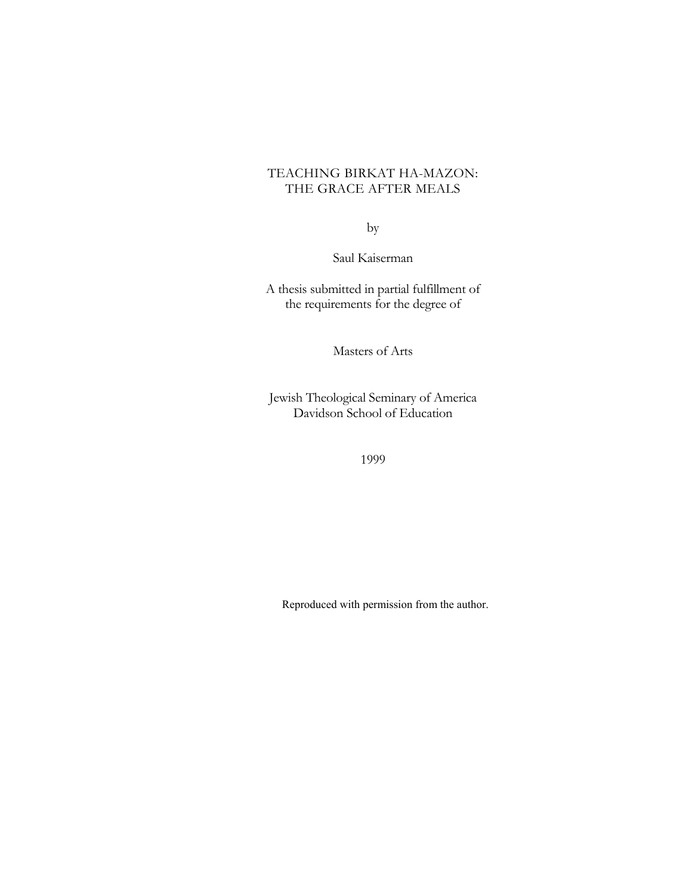# TEACHING BIRKAT HA-MAZON: THE GRACE AFTER MEALS

by

Saul Kaiserman

A thesis submitted in partial fulfillment of
the requirements for the degree of

Masters of Arts

Jewish Theological Seminary of America
Davidson School of Education

1999

Reproduced with permission from the author.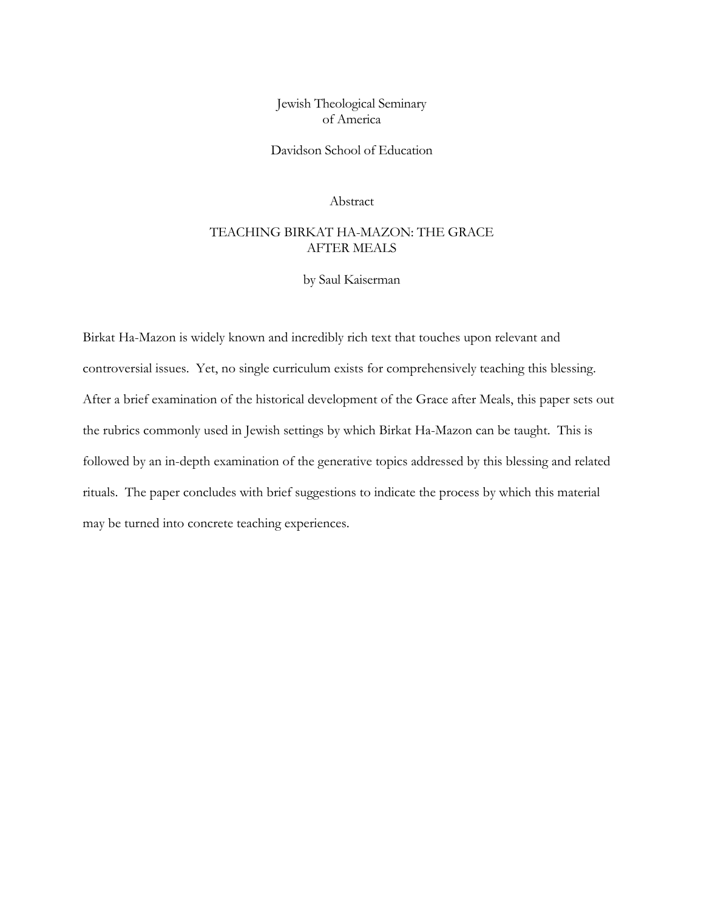Jewish Theological Seminary
of America

Davidson School of Education

Abstract

# TEACHING BIRKAT HA-MAZON: THE GRACE AFTER MEALS

by Saul Kaiserman

Birkat Ha-Mazon is widely known and incredibly rich text that touches upon relevant and controversial issues. Yet, no single curriculum exists for comprehensively teaching this blessing. After a brief examination of the historical development of the Grace after Meals, this paper sets out the rubrics commonly used in Jewish settings by which Birkat Ha-Mazon can be taught. This is followed by an in-depth examination of the generative topics addressed by this blessing and related rituals. The paper concludes with brief suggestions to indicate the process by which this material may be turned into concrete teaching experiences.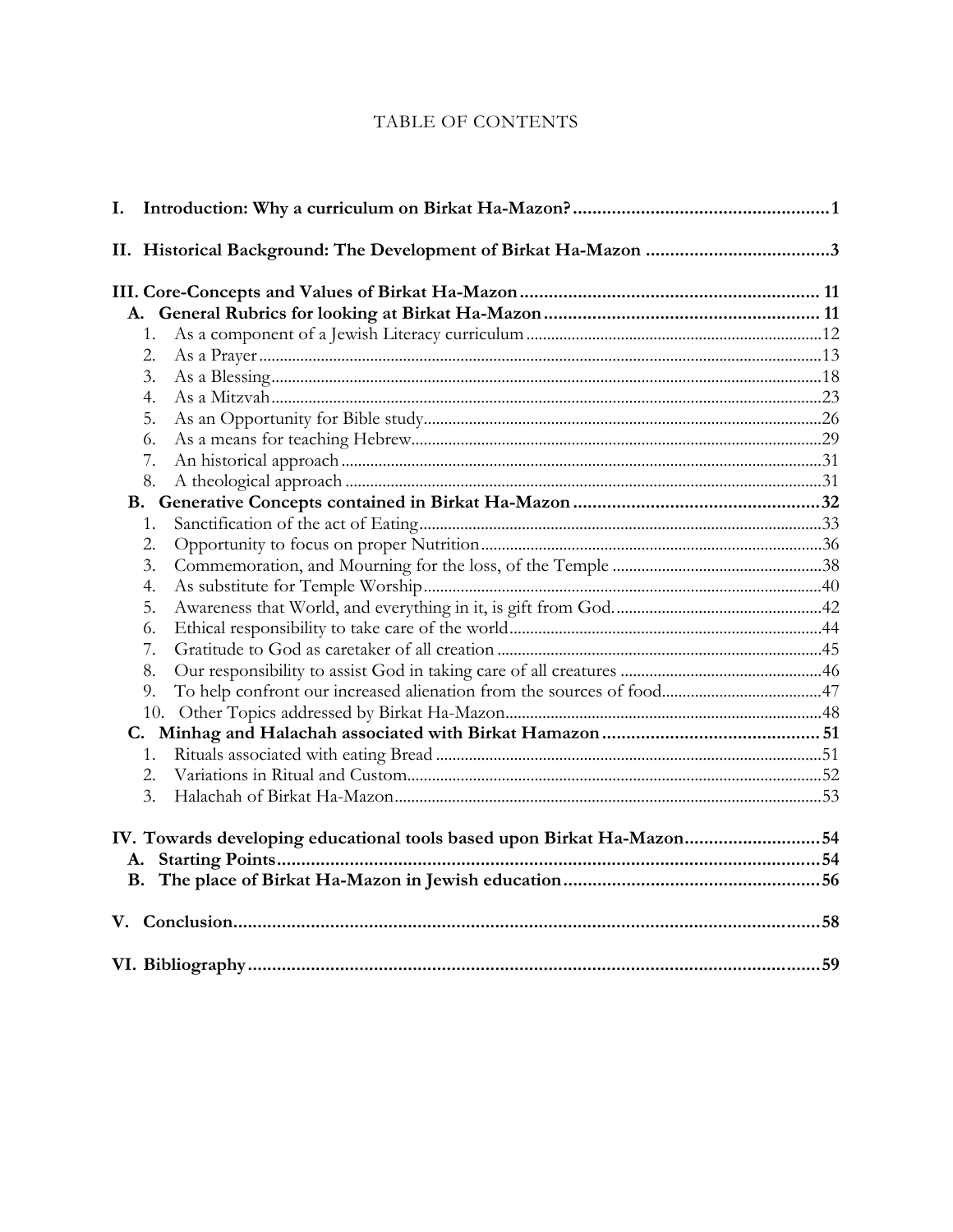# TABLE OF CONTENTS

**I. Introduction: Why a curriculum on Birkat Ha-Mazon? ..... 1**

**II. Historical Background: The Development of Birkat Ha-Mazon ..... 3**

**III. Core-Concepts and Values of Birkat Ha-Mazon ..... 11**

**A. General Rubrics for looking at Birkat Ha-Mazon ..... 11**

1. As a component of a Jewish Literacy curriculum ..... 12
2. As a Prayer ..... 13
3. As a Blessing ..... 18
4. As a Mitzvah ..... 23
5. As an Opportunity for Bible study ..... 26
6. As a means for teaching Hebrew ..... 29
7. An historical approach ..... 31
8. A theological approach ..... 31

**B. Generative Concepts contained in Birkat Ha-Mazon ..... 32**

1. Sanctification of the act of Eating ..... 33
2. Opportunity to focus on proper Nutrition ..... 36
3. Commemoration, and Mourning for the loss, of the Temple ..... 38
4. As substitute for Temple Worship ..... 40
5. Awareness that World, and everything in it, is gift from God. ..... 42
6. Ethical responsibility to take care of the world ..... 44
7. Gratitude to God as caretaker of all creation ..... 45
8. Our responsibility to assist God in taking care of all creatures ..... 46
9. To help confront our increased alienation from the sources of food ..... 47
10. Other Topics addressed by Birkat Ha-Mazon ..... 48

**C. Minhag and Halachah associated with Birkat Hamazon ..... 51**

1. Rituals associated with eating Bread ..... 51
2. Variations in Ritual and Custom ..... 52
3. Halachah of Birkat Ha-Mazon ..... 53

**IV. Towards developing educational tools based upon Birkat Ha-Mazon ..... 54**

**A. Starting Points ..... 54**

**B. The place of Birkat Ha-Mazon in Jewish education ..... 56**

**V. Conclusion ..... 58**

**VI. Bibliography ..... 59**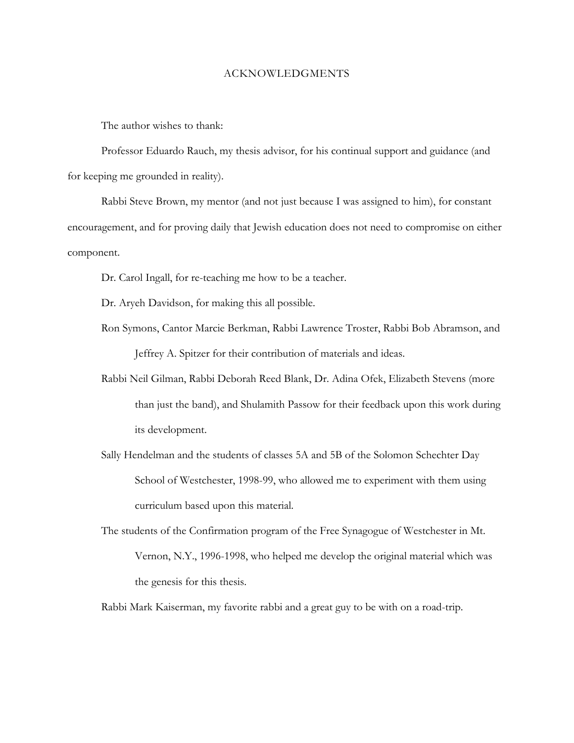# ACKNOWLEDGMENTS

The author wishes to thank:

Professor Eduardo Rauch, my thesis advisor, for his continual support and guidance (and for keeping me grounded in reality).

Rabbi Steve Brown, my mentor (and not just because I was assigned to him), for constant encouragement, and for proving daily that Jewish education does not need to compromise on either component.

Dr. Carol Ingall, for re-teaching me how to be a teacher.

Dr. Aryeh Davidson, for making this all possible.

Ron Symons, Cantor Marcie Berkman, Rabbi Lawrence Troster, Rabbi Bob Abramson, and Jeffrey A. Spitzer for their contribution of materials and ideas.

Rabbi Neil Gilman, Rabbi Deborah Reed Blank, Dr. Adina Ofek, Elizabeth Stevens (more than just the band), and Shulamith Passow for their feedback upon this work during its development.

Sally Hendelman and the students of classes 5A and 5B of the Solomon Schechter Day School of Westchester, 1998-99, who allowed me to experiment with them using curriculum based upon this material.

The students of the Confirmation program of the Free Synagogue of Westchester in Mt. Vernon, N.Y., 1996-1998, who helped me develop the original material which was the genesis for this thesis.

Rabbi Mark Kaiserman, my favorite rabbi and a great guy to be with on a road-trip.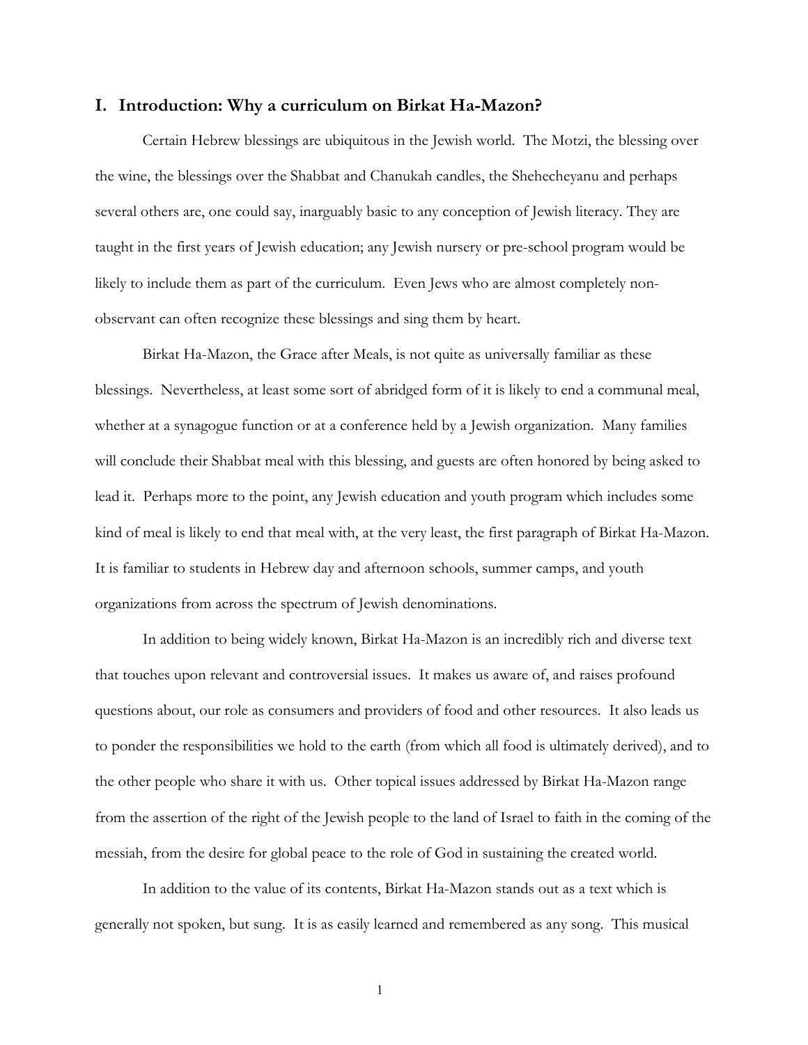## I. Introduction: Why a curriculum on Birkat Ha-Mazon?

Certain Hebrew blessings are ubiquitous in the Jewish world. The Motzi, the blessing over the wine, the blessings over the Shabbat and Chanukah candles, the Shehecheyanu and perhaps several others are, one could say, inarguably basic to any conception of Jewish literacy. They are taught in the first years of Jewish education; any Jewish nursery or pre-school program would be likely to include them as part of the curriculum. Even Jews who are almost completely non-observant can often recognize these blessings and sing them by heart.

Birkat Ha-Mazon, the Grace after Meals, is not quite as universally familiar as these blessings. Nevertheless, at least some sort of abridged form of it is likely to end a communal meal, whether at a synagogue function or at a conference held by a Jewish organization. Many families will conclude their Shabbat meal with this blessing, and guests are often honored by being asked to lead it. Perhaps more to the point, any Jewish education and youth program which includes some kind of meal is likely to end that meal with, at the very least, the first paragraph of Birkat Ha-Mazon. It is familiar to students in Hebrew day and afternoon schools, summer camps, and youth organizations from across the spectrum of Jewish denominations.

In addition to being widely known, Birkat Ha-Mazon is an incredibly rich and diverse text that touches upon relevant and controversial issues. It makes us aware of, and raises profound questions about, our role as consumers and providers of food and other resources. It also leads us to ponder the responsibilities we hold to the earth (from which all food is ultimately derived), and to the other people who share it with us. Other topical issues addressed by Birkat Ha-Mazon range from the assertion of the right of the Jewish people to the land of Israel to faith in the coming of the messiah, from the desire for global peace to the role of God in sustaining the created world.

In addition to the value of its contents, Birkat Ha-Mazon stands out as a text which is generally not spoken, but sung. It is as easily learned and remembered as any song. This musical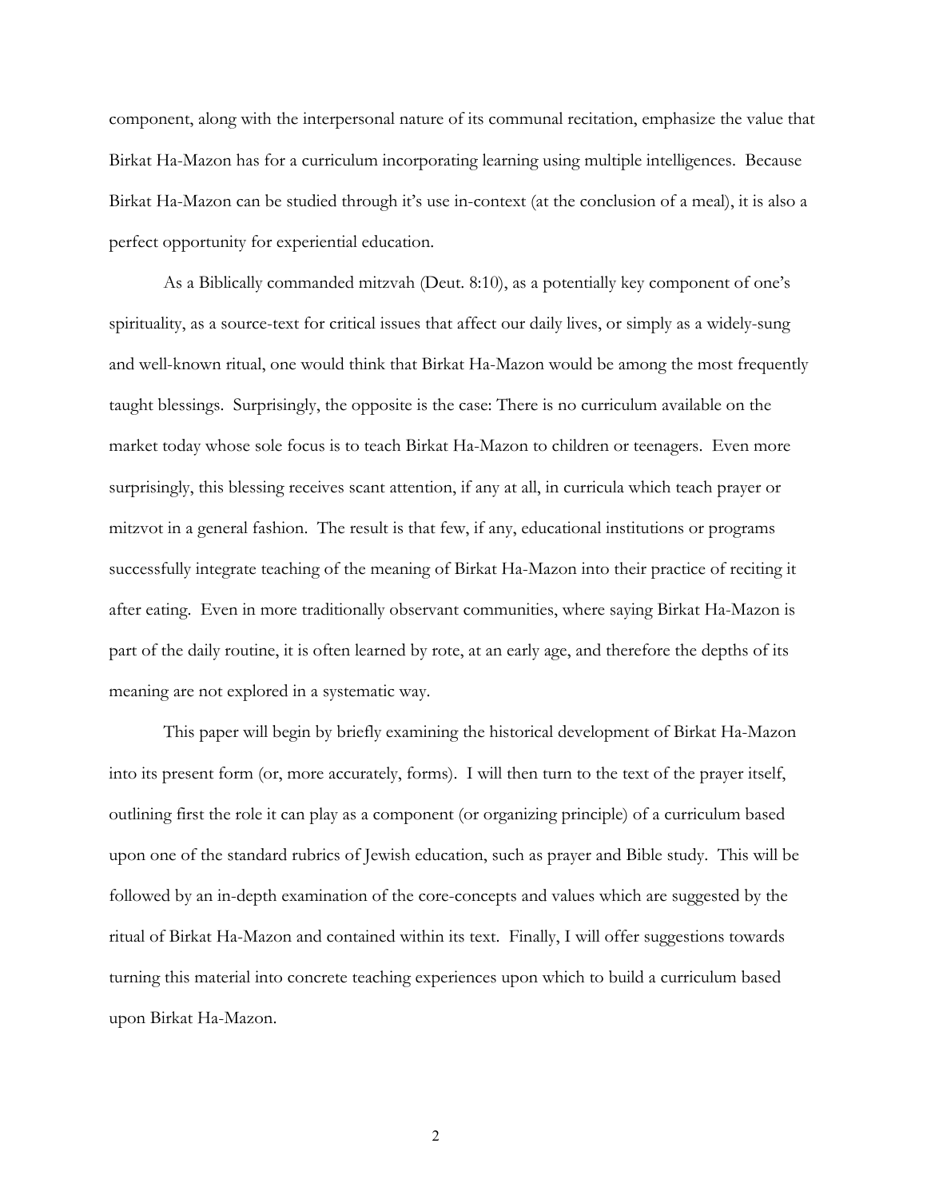component, along with the interpersonal nature of its communal recitation, emphasize the value that Birkat Ha-Mazon has for a curriculum incorporating learning using multiple intelligences. Because Birkat Ha-Mazon can be studied through it's use in-context (at the conclusion of a meal), it is also a perfect opportunity for experiential education.

As a Biblically commanded mitzvah (Deut. 8:10), as a potentially key component of one's spirituality, as a source-text for critical issues that affect our daily lives, or simply as a widely-sung and well-known ritual, one would think that Birkat Ha-Mazon would be among the most frequently taught blessings. Surprisingly, the opposite is the case: There is no curriculum available on the market today whose sole focus is to teach Birkat Ha-Mazon to children or teenagers. Even more surprisingly, this blessing receives scant attention, if any at all, in curricula which teach prayer or mitzvot in a general fashion. The result is that few, if any, educational institutions or programs successfully integrate teaching of the meaning of Birkat Ha-Mazon into their practice of reciting it after eating. Even in more traditionally observant communities, where saying Birkat Ha-Mazon is part of the daily routine, it is often learned by rote, at an early age, and therefore the depths of its meaning are not explored in a systematic way.

This paper will begin by briefly examining the historical development of Birkat Ha-Mazon into its present form (or, more accurately, forms). I will then turn to the text of the prayer itself, outlining first the role it can play as a component (or organizing principle) of a curriculum based upon one of the standard rubrics of Jewish education, such as prayer and Bible study. This will be followed by an in-depth examination of the core-concepts and values which are suggested by the ritual of Birkat Ha-Mazon and contained within its text. Finally, I will offer suggestions towards turning this material into concrete teaching experiences upon which to build a curriculum based upon Birkat Ha-Mazon.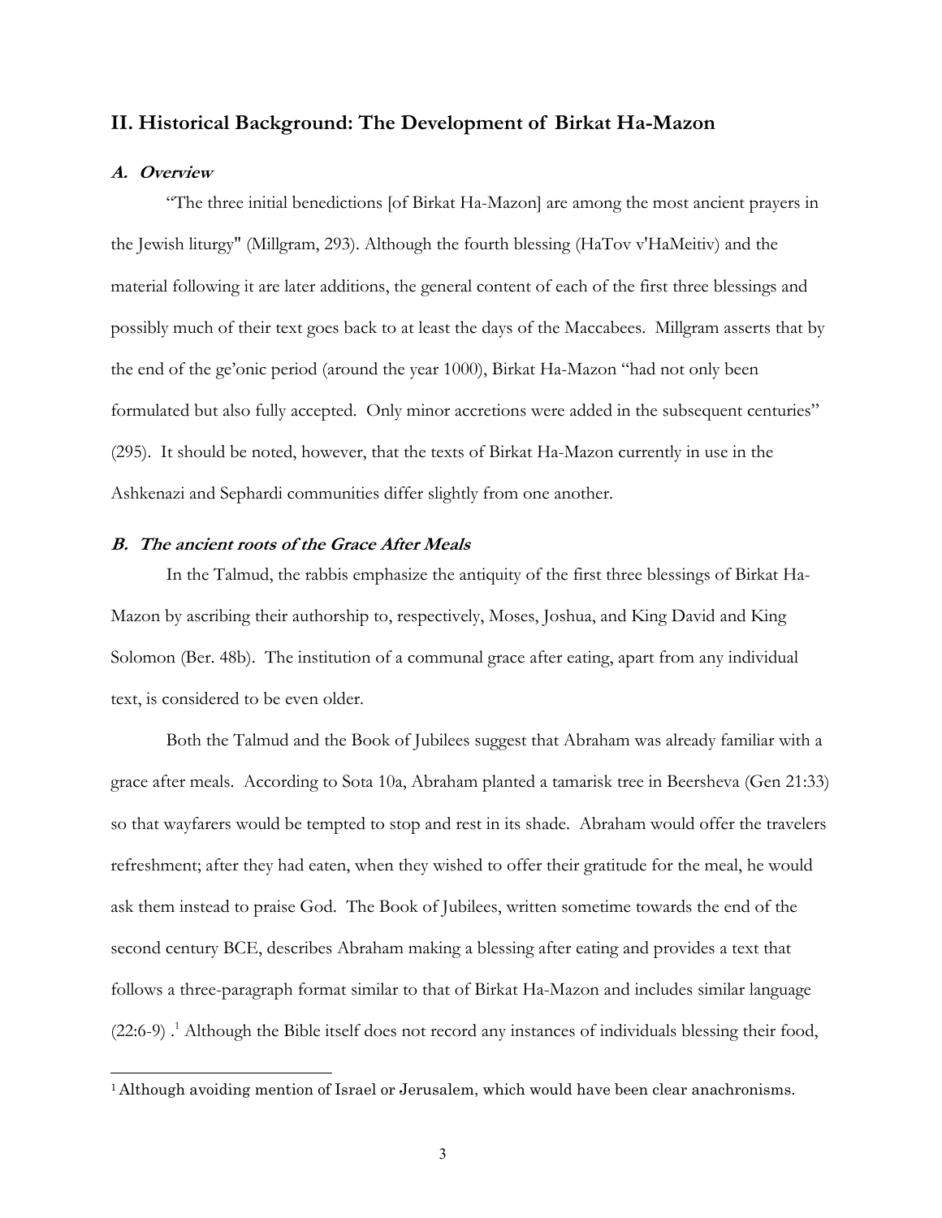## II. Historical Background: The Development of Birkat Ha-Mazon

### *A. Overview*

"The three initial benedictions [of Birkat Ha-Mazon] are among the most ancient prayers in the Jewish liturgy" (Millgram, 293). Although the fourth blessing (HaTov v'HaMeitiv) and the material following it are later additions, the general content of each of the first three blessings and possibly much of their text goes back to at least the days of the Maccabees. Millgram asserts that by the end of the ge'onic period (around the year 1000), Birkat Ha-Mazon "had not only been formulated but also fully accepted. Only minor accretions were added in the subsequent centuries" (295). It should be noted, however, that the texts of Birkat Ha-Mazon currently in use in the Ashkenazi and Sephardi communities differ slightly from one another.

### *B. The ancient roots of the Grace After Meals*

In the Talmud, the rabbis emphasize the antiquity of the first three blessings of Birkat Ha-Mazon by ascribing their authorship to, respectively, Moses, Joshua, and King David and King Solomon (Ber. 48b). The institution of a communal grace after eating, apart from any individual text, is considered to be even older.

Both the Talmud and the Book of Jubilees suggest that Abraham was already familiar with a grace after meals. According to Sota 10a, Abraham planted a tamarisk tree in Beersheva (Gen 21:33) so that wayfarers would be tempted to stop and rest in its shade. Abraham would offer the travelers refreshment; after they had eaten, when they wished to offer their gratitude for the meal, he would ask them instead to praise God. The Book of Jubilees, written sometime towards the end of the second century BCE, describes Abraham making a blessing after eating and provides a text that follows a three-paragraph format similar to that of Birkat Ha-Mazon and includes similar language (22:6-9) .[1] Although the Bible itself does not record any instances of individuals blessing their food,

---

[1] Although avoiding mention of Israel or Jerusalem, which would have been clear anachronisms.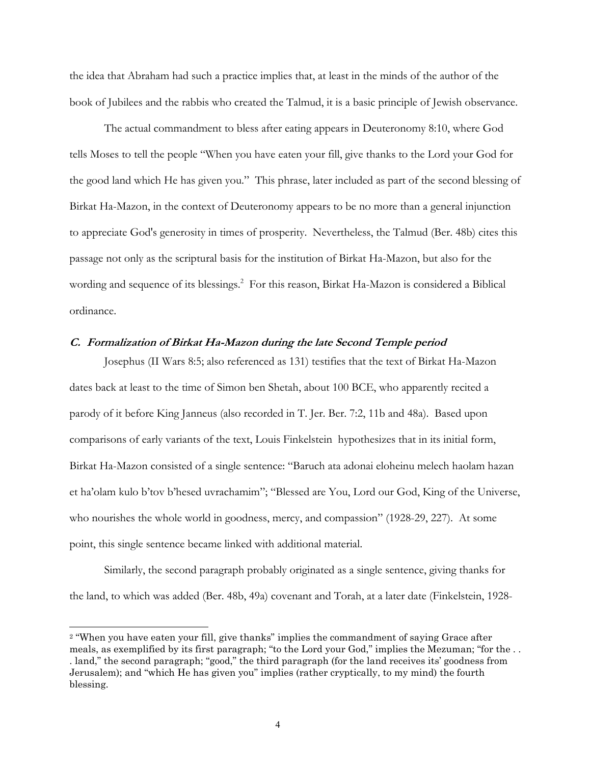the idea that Abraham had such a practice implies that, at least in the minds of the author of the book of Jubilees and the rabbis who created the Talmud, it is a basic principle of Jewish observance.

The actual commandment to bless after eating appears in Deuteronomy 8:10, where God tells Moses to tell the people "When you have eaten your fill, give thanks to the Lord your God for the good land which He has given you." This phrase, later included as part of the second blessing of Birkat Ha-Mazon, in the context of Deuteronomy appears to be no more than a general injunction to appreciate God's generosity in times of prosperity. Nevertheless, the Talmud (Ber. 48b) cites this passage not only as the scriptural basis for the institution of Birkat Ha-Mazon, but also for the wording and sequence of its blessings.[2] For this reason, Birkat Ha-Mazon is considered a Biblical ordinance.

### *C. Formalization of Birkat Ha-Mazon during the late Second Temple period*

Josephus (II Wars 8:5; also referenced as 131) testifies that the text of Birkat Ha-Mazon dates back at least to the time of Simon ben Shetah, about 100 BCE, who apparently recited a parody of it before King Janneus (also recorded in T. Jer. Ber. 7:2, 11b and 48a). Based upon comparisons of early variants of the text, Louis Finkelstein hypothesizes that in its initial form, Birkat Ha-Mazon consisted of a single sentence: "Baruch ata adonai eloheinu melech haolam hazan et ha'olam kulo b'tov b'hesed uvrachamim"; "Blessed are You, Lord our God, King of the Universe, who nourishes the whole world in goodness, mercy, and compassion" (1928-29, 227). At some point, this single sentence became linked with additional material.

Similarly, the second paragraph probably originated as a single sentence, giving thanks for the land, to which was added (Ber. 48b, 49a) covenant and Torah, at a later date (Finkelstein, 1928-

---

[2] "When you have eaten your fill, give thanks" implies the commandment of saying Grace after meals, as exemplified by its first paragraph; "to the Lord your God," implies the Mezuman; "for the . . . land," the second paragraph; "good," the third paragraph (for the land receives its' goodness from Jerusalem); and "which He has given you" implies (rather cryptically, to my mind) the fourth blessing.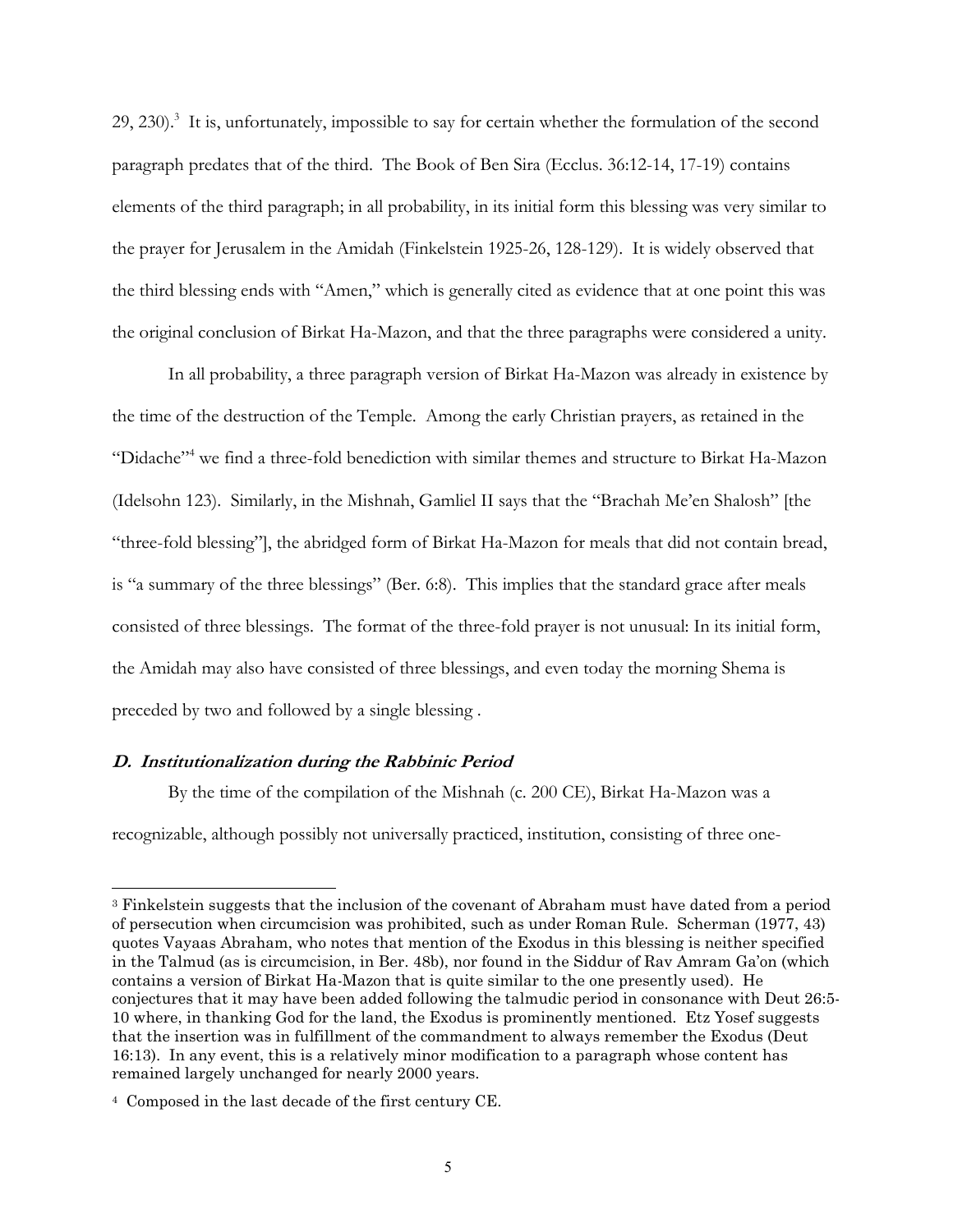29, 230).[3] It is, unfortunately, impossible to say for certain whether the formulation of the second paragraph predates that of the third. The Book of Ben Sira (Ecclus. 36:12-14, 17-19) contains elements of the third paragraph; in all probability, in its initial form this blessing was very similar to the prayer for Jerusalem in the Amidah (Finkelstein 1925-26, 128-129). It is widely observed that the third blessing ends with "Amen," which is generally cited as evidence that at one point this was the original conclusion of Birkat Ha-Mazon, and that the three paragraphs were considered a unity.

In all probability, a three paragraph version of Birkat Ha-Mazon was already in existence by the time of the destruction of the Temple. Among the early Christian prayers, as retained in the "Didache"[4] we find a three-fold benediction with similar themes and structure to Birkat Ha-Mazon (Idelsohn 123). Similarly, in the Mishnah, Gamliel II says that the "Brachah Me'en Shalosh" [the "three-fold blessing"], the abridged form of Birkat Ha-Mazon for meals that did not contain bread, is "a summary of the three blessings" (Ber. 6:8). This implies that the standard grace after meals consisted of three blessings. The format of the three-fold prayer is not unusual: In its initial form, the Amidah may also have consisted of three blessings, and even today the morning Shema is preceded by two and followed by a single blessing .

### *D. Institutionalization during the Rabbinic Period*

By the time of the compilation of the Mishnah (c. 200 CE), Birkat Ha-Mazon was a recognizable, although possibly not universally practiced, institution, consisting of three one-

---

[3] Finkelstein suggests that the inclusion of the covenant of Abraham must have dated from a period of persecution when circumcision was prohibited, such as under Roman Rule. Scherman (1977, 43) quotes Vayaas Abraham, who notes that mention of the Exodus in this blessing is neither specified in the Talmud (as is circumcision, in Ber. 48b), nor found in the Siddur of Rav Amram Ga'on (which contains a version of Birkat Ha-Mazon that is quite similar to the one presently used). He conjectures that it may have been added following the talmudic period in consonance with Deut 26:5-10 where, in thanking God for the land, the Exodus is prominently mentioned. Etz Yosef suggests that the insertion was in fulfillment of the commandment to always remember the Exodus (Deut 16:13). In any event, this is a relatively minor modification to a paragraph whose content has remained largely unchanged for nearly 2000 years.

[4] Composed in the last decade of the first century CE.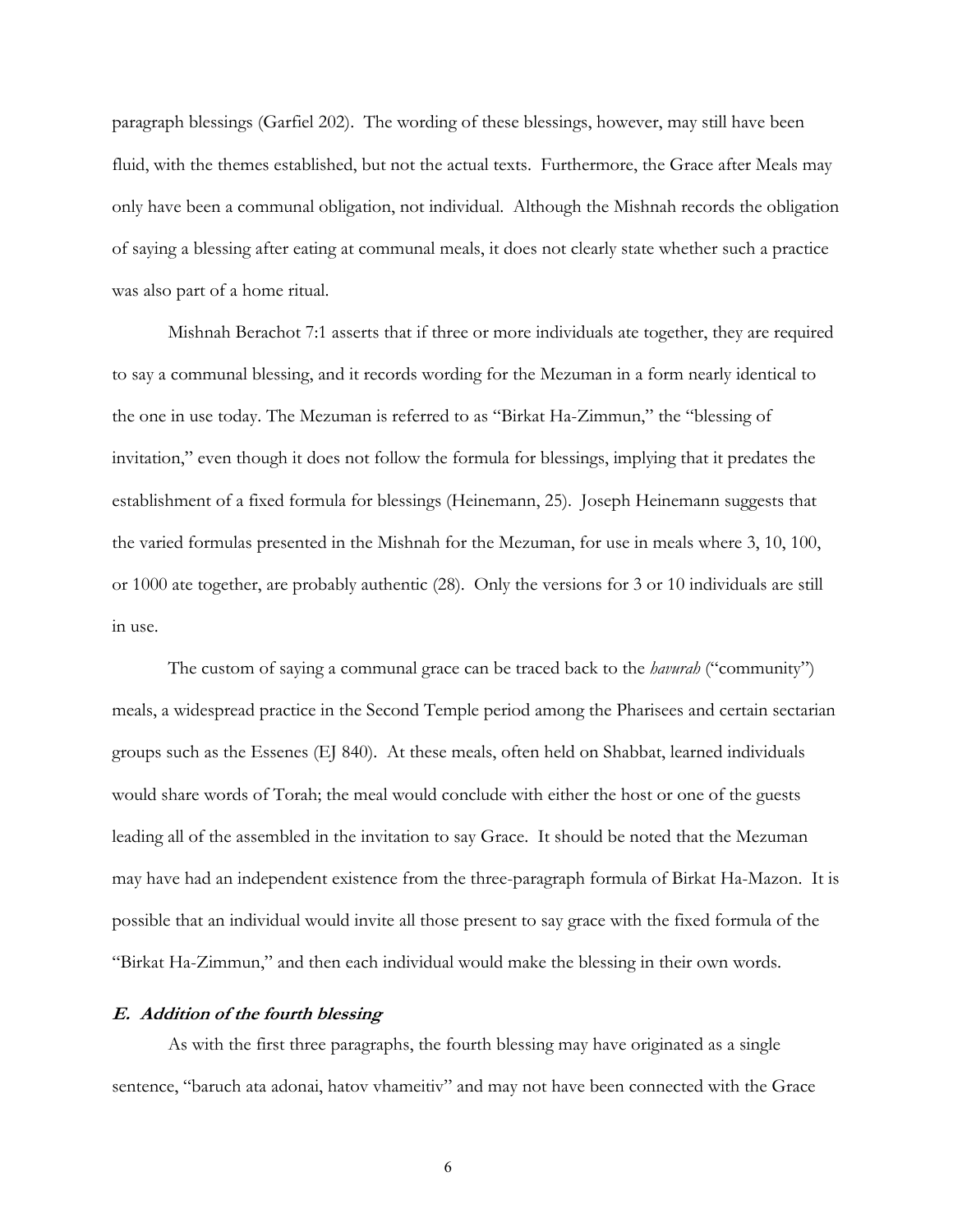paragraph blessings (Garfiel 202). The wording of these blessings, however, may still have been fluid, with the themes established, but not the actual texts. Furthermore, the Grace after Meals may only have been a communal obligation, not individual. Although the Mishnah records the obligation of saying a blessing after eating at communal meals, it does not clearly state whether such a practice was also part of a home ritual.

Mishnah Berachot 7:1 asserts that if three or more individuals ate together, they are required to say a communal blessing, and it records wording for the Mezuman in a form nearly identical to the one in use today. The Mezuman is referred to as "Birkat Ha-Zimmun," the "blessing of invitation," even though it does not follow the formula for blessings, implying that it predates the establishment of a fixed formula for blessings (Heinemann, 25). Joseph Heinemann suggests that the varied formulas presented in the Mishnah for the Mezuman, for use in meals where 3, 10, 100, or 1000 ate together, are probably authentic (28). Only the versions for 3 or 10 individuals are still in use.

The custom of saying a communal grace can be traced back to the *havurah* ("community") meals, a widespread practice in the Second Temple period among the Pharisees and certain sectarian groups such as the Essenes (EJ 840). At these meals, often held on Shabbat, learned individuals would share words of Torah; the meal would conclude with either the host or one of the guests leading all of the assembled in the invitation to say Grace. It should be noted that the Mezuman may have had an independent existence from the three-paragraph formula of Birkat Ha-Mazon. It is possible that an individual would invite all those present to say grace with the fixed formula of the "Birkat Ha-Zimmun," and then each individual would make the blessing in their own words.

### *E. Addition of the fourth blessing*

As with the first three paragraphs, the fourth blessing may have originated as a single sentence, "baruch ata adonai, hatov vhameitiv" and may not have been connected with the Grace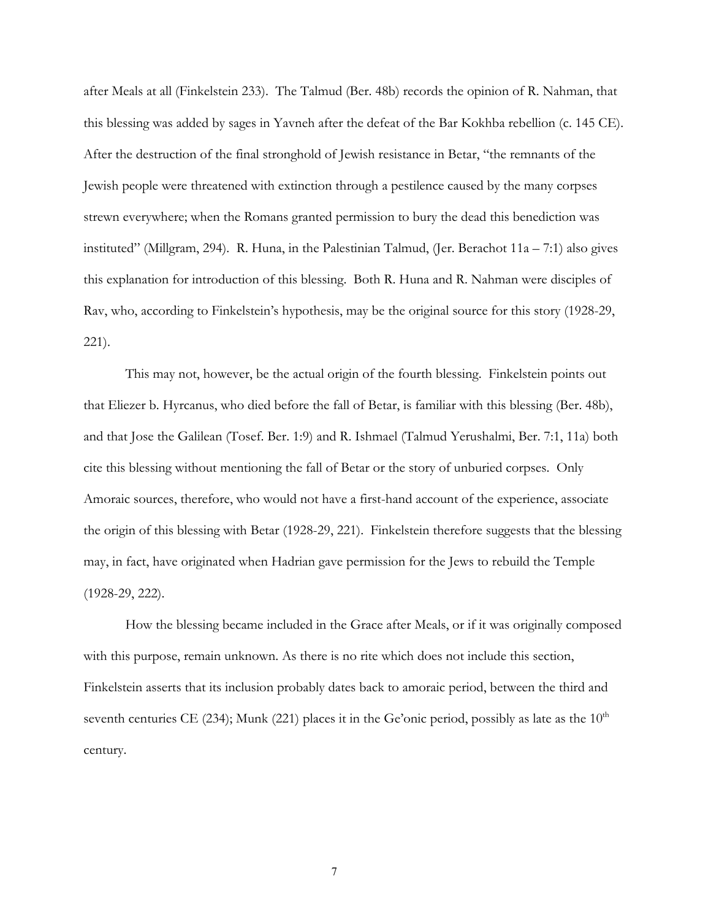after Meals at all (Finkelstein 233). The Talmud (Ber. 48b) records the opinion of R. Nahman, that this blessing was added by sages in Yavneh after the defeat of the Bar Kokhba rebellion (c. 145 CE). After the destruction of the final stronghold of Jewish resistance in Betar, "the remnants of the Jewish people were threatened with extinction through a pestilence caused by the many corpses strewn everywhere; when the Romans granted permission to bury the dead this benediction was instituted" (Millgram, 294). R. Huna, in the Palestinian Talmud, (Jer. Berachot 11a – 7:1) also gives this explanation for introduction of this blessing. Both R. Huna and R. Nahman were disciples of Rav, who, according to Finkelstein's hypothesis, may be the original source for this story (1928-29, 221).

This may not, however, be the actual origin of the fourth blessing. Finkelstein points out that Eliezer b. Hyrcanus, who died before the fall of Betar, is familiar with this blessing (Ber. 48b), and that Jose the Galilean (Tosef. Ber. 1:9) and R. Ishmael (Talmud Yerushalmi, Ber. 7:1, 11a) both cite this blessing without mentioning the fall of Betar or the story of unburied corpses. Only Amoraic sources, therefore, who would not have a first-hand account of the experience, associate the origin of this blessing with Betar (1928-29, 221). Finkelstein therefore suggests that the blessing may, in fact, have originated when Hadrian gave permission for the Jews to rebuild the Temple (1928-29, 222).

How the blessing became included in the Grace after Meals, or if it was originally composed with this purpose, remain unknown. As there is no rite which does not include this section, Finkelstein asserts that its inclusion probably dates back to amoraic period, between the third and seventh centuries CE (234); Munk (221) places it in the Ge'onic period, possibly as late as the 10th century.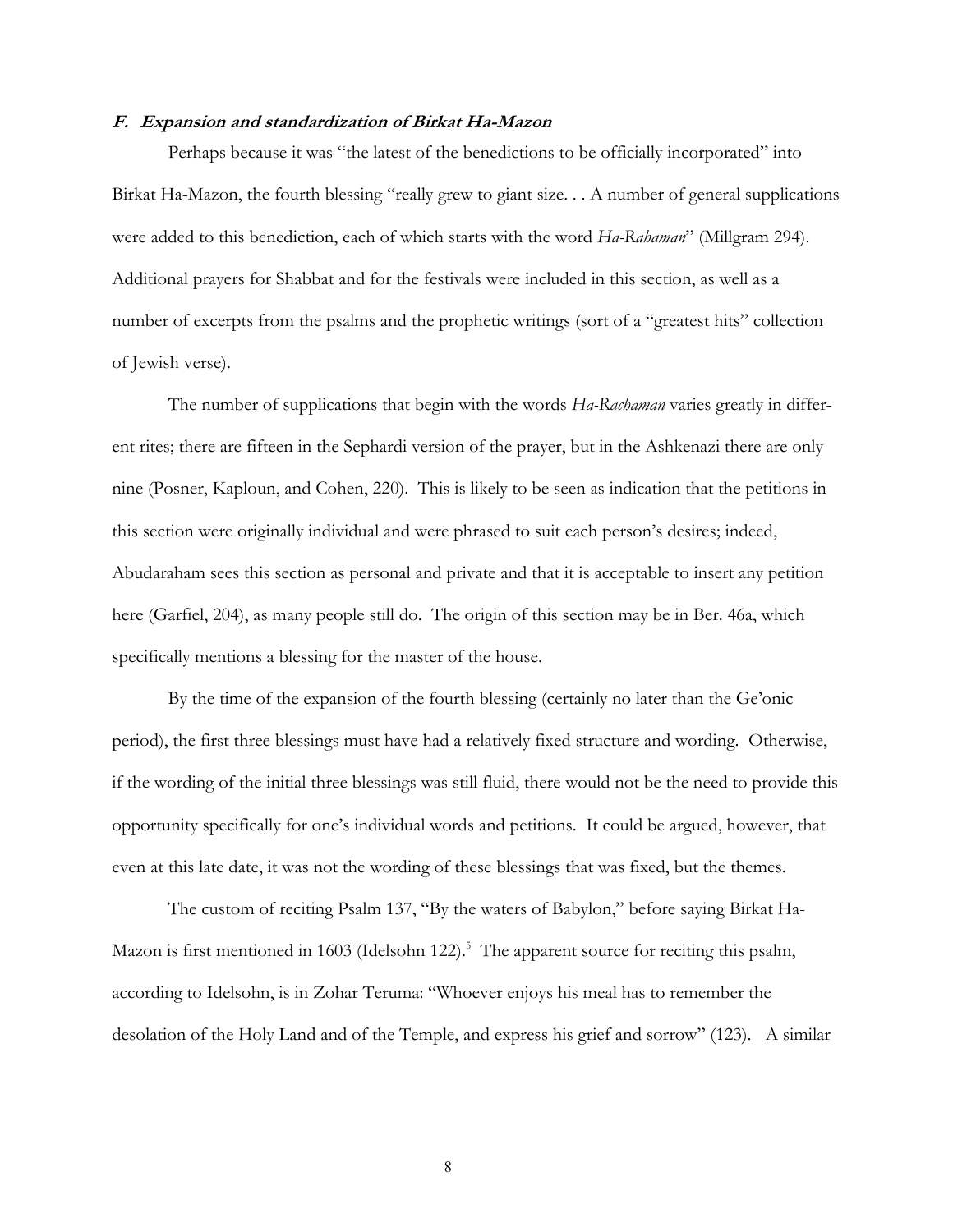### *F. Expansion and standardization of Birkat Ha-Mazon*

Perhaps because it was "the latest of the benedictions to be officially incorporated" into Birkat Ha-Mazon, the fourth blessing "really grew to giant size. . . A number of general supplications were added to this benediction, each of which starts with the word *Ha-Rahaman*" (Millgram 294). Additional prayers for Shabbat and for the festivals were included in this section, as well as a number of excerpts from the psalms and the prophetic writings (sort of a "greatest hits" collection of Jewish verse).

The number of supplications that begin with the words *Ha-Rachaman* varies greatly in different rites; there are fifteen in the Sephardi version of the prayer, but in the Ashkenazi there are only nine (Posner, Kaploun, and Cohen, 220). This is likely to be seen as indication that the petitions in this section were originally individual and were phrased to suit each person's desires; indeed, Abudaraham sees this section as personal and private and that it is acceptable to insert any petition here (Garfiel, 204), as many people still do. The origin of this section may be in Ber. 46a, which specifically mentions a blessing for the master of the house.

By the time of the expansion of the fourth blessing (certainly no later than the Ge'onic period), the first three blessings must have had a relatively fixed structure and wording. Otherwise, if the wording of the initial three blessings was still fluid, there would not be the need to provide this opportunity specifically for one's individual words and petitions. It could be argued, however, that even at this late date, it was not the wording of these blessings that was fixed, but the themes.

The custom of reciting Psalm 137, "By the waters of Babylon," before saying Birkat Ha-Mazon is first mentioned in 1603 (Idelsohn 122).[5] The apparent source for reciting this psalm, according to Idelsohn, is in Zohar Teruma: "Whoever enjoys his meal has to remember the desolation of the Holy Land and of the Temple, and express his grief and sorrow" (123). A similar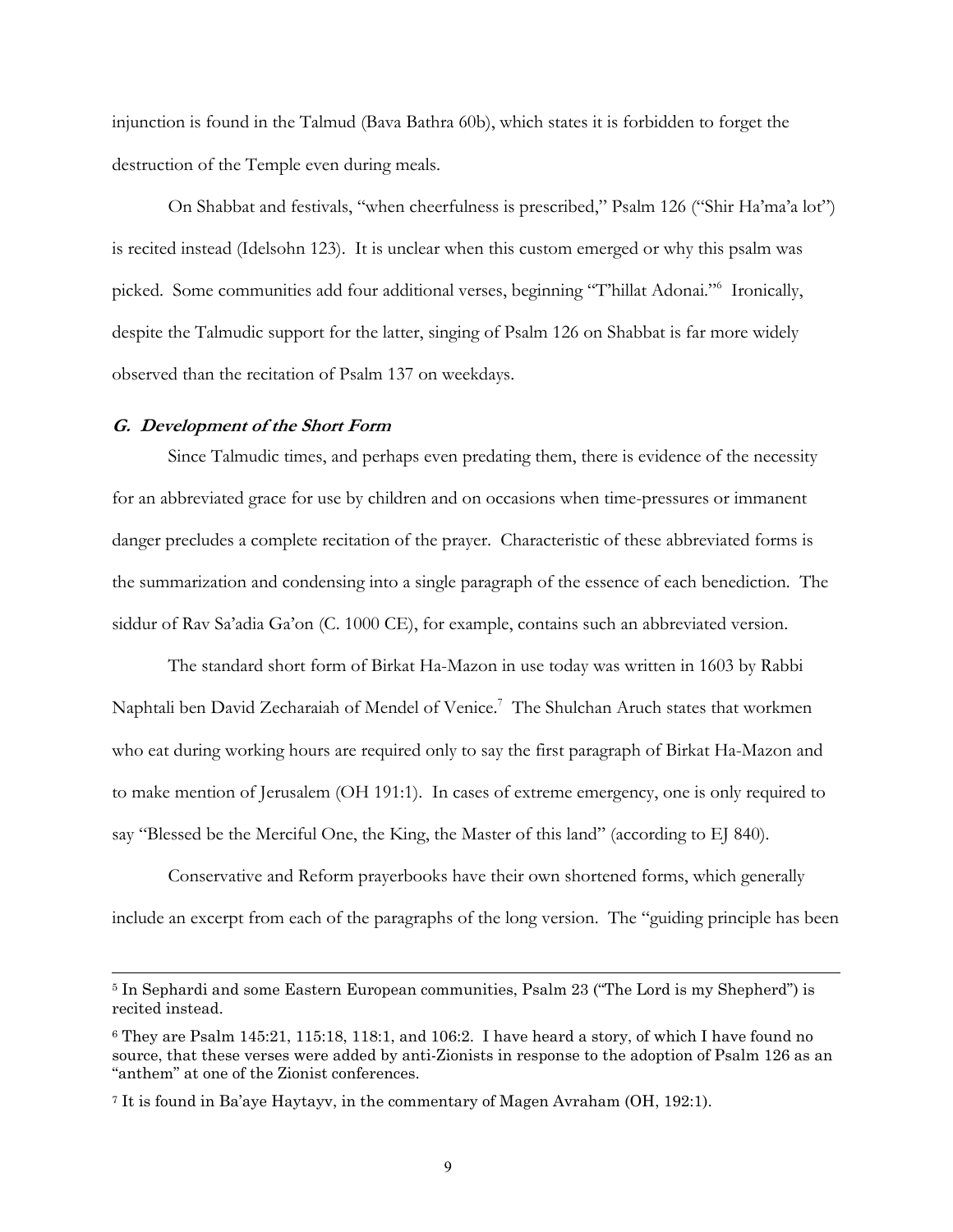injunction is found in the Talmud (Bava Bathra 60b), which states it is forbidden to forget the destruction of the Temple even during meals.

On Shabbat and festivals, "when cheerfulness is prescribed," Psalm 126 ("Shir Ha'ma'a lot") is recited instead (Idelsohn 123). It is unclear when this custom emerged or why this psalm was picked. Some communities add four additional verses, beginning "T'hillat Adonai."[6] Ironically, despite the Talmudic support for the latter, singing of Psalm 126 on Shabbat is far more widely observed than the recitation of Psalm 137 on weekdays.

### *G. Development of the Short Form*

Since Talmudic times, and perhaps even predating them, there is evidence of the necessity for an abbreviated grace for use by children and on occasions when time-pressures or immanent danger precludes a complete recitation of the prayer. Characteristic of these abbreviated forms is the summarization and condensing into a single paragraph of the essence of each benediction. The siddur of Rav Sa'adia Ga'on (C. 1000 CE), for example, contains such an abbreviated version.

The standard short form of Birkat Ha-Mazon in use today was written in 1603 by Rabbi Naphtali ben David Zecharaiah of Mendel of Venice.[7] The Shulchan Aruch states that workmen who eat during working hours are required only to say the first paragraph of Birkat Ha-Mazon and to make mention of Jerusalem (OH 191:1). In cases of extreme emergency, one is only required to say "Blessed be the Merciful One, the King, the Master of this land" (according to EJ 840).

Conservative and Reform prayerbooks have their own shortened forms, which generally include an excerpt from each of the paragraphs of the long version. The "guiding principle has been

---

[5] In Sephardi and some Eastern European communities, Psalm 23 ("The Lord is my Shepherd") is recited instead.

[6] They are Psalm 145:21, 115:18, 118:1, and 106:2. I have heard a story, of which I have found no source, that these verses were added by anti-Zionists in response to the adoption of Psalm 126 as an "anthem" at one of the Zionist conferences.

[7] It is found in Ba'aye Haytayv, in the commentary of Magen Avraham (OH, 192:1).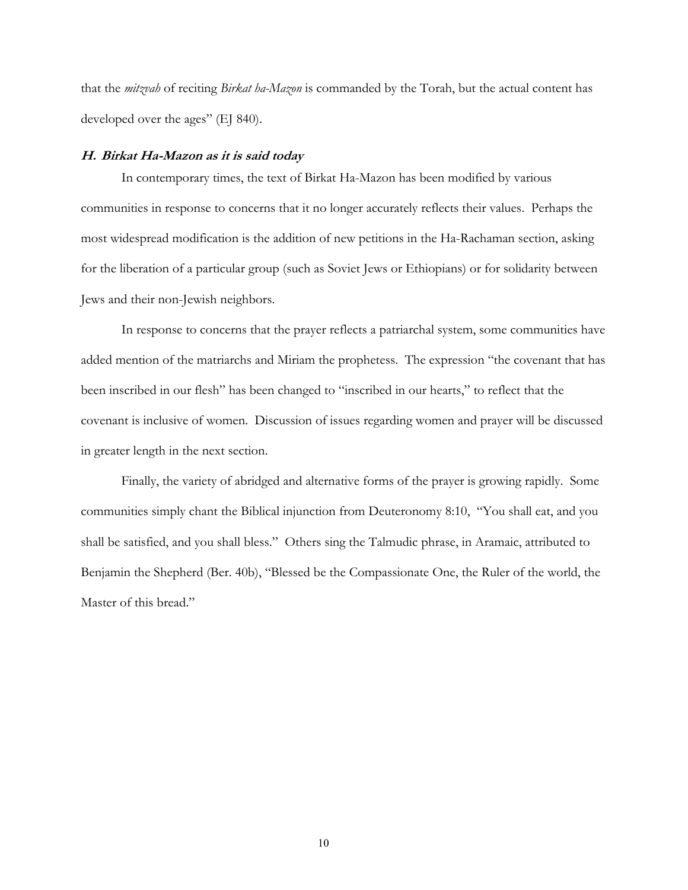that the *mitzvah* of reciting *Birkat ha-Mazon* is commanded by the Torah, but the actual content has developed over the ages" (EJ 840).

### ***H. Birkat Ha-Mazon as it is said today***

In contemporary times, the text of Birkat Ha-Mazon has been modified by various communities in response to concerns that it no longer accurately reflects their values. Perhaps the most widespread modification is the addition of new petitions in the Ha-Rachaman section, asking for the liberation of a particular group (such as Soviet Jews or Ethiopians) or for solidarity between Jews and their non-Jewish neighbors.

In response to concerns that the prayer reflects a patriarchal system, some communities have added mention of the matriarchs and Miriam the prophetess. The expression "the covenant that has been inscribed in our flesh" has been changed to "inscribed in our hearts," to reflect that the covenant is inclusive of women. Discussion of issues regarding women and prayer will be discussed in greater length in the next section.

Finally, the variety of abridged and alternative forms of the prayer is growing rapidly. Some communities simply chant the Biblical injunction from Deuteronomy 8:10, "You shall eat, and you shall be satisfied, and you shall bless." Others sing the Talmudic phrase, in Aramaic, attributed to Benjamin the Shepherd (Ber. 40b), "Blessed be the Compassionate One, the Ruler of the world, the Master of this bread."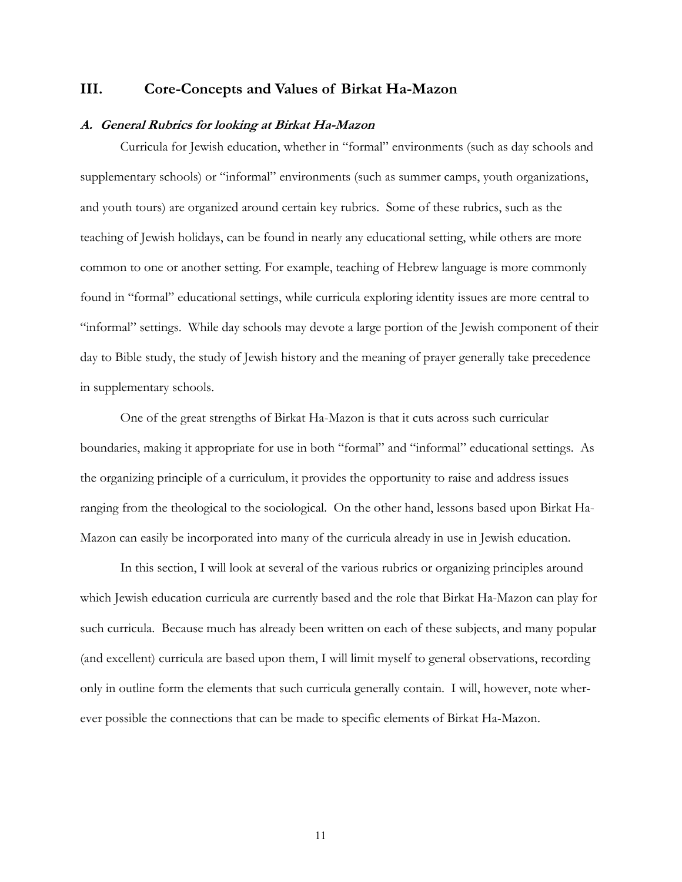## III. Core-Concepts and Values of Birkat Ha-Mazon

### *A. General Rubrics for looking at Birkat Ha-Mazon*

Curricula for Jewish education, whether in "formal" environments (such as day schools and supplementary schools) or "informal" environments (such as summer camps, youth organizations, and youth tours) are organized around certain key rubrics. Some of these rubrics, such as the teaching of Jewish holidays, can be found in nearly any educational setting, while others are more common to one or another setting. For example, teaching of Hebrew language is more commonly found in "formal" educational settings, while curricula exploring identity issues are more central to "informal" settings. While day schools may devote a large portion of the Jewish component of their day to Bible study, the study of Jewish history and the meaning of prayer generally take precedence in supplementary schools.

One of the great strengths of Birkat Ha-Mazon is that it cuts across such curricular boundaries, making it appropriate for use in both "formal" and "informal" educational settings. As the organizing principle of a curriculum, it provides the opportunity to raise and address issues ranging from the theological to the sociological. On the other hand, lessons based upon Birkat Ha-Mazon can easily be incorporated into many of the curricula already in use in Jewish education.

In this section, I will look at several of the various rubrics or organizing principles around which Jewish education curricula are currently based and the role that Birkat Ha-Mazon can play for such curricula. Because much has already been written on each of these subjects, and many popular (and excellent) curricula are based upon them, I will limit myself to general observations, recording only in outline form the elements that such curricula generally contain. I will, however, note wherever possible the connections that can be made to specific elements of Birkat Ha-Mazon.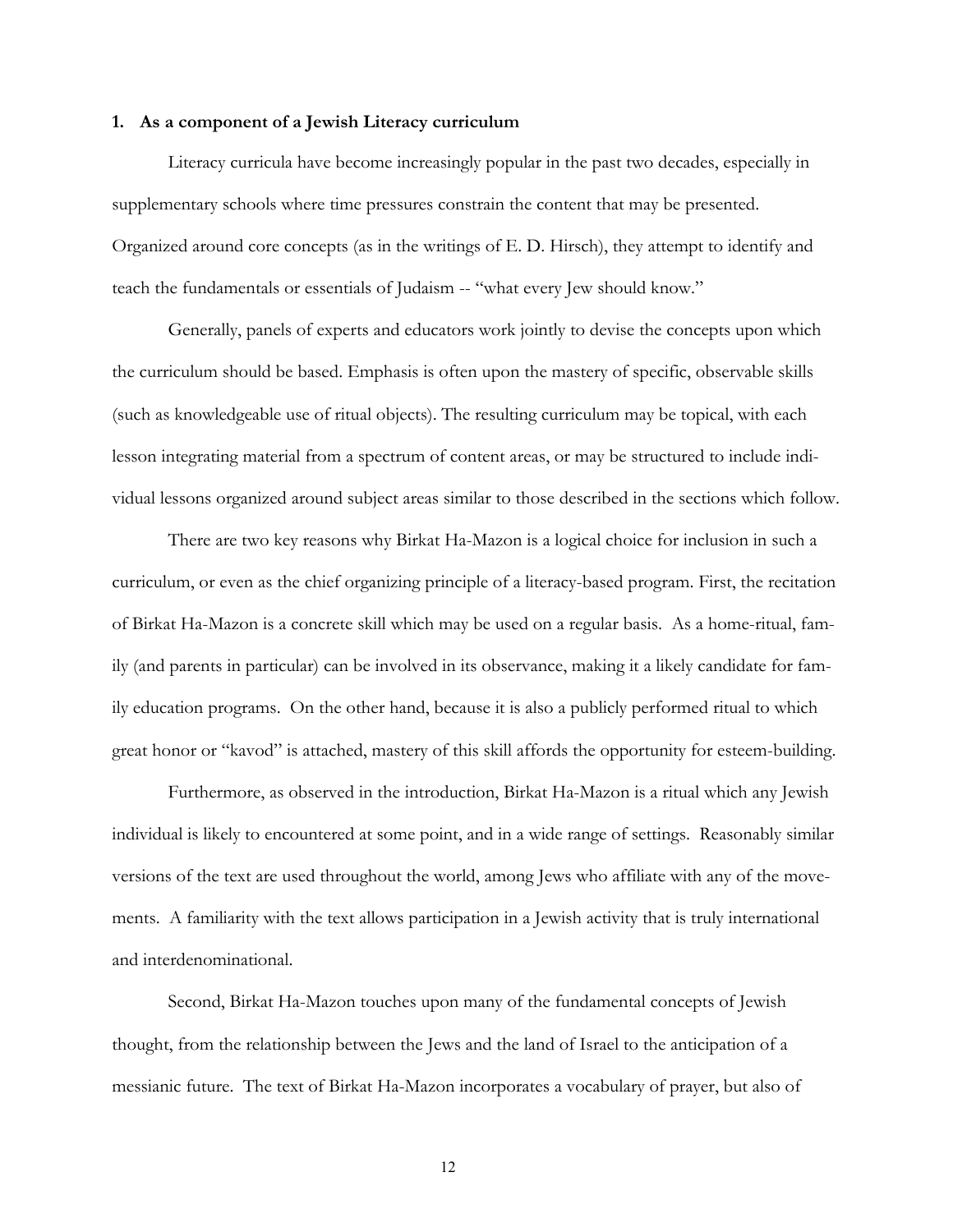### 1. As a component of a Jewish Literacy curriculum

Literacy curricula have become increasingly popular in the past two decades, especially in supplementary schools where time pressures constrain the content that may be presented. Organized around core concepts (as in the writings of E. D. Hirsch), they attempt to identify and teach the fundamentals or essentials of Judaism -- "what every Jew should know."

Generally, panels of experts and educators work jointly to devise the concepts upon which the curriculum should be based. Emphasis is often upon the mastery of specific, observable skills (such as knowledgeable use of ritual objects). The resulting curriculum may be topical, with each lesson integrating material from a spectrum of content areas, or may be structured to include individual lessons organized around subject areas similar to those described in the sections which follow.

There are two key reasons why Birkat Ha-Mazon is a logical choice for inclusion in such a curriculum, or even as the chief organizing principle of a literacy-based program. First, the recitation of Birkat Ha-Mazon is a concrete skill which may be used on a regular basis. As a home-ritual, family (and parents in particular) can be involved in its observance, making it a likely candidate for family education programs. On the other hand, because it is also a publicly performed ritual to which great honor or "kavod" is attached, mastery of this skill affords the opportunity for esteem-building.

Furthermore, as observed in the introduction, Birkat Ha-Mazon is a ritual which any Jewish individual is likely to encountered at some point, and in a wide range of settings. Reasonably similar versions of the text are used throughout the world, among Jews who affiliate with any of the movements. A familiarity with the text allows participation in a Jewish activity that is truly international and interdenominational.

Second, Birkat Ha-Mazon touches upon many of the fundamental concepts of Jewish thought, from the relationship between the Jews and the land of Israel to the anticipation of a messianic future. The text of Birkat Ha-Mazon incorporates a vocabulary of prayer, but also of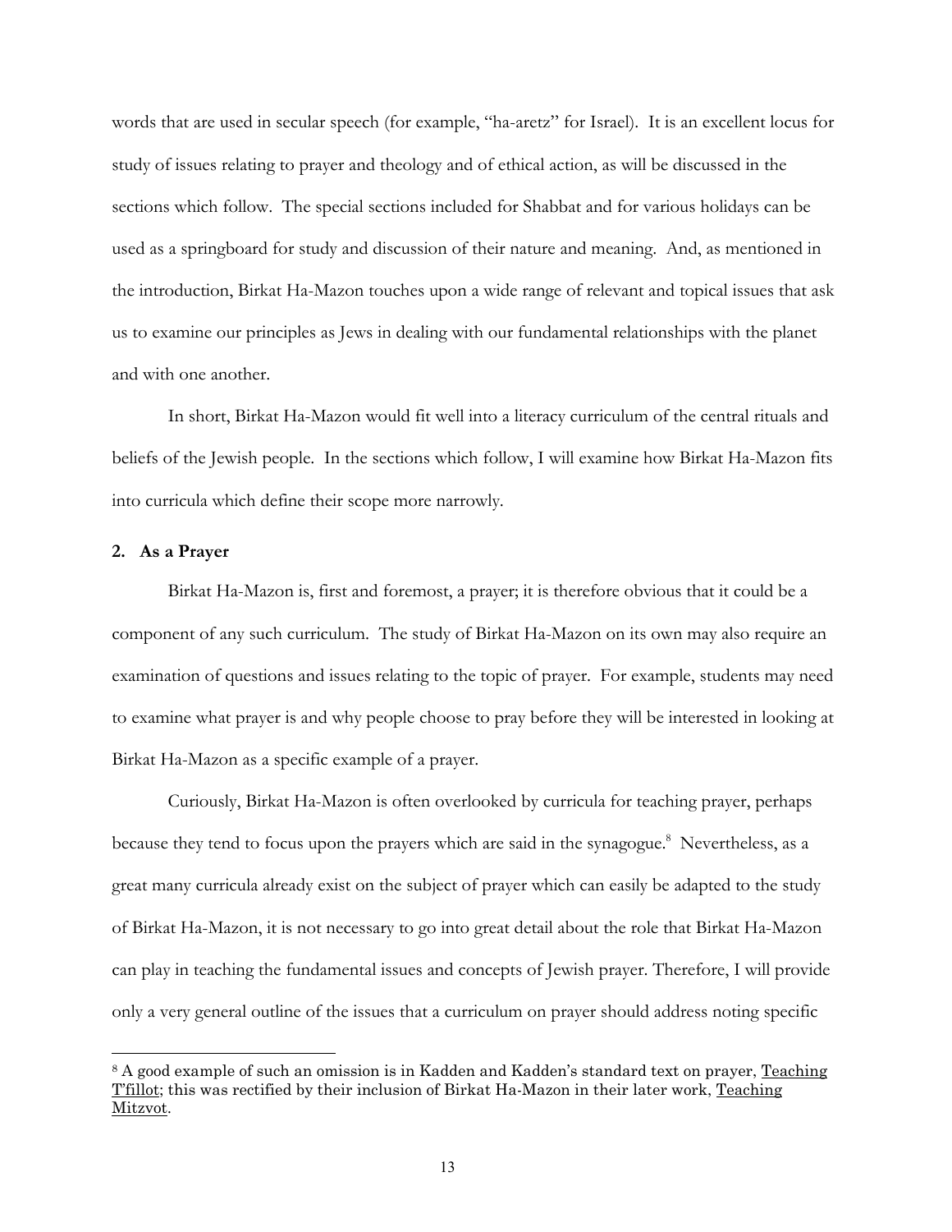words that are used in secular speech (for example, "ha-aretz" for Israel). It is an excellent locus for study of issues relating to prayer and theology and of ethical action, as will be discussed in the sections which follow. The special sections included for Shabbat and for various holidays can be used as a springboard for study and discussion of their nature and meaning. And, as mentioned in the introduction, Birkat Ha-Mazon touches upon a wide range of relevant and topical issues that ask us to examine our principles as Jews in dealing with our fundamental relationships with the planet and with one another.

In short, Birkat Ha-Mazon would fit well into a literacy curriculum of the central rituals and beliefs of the Jewish people. In the sections which follow, I will examine how Birkat Ha-Mazon fits into curricula which define their scope more narrowly.

**2. As a Prayer**

Birkat Ha-Mazon is, first and foremost, a prayer; it is therefore obvious that it could be a component of any such curriculum. The study of Birkat Ha-Mazon on its own may also require an examination of questions and issues relating to the topic of prayer. For example, students may need to examine what prayer is and why people choose to pray before they will be interested in looking at Birkat Ha-Mazon as a specific example of a prayer.

Curiously, Birkat Ha-Mazon is often overlooked by curricula for teaching prayer, perhaps because they tend to focus upon the prayers which are said in the synagogue.[8] Nevertheless, as a great many curricula already exist on the subject of prayer which can easily be adapted to the study of Birkat Ha-Mazon, it is not necessary to go into great detail about the role that Birkat Ha-Mazon can play in teaching the fundamental issues and concepts of Jewish prayer. Therefore, I will provide only a very general outline of the issues that a curriculum on prayer should address noting specific

---

[8] A good example of such an omission is in Kadden and Kadden's standard text on prayer, Teaching T'fillot; this was rectified by their inclusion of Birkat Ha-Mazon in their later work, Teaching Mitzvot.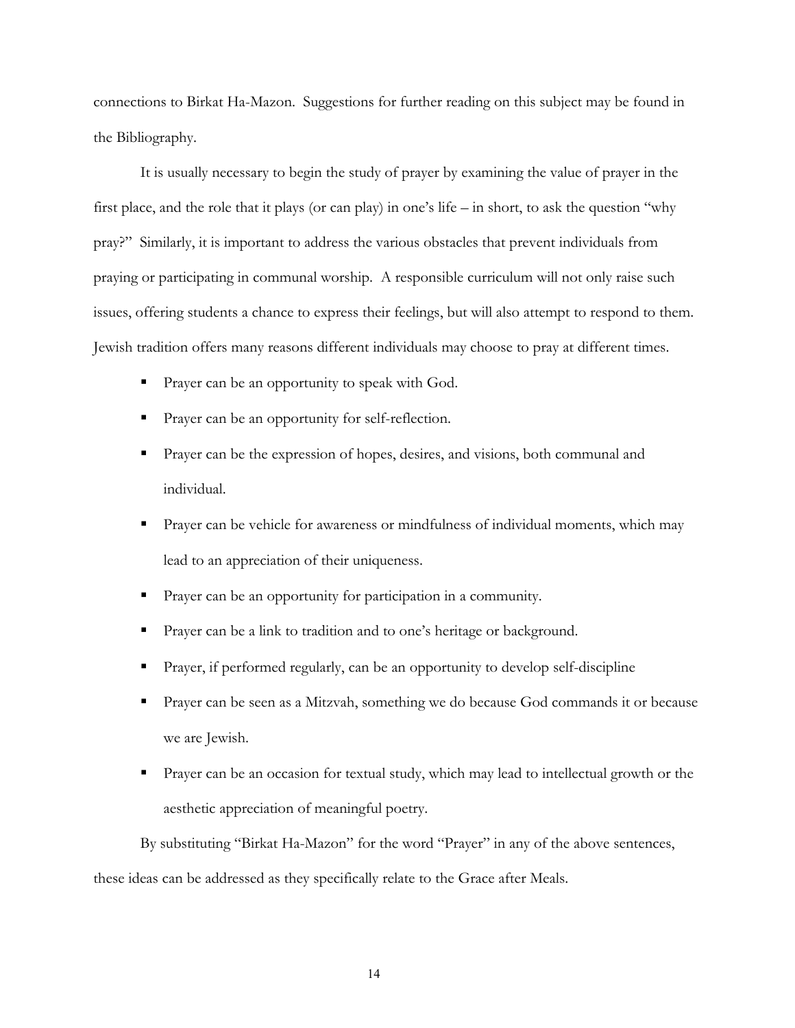connections to Birkat Ha-Mazon. Suggestions for further reading on this subject may be found in the Bibliography.

It is usually necessary to begin the study of prayer by examining the value of prayer in the first place, and the role that it plays (or can play) in one's life – in short, to ask the question "why pray?" Similarly, it is important to address the various obstacles that prevent individuals from praying or participating in communal worship. A responsible curriculum will not only raise such issues, offering students a chance to express their feelings, but will also attempt to respond to them. Jewish tradition offers many reasons different individuals may choose to pray at different times.

- Prayer can be an opportunity to speak with God.
- Prayer can be an opportunity for self-reflection.
- Prayer can be the expression of hopes, desires, and visions, both communal and individual.
- Prayer can be vehicle for awareness or mindfulness of individual moments, which may lead to an appreciation of their uniqueness.
- Prayer can be an opportunity for participation in a community.
- Prayer can be a link to tradition and to one's heritage or background.
- Prayer, if performed regularly, can be an opportunity to develop self-discipline
- Prayer can be seen as a Mitzvah, something we do because God commands it or because we are Jewish.
- Prayer can be an occasion for textual study, which may lead to intellectual growth or the aesthetic appreciation of meaningful poetry.

By substituting "Birkat Ha-Mazon" for the word "Prayer" in any of the above sentences, these ideas can be addressed as they specifically relate to the Grace after Meals.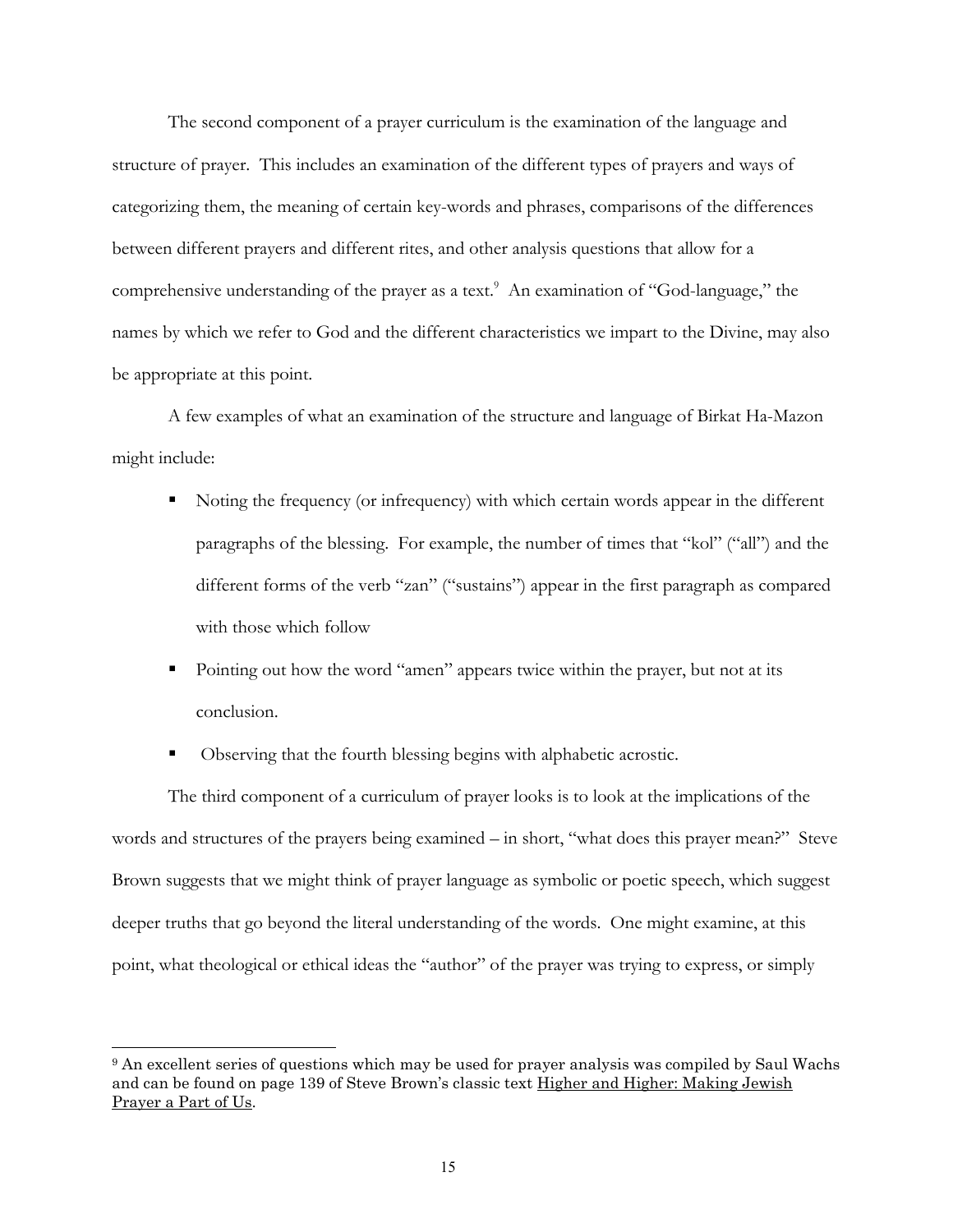The second component of a prayer curriculum is the examination of the language and structure of prayer. This includes an examination of the different types of prayers and ways of categorizing them, the meaning of certain key-words and phrases, comparisons of the differences between different prayers and different rites, and other analysis questions that allow for a comprehensive understanding of the prayer as a text.[9] An examination of "God-language," the names by which we refer to God and the different characteristics we impart to the Divine, may also be appropriate at this point.

A few examples of what an examination of the structure and language of Birkat Ha-Mazon might include:

- Noting the frequency (or infrequency) with which certain words appear in the different paragraphs of the blessing. For example, the number of times that "kol" ("all") and the different forms of the verb "zan" ("sustains") appear in the first paragraph as compared with those which follow
- Pointing out how the word "amen" appears twice within the prayer, but not at its conclusion.
- Observing that the fourth blessing begins with alphabetic acrostic.

The third component of a curriculum of prayer looks is to look at the implications of the words and structures of the prayers being examined – in short, "what does this prayer mean?" Steve Brown suggests that we might think of prayer language as symbolic or poetic speech, which suggest deeper truths that go beyond the literal understanding of the words. One might examine, at this point, what theological or ethical ideas the "author" of the prayer was trying to express, or simply

---

[9] An excellent series of questions which may be used for prayer analysis was compiled by Saul Wachs and can be found on page 139 of Steve Brown's classic text Higher and Higher: Making Jewish Prayer a Part of Us.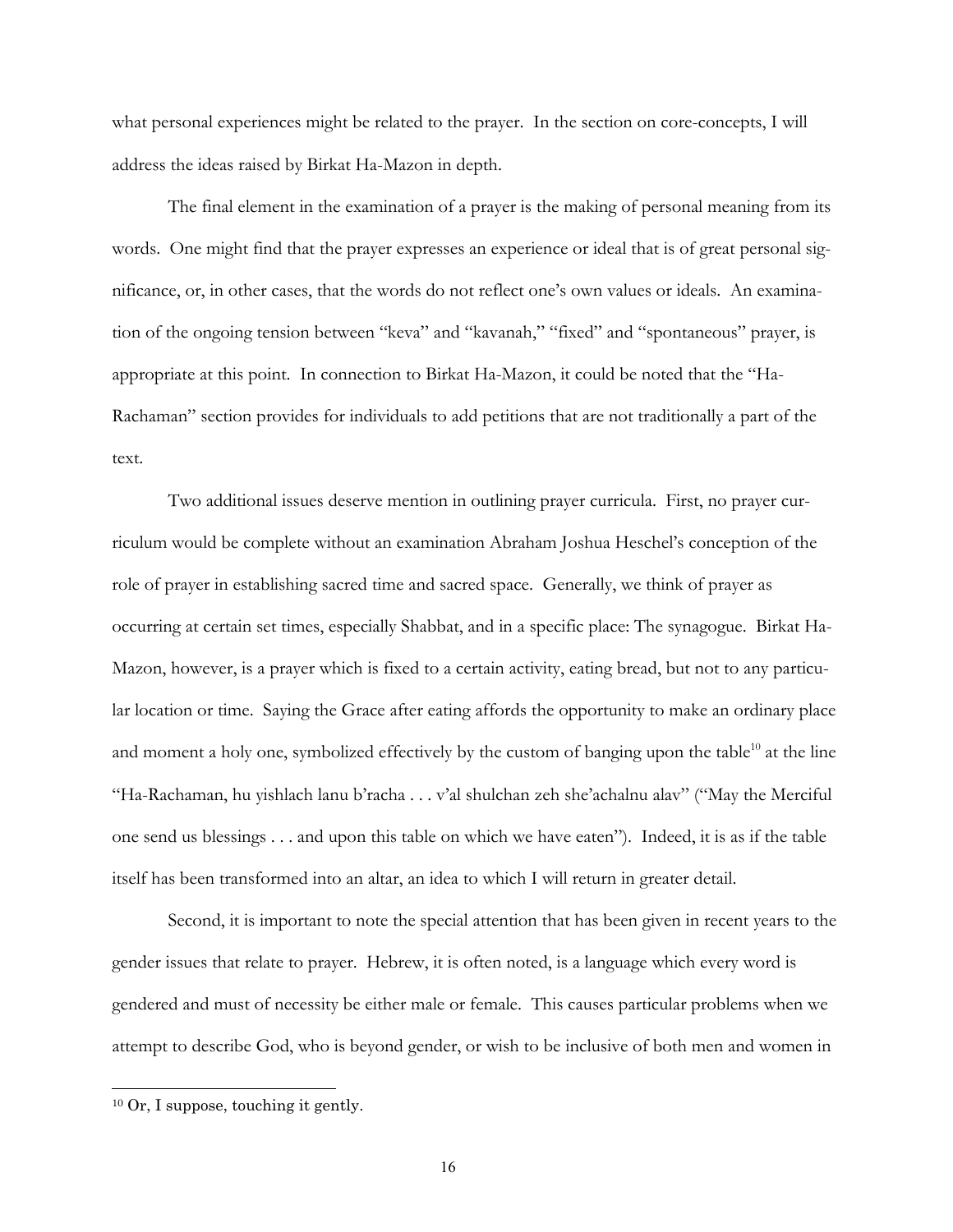what personal experiences might be related to the prayer. In the section on core-concepts, I will address the ideas raised by Birkat Ha-Mazon in depth.

The final element in the examination of a prayer is the making of personal meaning from its words. One might find that the prayer expresses an experience or ideal that is of great personal significance, or, in other cases, that the words do not reflect one's own values or ideals. An examination of the ongoing tension between "keva" and "kavanah," "fixed" and "spontaneous" prayer, is appropriate at this point. In connection to Birkat Ha-Mazon, it could be noted that the "Ha-Rachaman" section provides for individuals to add petitions that are not traditionally a part of the text.

Two additional issues deserve mention in outlining prayer curricula. First, no prayer curriculum would be complete without an examination Abraham Joshua Heschel's conception of the role of prayer in establishing sacred time and sacred space. Generally, we think of prayer as occurring at certain set times, especially Shabbat, and in a specific place: The synagogue. Birkat Ha-Mazon, however, is a prayer which is fixed to a certain activity, eating bread, but not to any particular location or time. Saying the Grace after eating affords the opportunity to make an ordinary place and moment a holy one, symbolized effectively by the custom of banging upon the table[10] at the line "Ha-Rachaman, hu yishlach lanu b'racha . . . v'al shulchan zeh she'achalnu alav" ("May the Merciful one send us blessings . . . and upon this table on which we have eaten"). Indeed, it is as if the table itself has been transformed into an altar, an idea to which I will return in greater detail.

Second, it is important to note the special attention that has been given in recent years to the gender issues that relate to prayer. Hebrew, it is often noted, is a language which every word is gendered and must of necessity be either male or female. This causes particular problems when we attempt to describe God, who is beyond gender, or wish to be inclusive of both men and women in

---

[10] Or, I suppose, touching it gently.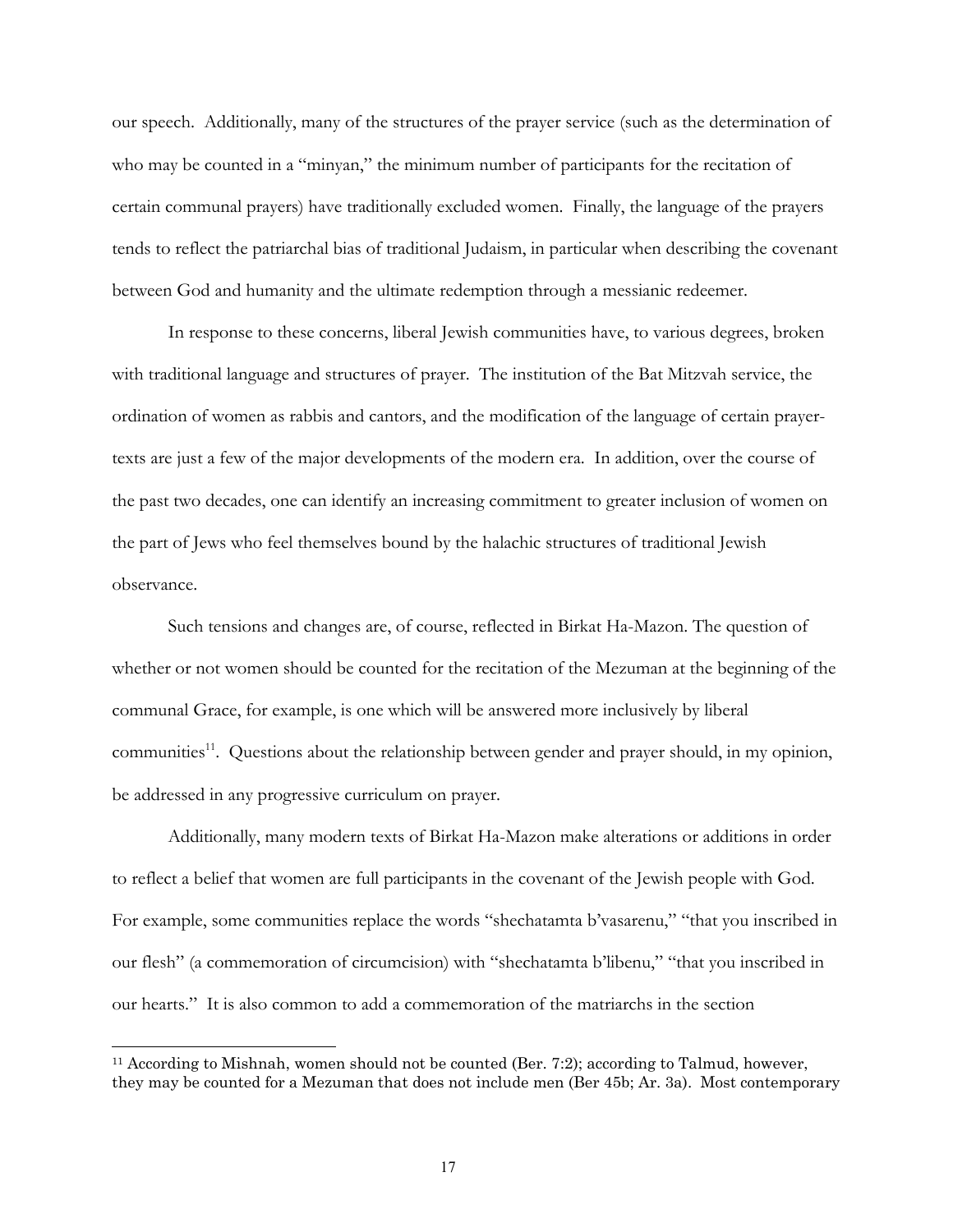our speech. Additionally, many of the structures of the prayer service (such as the determination of who may be counted in a "minyan," the minimum number of participants for the recitation of certain communal prayers) have traditionally excluded women. Finally, the language of the prayers tends to reflect the patriarchal bias of traditional Judaism, in particular when describing the covenant between God and humanity and the ultimate redemption through a messianic redeemer.

In response to these concerns, liberal Jewish communities have, to various degrees, broken with traditional language and structures of prayer. The institution of the Bat Mitzvah service, the ordination of women as rabbis and cantors, and the modification of the language of certain prayer-texts are just a few of the major developments of the modern era. In addition, over the course of the past two decades, one can identify an increasing commitment to greater inclusion of women on the part of Jews who feel themselves bound by the halachic structures of traditional Jewish observance.

Such tensions and changes are, of course, reflected in Birkat Ha-Mazon. The question of whether or not women should be counted for the recitation of the Mezuman at the beginning of the communal Grace, for example, is one which will be answered more inclusively by liberal communities[11]. Questions about the relationship between gender and prayer should, in my opinion, be addressed in any progressive curriculum on prayer.

Additionally, many modern texts of Birkat Ha-Mazon make alterations or additions in order to reflect a belief that women are full participants in the covenant of the Jewish people with God. For example, some communities replace the words "shechatamta b'vasarenu," "that you inscribed in our flesh" (a commemoration of circumcision) with "shechatamta b'libenu," "that you inscribed in our hearts." It is also common to add a commemoration of the matriarchs in the section

---

[11] According to Mishnah, women should not be counted (Ber. 7:2); according to Talmud, however, they may be counted for a Mezuman that does not include men (Ber 45b; Ar. 3a). Most contemporary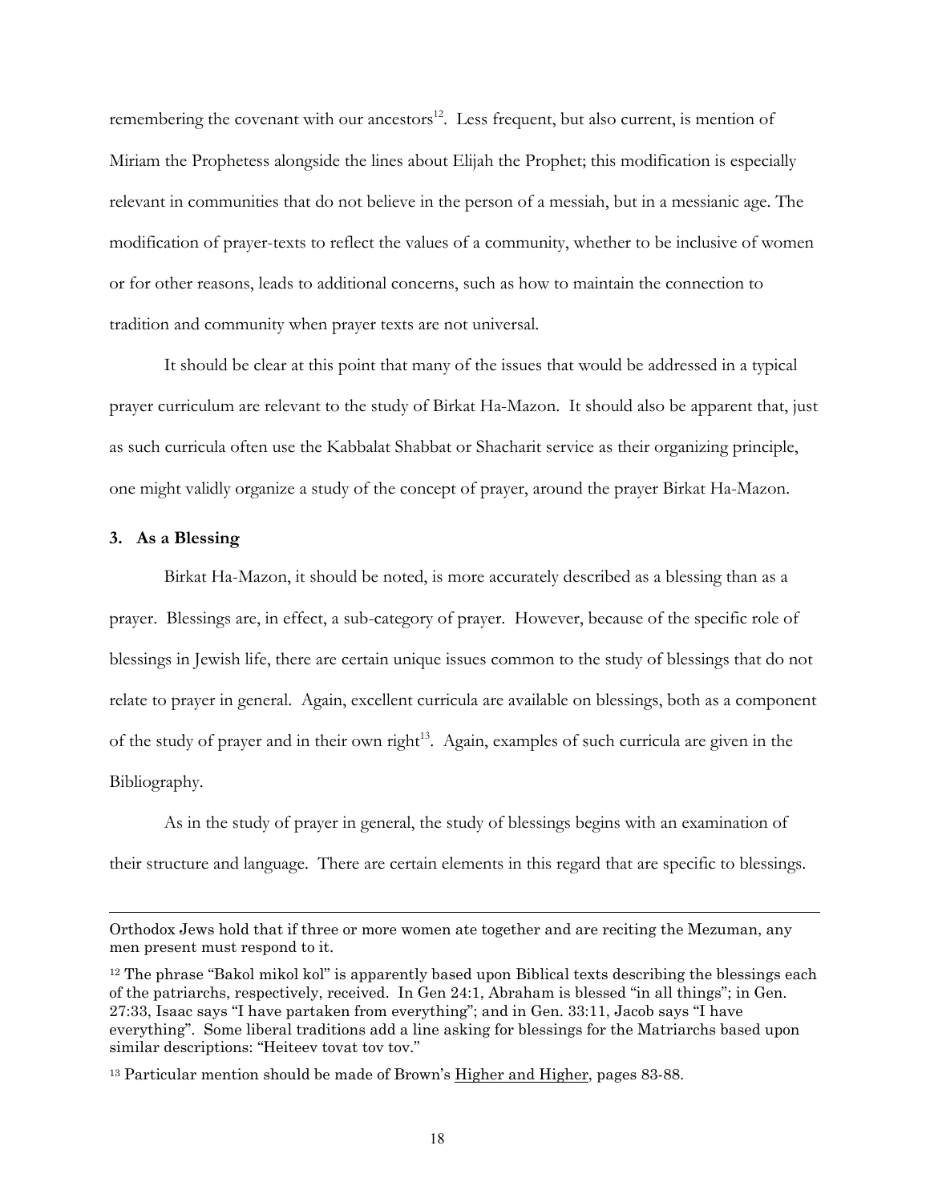remembering the covenant with our ancestors[12]. Less frequent, but also current, is mention of Miriam the Prophetess alongside the lines about Elijah the Prophet; this modification is especially relevant in communities that do not believe in the person of a messiah, but in a messianic age. The modification of prayer-texts to reflect the values of a community, whether to be inclusive of women or for other reasons, leads to additional concerns, such as how to maintain the connection to tradition and community when prayer texts are not universal.

It should be clear at this point that many of the issues that would be addressed in a typical prayer curriculum are relevant to the study of Birkat Ha-Mazon. It should also be apparent that, just as such curricula often use the Kabbalat Shabbat or Shacharit service as their organizing principle, one might validly organize a study of the concept of prayer, around the prayer Birkat Ha-Mazon.

### 3. As a Blessing

Birkat Ha-Mazon, it should be noted, is more accurately described as a blessing than as a prayer. Blessings are, in effect, a sub-category of prayer. However, because of the specific role of blessings in Jewish life, there are certain unique issues common to the study of blessings that do not relate to prayer in general. Again, excellent curricula are available on blessings, both as a component of the study of prayer and in their own right[13]. Again, examples of such curricula are given in the Bibliography.

As in the study of prayer in general, the study of blessings begins with an examination of their structure and language. There are certain elements in this regard that are specific to blessings.

---

Orthodox Jews hold that if three or more women ate together and are reciting the Mezuman, any men present must respond to it.

[12] The phrase "Bakol mikol kol" is apparently based upon Biblical texts describing the blessings each of the patriarchs, respectively, received. In Gen 24:1, Abraham is blessed "in all things"; in Gen. 27:33, Isaac says "I have partaken from everything"; and in Gen. 33:11, Jacob says "I have everything". Some liberal traditions add a line asking for blessings for the Matriarchs based upon similar descriptions: "Heiteev tovat tov tov."

[13] Particular mention should be made of Brown's Higher and Higher, pages 83-88.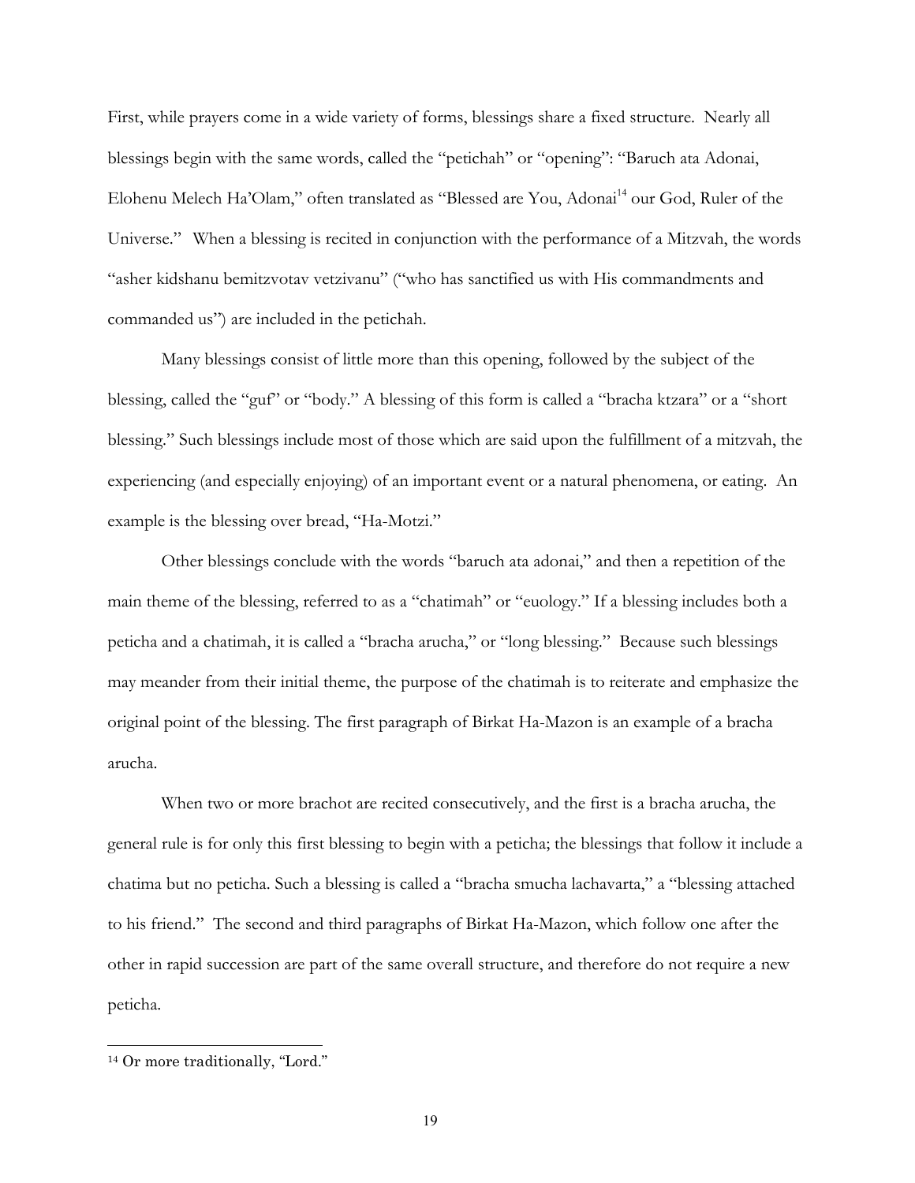First, while prayers come in a wide variety of forms, blessings share a fixed structure. Nearly all blessings begin with the same words, called the "petichah" or "opening": "Baruch ata Adonai, Elohenu Melech Ha'Olam," often translated as "Blessed are You, Adonai[14] our God, Ruler of the Universe." When a blessing is recited in conjunction with the performance of a Mitzvah, the words "asher kidshanu bemitzvotav vetzivanu" ("who has sanctified us with His commandments and commanded us") are included in the petichah.

Many blessings consist of little more than this opening, followed by the subject of the blessing, called the "guf" or "body." A blessing of this form is called a "bracha ktzara" or a "short blessing." Such blessings include most of those which are said upon the fulfillment of a mitzvah, the experiencing (and especially enjoying) of an important event or a natural phenomena, or eating. An example is the blessing over bread, "Ha-Motzi."

Other blessings conclude with the words "baruch ata adonai," and then a repetition of the main theme of the blessing, referred to as a "chatimah" or "euology." If a blessing includes both a peticha and a chatimah, it is called a "bracha arucha," or "long blessing." Because such blessings may meander from their initial theme, the purpose of the chatimah is to reiterate and emphasize the original point of the blessing. The first paragraph of Birkat Ha-Mazon is an example of a bracha arucha.

When two or more brachot are recited consecutively, and the first is a bracha arucha, the general rule is for only this first blessing to begin with a peticha; the blessings that follow it include a chatima but no peticha. Such a blessing is called a "bracha smucha lachavarta," a "blessing attached to his friend." The second and third paragraphs of Birkat Ha-Mazon, which follow one after the other in rapid succession are part of the same overall structure, and therefore do not require a new peticha.

---

[14] Or more traditionally, "Lord."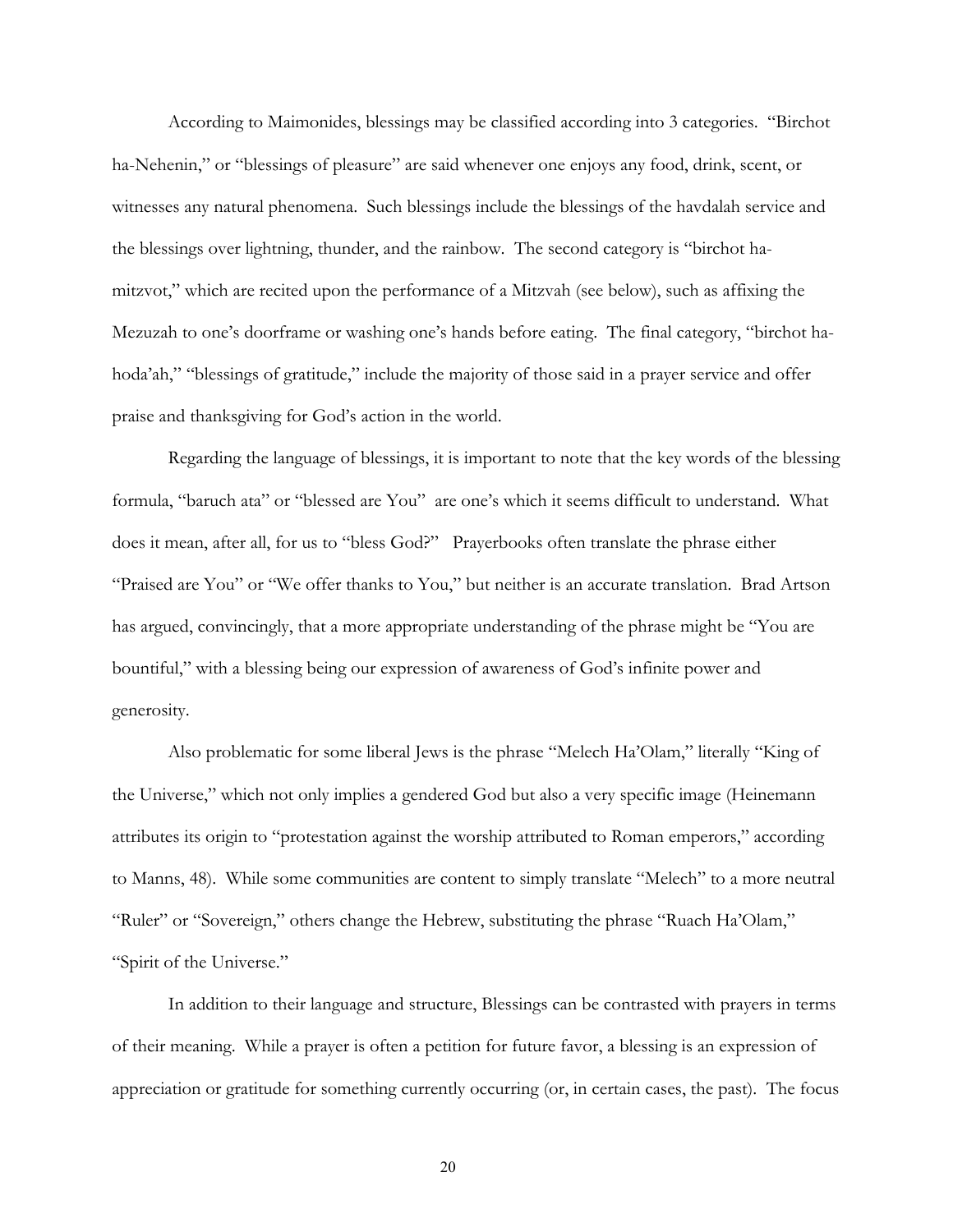According to Maimonides, blessings may be classified according into 3 categories. "Birchot ha-Nehenin," or "blessings of pleasure" are said whenever one enjoys any food, drink, scent, or witnesses any natural phenomena. Such blessings include the blessings of the havdalah service and the blessings over lightning, thunder, and the rainbow. The second category is "birchot ha-mitzvot," which are recited upon the performance of a Mitzvah (see below), such as affixing the Mezuzah to one's doorframe or washing one's hands before eating. The final category, "birchot ha-hoda'ah," "blessings of gratitude," include the majority of those said in a prayer service and offer praise and thanksgiving for God's action in the world.

Regarding the language of blessings, it is important to note that the key words of the blessing formula, "baruch ata" or "blessed are You" are one's which it seems difficult to understand. What does it mean, after all, for us to "bless God?" Prayerbooks often translate the phrase either "Praised are You" or "We offer thanks to You," but neither is an accurate translation. Brad Artson has argued, convincingly, that a more appropriate understanding of the phrase might be "You are bountiful," with a blessing being our expression of awareness of God's infinite power and generosity.

Also problematic for some liberal Jews is the phrase "Melech Ha'Olam," literally "King of the Universe," which not only implies a gendered God but also a very specific image (Heinemann attributes its origin to "protestation against the worship attributed to Roman emperors," according to Manns, 48). While some communities are content to simply translate "Melech" to a more neutral "Ruler" or "Sovereign," others change the Hebrew, substituting the phrase "Ruach Ha'Olam," "Spirit of the Universe."

In addition to their language and structure, Blessings can be contrasted with prayers in terms of their meaning. While a prayer is often a petition for future favor, a blessing is an expression of appreciation or gratitude for something currently occurring (or, in certain cases, the past). The focus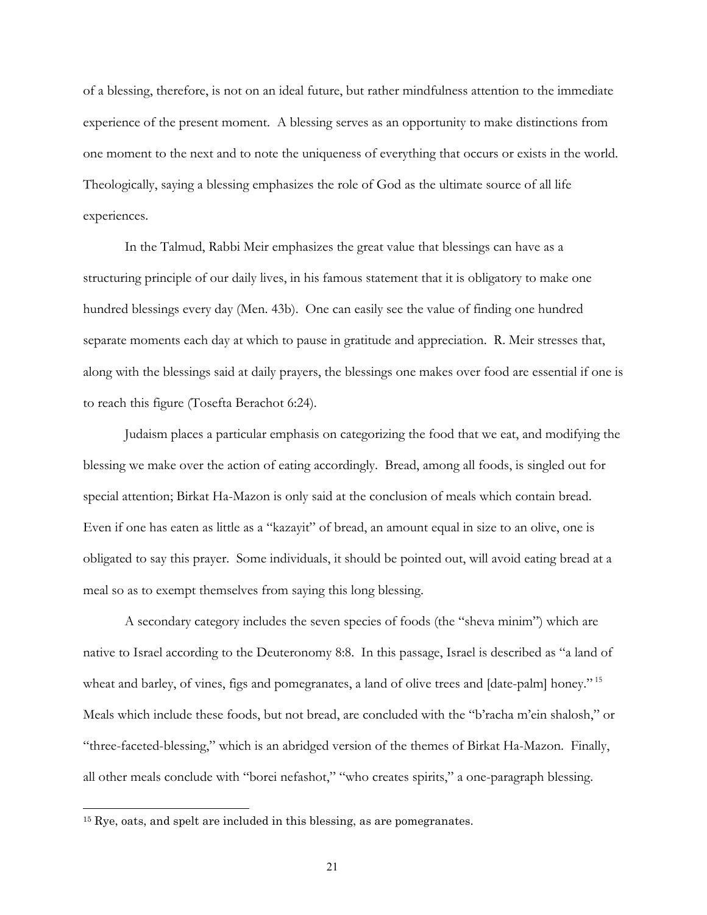of a blessing, therefore, is not on an ideal future, but rather mindfulness attention to the immediate experience of the present moment. A blessing serves as an opportunity to make distinctions from one moment to the next and to note the uniqueness of everything that occurs or exists in the world. Theologically, saying a blessing emphasizes the role of God as the ultimate source of all life experiences.

In the Talmud, Rabbi Meir emphasizes the great value that blessings can have as a structuring principle of our daily lives, in his famous statement that it is obligatory to make one hundred blessings every day (Men. 43b). One can easily see the value of finding one hundred separate moments each day at which to pause in gratitude and appreciation. R. Meir stresses that, along with the blessings said at daily prayers, the blessings one makes over food are essential if one is to reach this figure (Tosefta Berachot 6:24).

Judaism places a particular emphasis on categorizing the food that we eat, and modifying the blessing we make over the action of eating accordingly. Bread, among all foods, is singled out for special attention; Birkat Ha-Mazon is only said at the conclusion of meals which contain bread. Even if one has eaten as little as a "kazayit" of bread, an amount equal in size to an olive, one is obligated to say this prayer. Some individuals, it should be pointed out, will avoid eating bread at a meal so as to exempt themselves from saying this long blessing.

A secondary category includes the seven species of foods (the "sheva minim") which are native to Israel according to the Deuteronomy 8:8. In this passage, Israel is described as "a land of wheat and barley, of vines, figs and pomegranates, a land of olive trees and [date-palm] honey."[15] Meals which include these foods, but not bread, are concluded with the "b'racha m'ein shalosh," or "three-faceted-blessing," which is an abridged version of the themes of Birkat Ha-Mazon. Finally, all other meals conclude with "borei nefashot," "who creates spirits," a one-paragraph blessing.

---

[15] Rye, oats, and spelt are included in this blessing, as are pomegranates.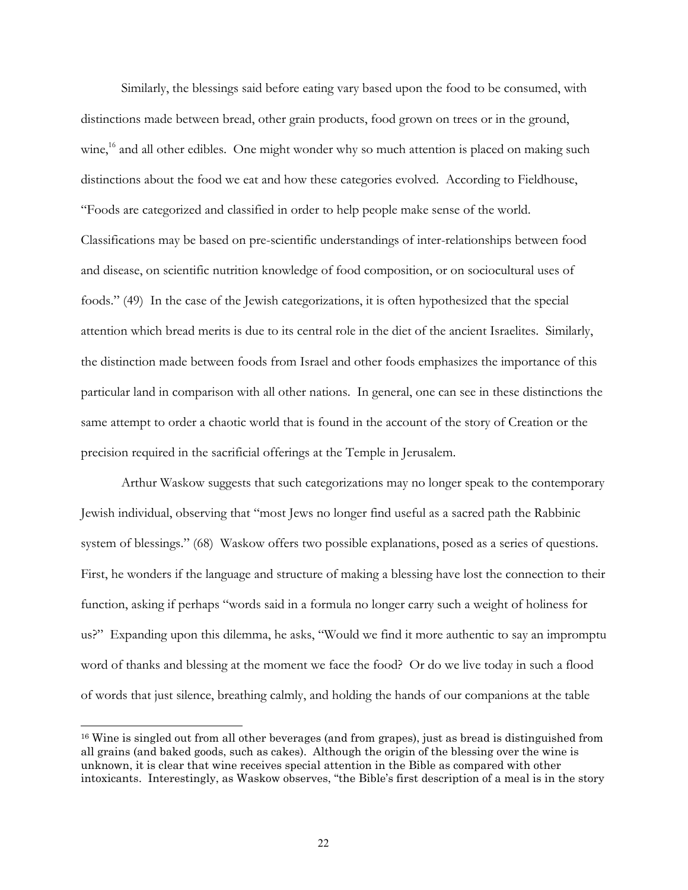Similarly, the blessings said before eating vary based upon the food to be consumed, with distinctions made between bread, other grain products, food grown on trees or in the ground, wine,[16] and all other edibles. One might wonder why so much attention is placed on making such distinctions about the food we eat and how these categories evolved. According to Fieldhouse, "Foods are categorized and classified in order to help people make sense of the world. Classifications may be based on pre-scientific understandings of inter-relationships between food and disease, on scientific nutrition knowledge of food composition, or on sociocultural uses of foods." (49) In the case of the Jewish categorizations, it is often hypothesized that the special attention which bread merits is due to its central role in the diet of the ancient Israelites. Similarly, the distinction made between foods from Israel and other foods emphasizes the importance of this particular land in comparison with all other nations. In general, one can see in these distinctions the same attempt to order a chaotic world that is found in the account of the story of Creation or the precision required in the sacrificial offerings at the Temple in Jerusalem.

Arthur Waskow suggests that such categorizations may no longer speak to the contemporary Jewish individual, observing that "most Jews no longer find useful as a sacred path the Rabbinic system of blessings." (68) Waskow offers two possible explanations, posed as a series of questions. First, he wonders if the language and structure of making a blessing have lost the connection to their function, asking if perhaps "words said in a formula no longer carry such a weight of holiness for us?" Expanding upon this dilemma, he asks, "Would we find it more authentic to say an impromptu word of thanks and blessing at the moment we face the food? Or do we live today in such a flood of words that just silence, breathing calmly, and holding the hands of our companions at the table

---

[16] Wine is singled out from all other beverages (and from grapes), just as bread is distinguished from all grains (and baked goods, such as cakes). Although the origin of the blessing over the wine is unknown, it is clear that wine receives special attention in the Bible as compared with other intoxicants. Interestingly, as Waskow observes, "the Bible's first description of a meal is in the story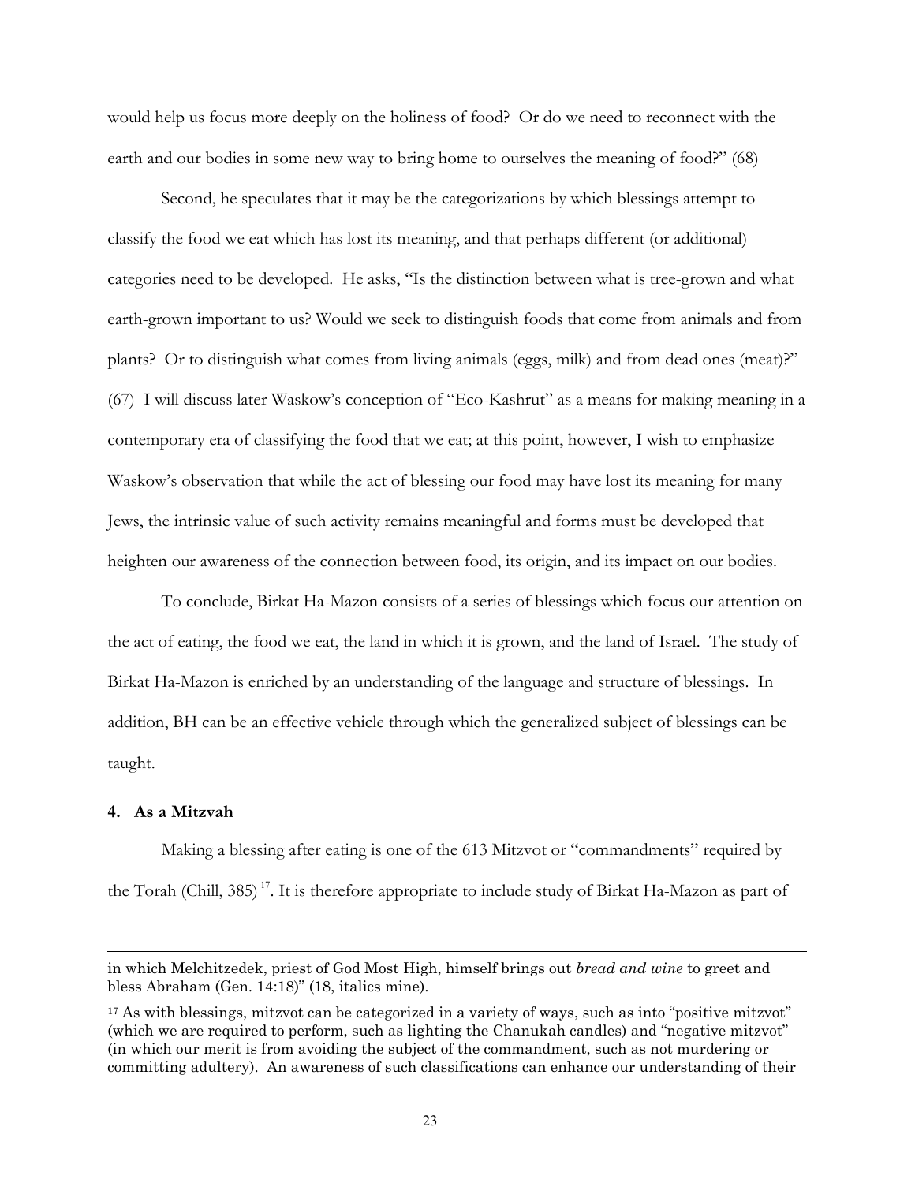would help us focus more deeply on the holiness of food? Or do we need to reconnect with the earth and our bodies in some new way to bring home to ourselves the meaning of food?" (68)

Second, he speculates that it may be the categorizations by which blessings attempt to classify the food we eat which has lost its meaning, and that perhaps different (or additional) categories need to be developed. He asks, "Is the distinction between what is tree-grown and what earth-grown important to us? Would we seek to distinguish foods that come from animals and from plants? Or to distinguish what comes from living animals (eggs, milk) and from dead ones (meat)?" (67) I will discuss later Waskow's conception of "Eco-Kashrut" as a means for making meaning in a contemporary era of classifying the food that we eat; at this point, however, I wish to emphasize Waskow's observation that while the act of blessing our food may have lost its meaning for many Jews, the intrinsic value of such activity remains meaningful and forms must be developed that heighten our awareness of the connection between food, its origin, and its impact on our bodies.

To conclude, Birkat Ha-Mazon consists of a series of blessings which focus our attention on the act of eating, the food we eat, the land in which it is grown, and the land of Israel. The study of Birkat Ha-Mazon is enriched by an understanding of the language and structure of blessings. In addition, BH can be an effective vehicle through which the generalized subject of blessings can be taught.

**4. As a Mitzvah**

Making a blessing after eating is one of the 613 Mitzvot or "commandments" required by the Torah (Chill, 385) [17]. It is therefore appropriate to include study of Birkat Ha-Mazon as part of

---

in which Melchitzedek, priest of God Most High, himself brings out *bread and wine* to greet and bless Abraham (Gen. 14:18)" (18, italics mine).

[17] As with blessings, mitzvot can be categorized in a variety of ways, such as into "positive mitzvot" (which we are required to perform, such as lighting the Chanukah candles) and "negative mitzvot" (in which our merit is from avoiding the subject of the commandment, such as not murdering or committing adultery). An awareness of such classifications can enhance our understanding of their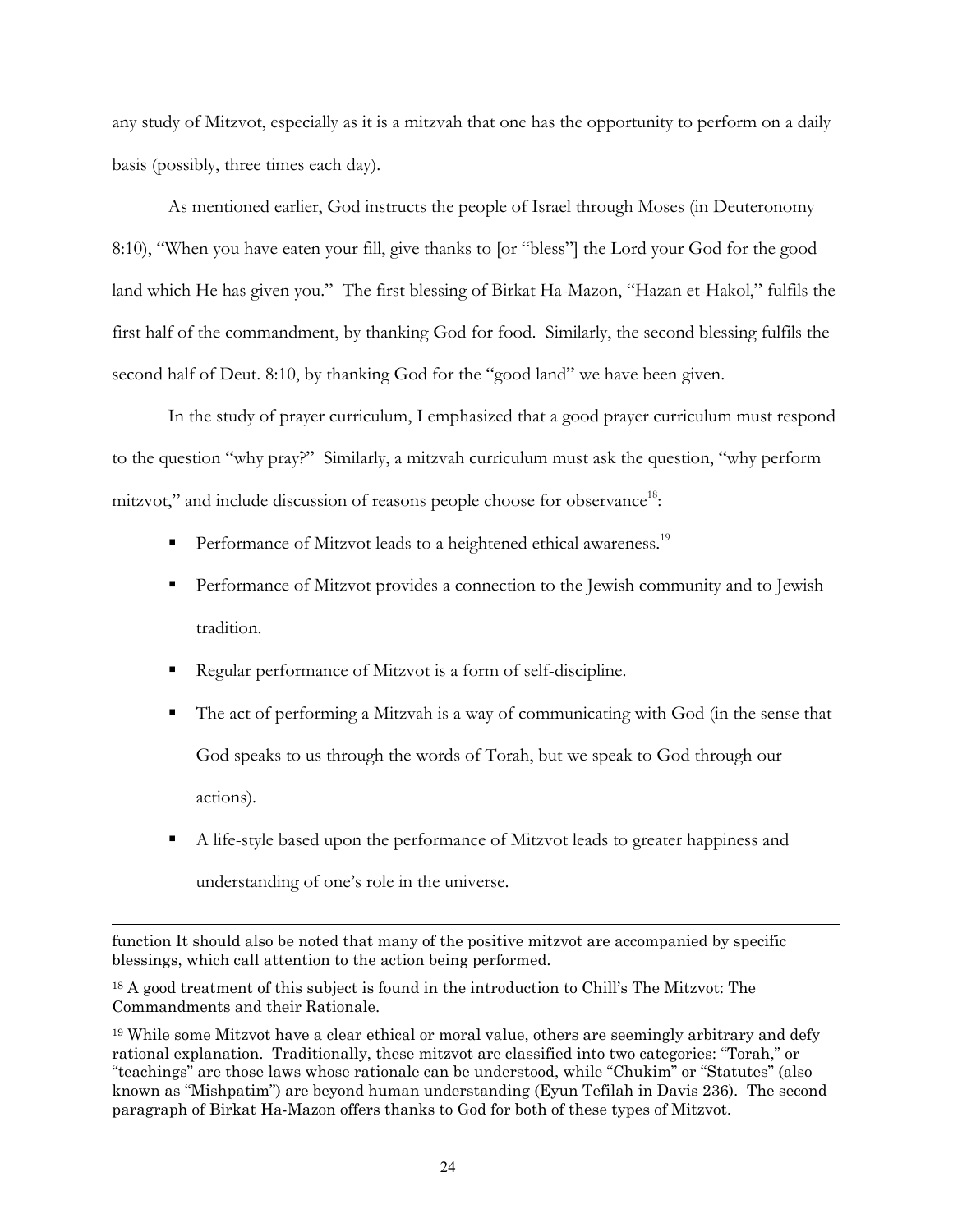any study of Mitzvot, especially as it is a mitzvah that one has the opportunity to perform on a daily basis (possibly, three times each day).

As mentioned earlier, God instructs the people of Israel through Moses (in Deuteronomy 8:10), "When you have eaten your fill, give thanks to [or "bless"] the Lord your God for the good land which He has given you." The first blessing of Birkat Ha-Mazon, "Hazan et-Hakol," fulfils the first half of the commandment, by thanking God for food. Similarly, the second blessing fulfils the second half of Deut. 8:10, by thanking God for the "good land" we have been given.

In the study of prayer curriculum, I emphasized that a good prayer curriculum must respond to the question "why pray?" Similarly, a mitzvah curriculum must ask the question, "why perform mitzvot," and include discussion of reasons people choose for observance[18]:

- Performance of Mitzvot leads to a heightened ethical awareness.[19]
- Performance of Mitzvot provides a connection to the Jewish community and to Jewish tradition.
- Regular performance of Mitzvot is a form of self-discipline.
- The act of performing a Mitzvah is a way of communicating with God (in the sense that God speaks to us through the words of Torah, but we speak to God through our actions).
- A life-style based upon the performance of Mitzvot leads to greater happiness and understanding of one's role in the universe.

---

function It should also be noted that many of the positive mitzvot are accompanied by specific blessings, which call attention to the action being performed.

[18] A good treatment of this subject is found in the introduction to Chill's The Mitzvot: The Commandments and their Rationale.

[19] While some Mitzvot have a clear ethical or moral value, others are seemingly arbitrary and defy rational explanation. Traditionally, these mitzvot are classified into two categories: "Torah," or "teachings" are those laws whose rationale can be understood, while "Chukim" or "Statutes" (also known as "Mishpatim") are beyond human understanding (Eyun Tefilah in Davis 236). The second paragraph of Birkat Ha-Mazon offers thanks to God for both of these types of Mitzvot.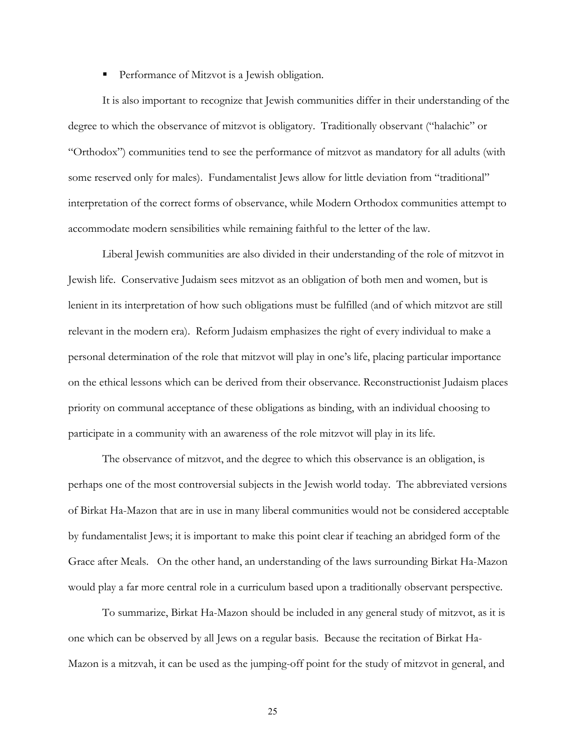- Performance of Mitzvot is a Jewish obligation.

It is also important to recognize that Jewish communities differ in their understanding of the degree to which the observance of mitzvot is obligatory. Traditionally observant ("halachic" or "Orthodox") communities tend to see the performance of mitzvot as mandatory for all adults (with some reserved only for males). Fundamentalist Jews allow for little deviation from "traditional" interpretation of the correct forms of observance, while Modern Orthodox communities attempt to accommodate modern sensibilities while remaining faithful to the letter of the law.

Liberal Jewish communities are also divided in their understanding of the role of mitzvot in Jewish life. Conservative Judaism sees mitzvot as an obligation of both men and women, but is lenient in its interpretation of how such obligations must be fulfilled (and of which mitzvot are still relevant in the modern era). Reform Judaism emphasizes the right of every individual to make a personal determination of the role that mitzvot will play in one's life, placing particular importance on the ethical lessons which can be derived from their observance. Reconstructionist Judaism places priority on communal acceptance of these obligations as binding, with an individual choosing to participate in a community with an awareness of the role mitzvot will play in its life.

The observance of mitzvot, and the degree to which this observance is an obligation, is perhaps one of the most controversial subjects in the Jewish world today. The abbreviated versions of Birkat Ha-Mazon that are in use in many liberal communities would not be considered acceptable by fundamentalist Jews; it is important to make this point clear if teaching an abridged form of the Grace after Meals. On the other hand, an understanding of the laws surrounding Birkat Ha-Mazon would play a far more central role in a curriculum based upon a traditionally observant perspective.

To summarize, Birkat Ha-Mazon should be included in any general study of mitzvot, as it is one which can be observed by all Jews on a regular basis. Because the recitation of Birkat Ha-Mazon is a mitzvah, it can be used as the jumping-off point for the study of mitzvot in general, and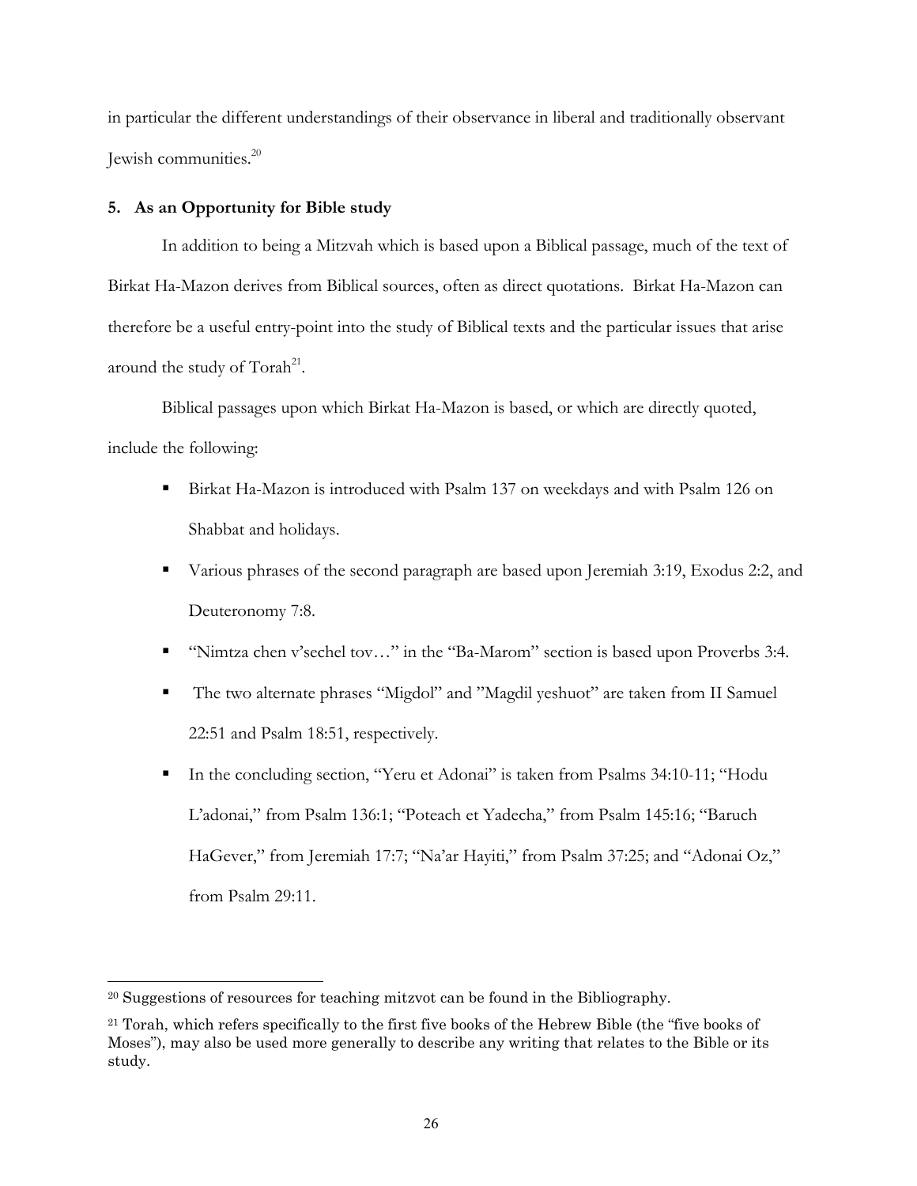in particular the different understandings of their observance in liberal and traditionally observant Jewish communities.[20]

### 5. As an Opportunity for Bible study

In addition to being a Mitzvah which is based upon a Biblical passage, much of the text of Birkat Ha-Mazon derives from Biblical sources, often as direct quotations. Birkat Ha-Mazon can therefore be a useful entry-point into the study of Biblical texts and the particular issues that arise around the study of Torah[21].

Biblical passages upon which Birkat Ha-Mazon is based, or which are directly quoted, include the following:

- Birkat Ha-Mazon is introduced with Psalm 137 on weekdays and with Psalm 126 on Shabbat and holidays.
- Various phrases of the second paragraph are based upon Jeremiah 3:19, Exodus 2:2, and Deuteronomy 7:8.
- "Nimtza chen v'sechel tov…" in the "Ba-Marom" section is based upon Proverbs 3:4.
- The two alternate phrases "Migdol" and "Magdil yeshuot" are taken from II Samuel 22:51 and Psalm 18:51, respectively.
- In the concluding section, "Yeru et Adonai" is taken from Psalms 34:10-11; "Hodu L'adonai," from Psalm 136:1; "Poteach et Yadecha," from Psalm 145:16; "Baruch HaGever," from Jeremiah 17:7; "Na'ar Hayiti," from Psalm 37:25; and "Adonai Oz," from Psalm 29:11.

---

[20] Suggestions of resources for teaching mitzvot can be found in the Bibliography.

[21] Torah, which refers specifically to the first five books of the Hebrew Bible (the "five books of Moses"), may also be used more generally to describe any writing that relates to the Bible or its study.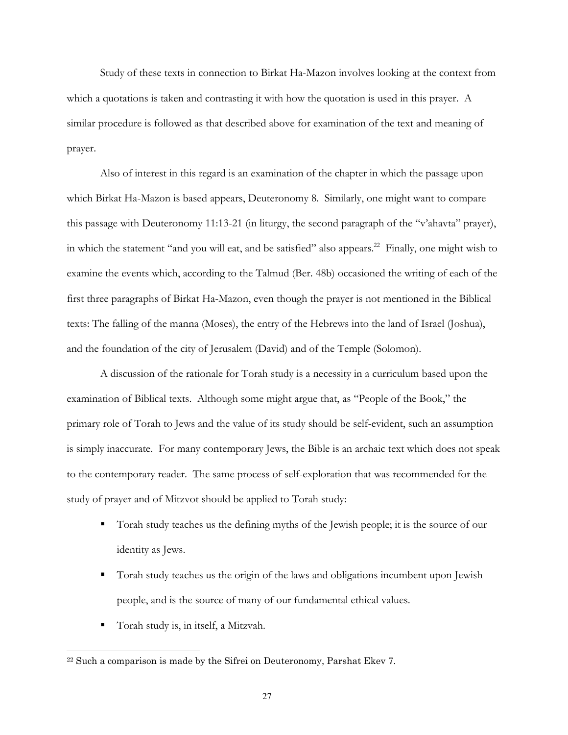Study of these texts in connection to Birkat Ha-Mazon involves looking at the context from which a quotations is taken and contrasting it with how the quotation is used in this prayer. A similar procedure is followed as that described above for examination of the text and meaning of prayer.

Also of interest in this regard is an examination of the chapter in which the passage upon which Birkat Ha-Mazon is based appears, Deuteronomy 8. Similarly, one might want to compare this passage with Deuteronomy 11:13-21 (in liturgy, the second paragraph of the "v'ahavta" prayer), in which the statement "and you will eat, and be satisfied" also appears.[22] Finally, one might wish to examine the events which, according to the Talmud (Ber. 48b) occasioned the writing of each of the first three paragraphs of Birkat Ha-Mazon, even though the prayer is not mentioned in the Biblical texts: The falling of the manna (Moses), the entry of the Hebrews into the land of Israel (Joshua), and the foundation of the city of Jerusalem (David) and of the Temple (Solomon).

A discussion of the rationale for Torah study is a necessity in a curriculum based upon the examination of Biblical texts. Although some might argue that, as "People of the Book," the primary role of Torah to Jews and the value of its study should be self-evident, such an assumption is simply inaccurate. For many contemporary Jews, the Bible is an archaic text which does not speak to the contemporary reader. The same process of self-exploration that was recommended for the study of prayer and of Mitzvot should be applied to Torah study:

- Torah study teaches us the defining myths of the Jewish people; it is the source of our identity as Jews.
- Torah study teaches us the origin of the laws and obligations incumbent upon Jewish people, and is the source of many of our fundamental ethical values.
- Torah study is, in itself, a Mitzvah.

---

[22] Such a comparison is made by the Sifrei on Deuteronomy, Parshat Ekev 7.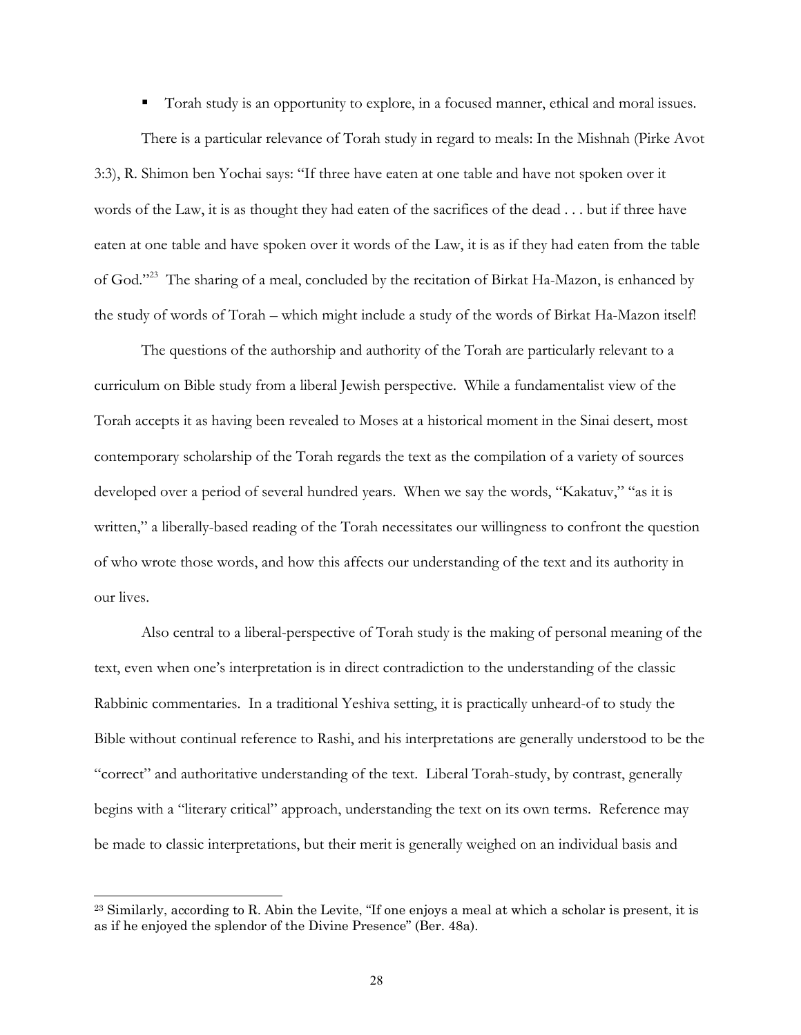- Torah study is an opportunity to explore, in a focused manner, ethical and moral issues.

There is a particular relevance of Torah study in regard to meals: In the Mishnah (Pirke Avot 3:3), R. Shimon ben Yochai says: "If three have eaten at one table and have not spoken over it words of the Law, it is as thought they had eaten of the sacrifices of the dead . . . but if three have eaten at one table and have spoken over it words of the Law, it is as if they had eaten from the table of God."[23] The sharing of a meal, concluded by the recitation of Birkat Ha-Mazon, is enhanced by the study of words of Torah – which might include a study of the words of Birkat Ha-Mazon itself!

The questions of the authorship and authority of the Torah are particularly relevant to a curriculum on Bible study from a liberal Jewish perspective. While a fundamentalist view of the Torah accepts it as having been revealed to Moses at a historical moment in the Sinai desert, most contemporary scholarship of the Torah regards the text as the compilation of a variety of sources developed over a period of several hundred years. When we say the words, "Kakatuv," "as it is written," a liberally-based reading of the Torah necessitates our willingness to confront the question of who wrote those words, and how this affects our understanding of the text and its authority in our lives.

Also central to a liberal-perspective of Torah study is the making of personal meaning of the text, even when one's interpretation is in direct contradiction to the understanding of the classic Rabbinic commentaries. In a traditional Yeshiva setting, it is practically unheard-of to study the Bible without continual reference to Rashi, and his interpretations are generally understood to be the "correct" and authoritative understanding of the text. Liberal Torah-study, by contrast, generally begins with a "literary critical" approach, understanding the text on its own terms. Reference may be made to classic interpretations, but their merit is generally weighed on an individual basis and

---

[23] Similarly, according to R. Abin the Levite, "If one enjoys a meal at which a scholar is present, it is as if he enjoyed the splendor of the Divine Presence" (Ber. 48a).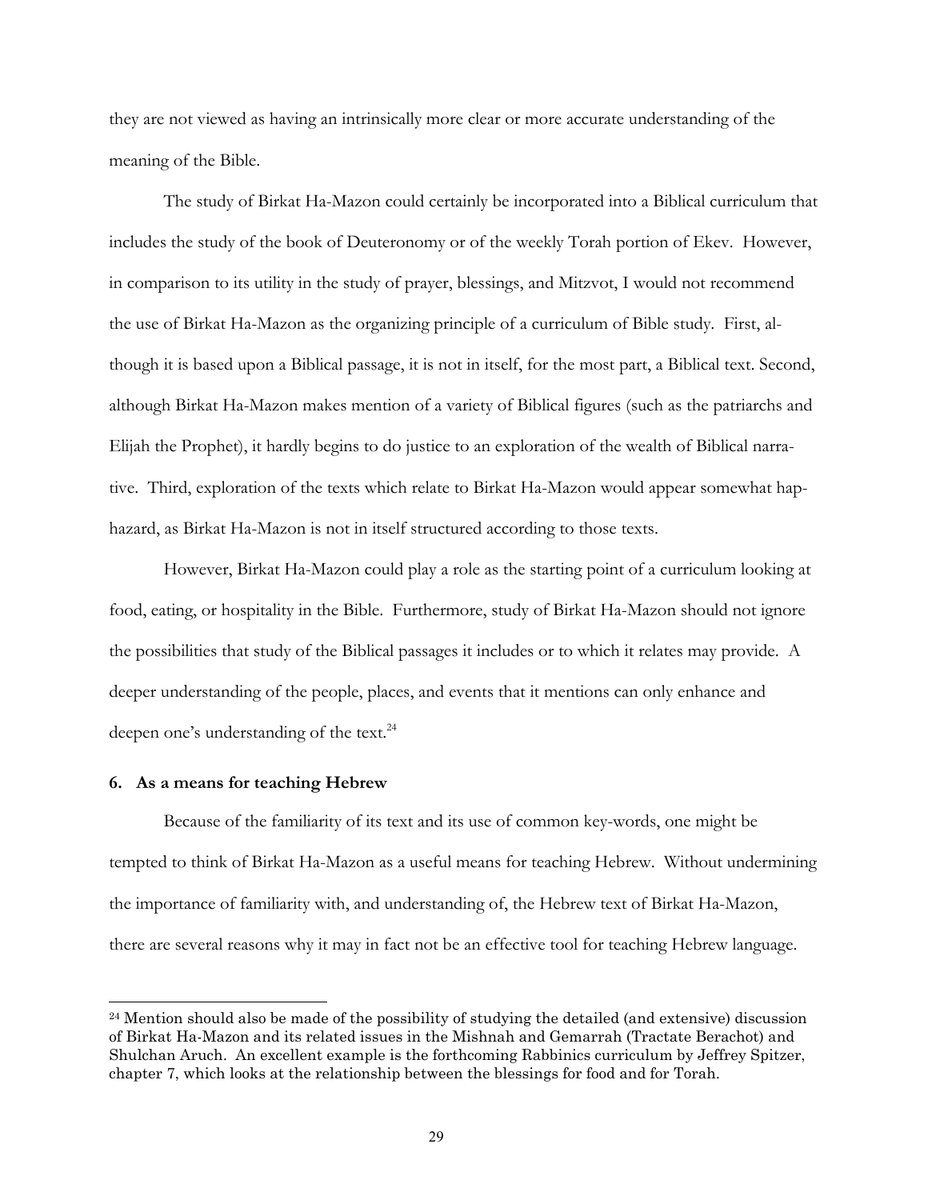they are not viewed as having an intrinsically more clear or more accurate understanding of the meaning of the Bible.

The study of Birkat Ha-Mazon could certainly be incorporated into a Biblical curriculum that includes the study of the book of Deuteronomy or of the weekly Torah portion of Ekev. However, in comparison to its utility in the study of prayer, blessings, and Mitzvot, I would not recommend the use of Birkat Ha-Mazon as the organizing principle of a curriculum of Bible study. First, although it is based upon a Biblical passage, it is not in itself, for the most part, a Biblical text. Second, although Birkat Ha-Mazon makes mention of a variety of Biblical figures (such as the patriarchs and Elijah the Prophet), it hardly begins to do justice to an exploration of the wealth of Biblical narrative. Third, exploration of the texts which relate to Birkat Ha-Mazon would appear somewhat haphazard, as Birkat Ha-Mazon is not in itself structured according to those texts.

However, Birkat Ha-Mazon could play a role as the starting point of a curriculum looking at food, eating, or hospitality in the Bible. Furthermore, study of Birkat Ha-Mazon should not ignore the possibilities that study of the Biblical passages it includes or to which it relates may provide. A deeper understanding of the people, places, and events that it mentions can only enhance and deepen one's understanding of the text.[24]

### 6. As a means for teaching Hebrew

Because of the familiarity of its text and its use of common key-words, one might be tempted to think of Birkat Ha-Mazon as a useful means for teaching Hebrew. Without undermining the importance of familiarity with, and understanding of, the Hebrew text of Birkat Ha-Mazon, there are several reasons why it may in fact not be an effective tool for teaching Hebrew language.

---

[24] Mention should also be made of the possibility of studying the detailed (and extensive) discussion of Birkat Ha-Mazon and its related issues in the Mishnah and Gemarrah (Tractate Berachot) and Shulchan Aruch. An excellent example is the forthcoming Rabbinics curriculum by Jeffrey Spitzer, chapter 7, which looks at the relationship between the blessings for food and for Torah.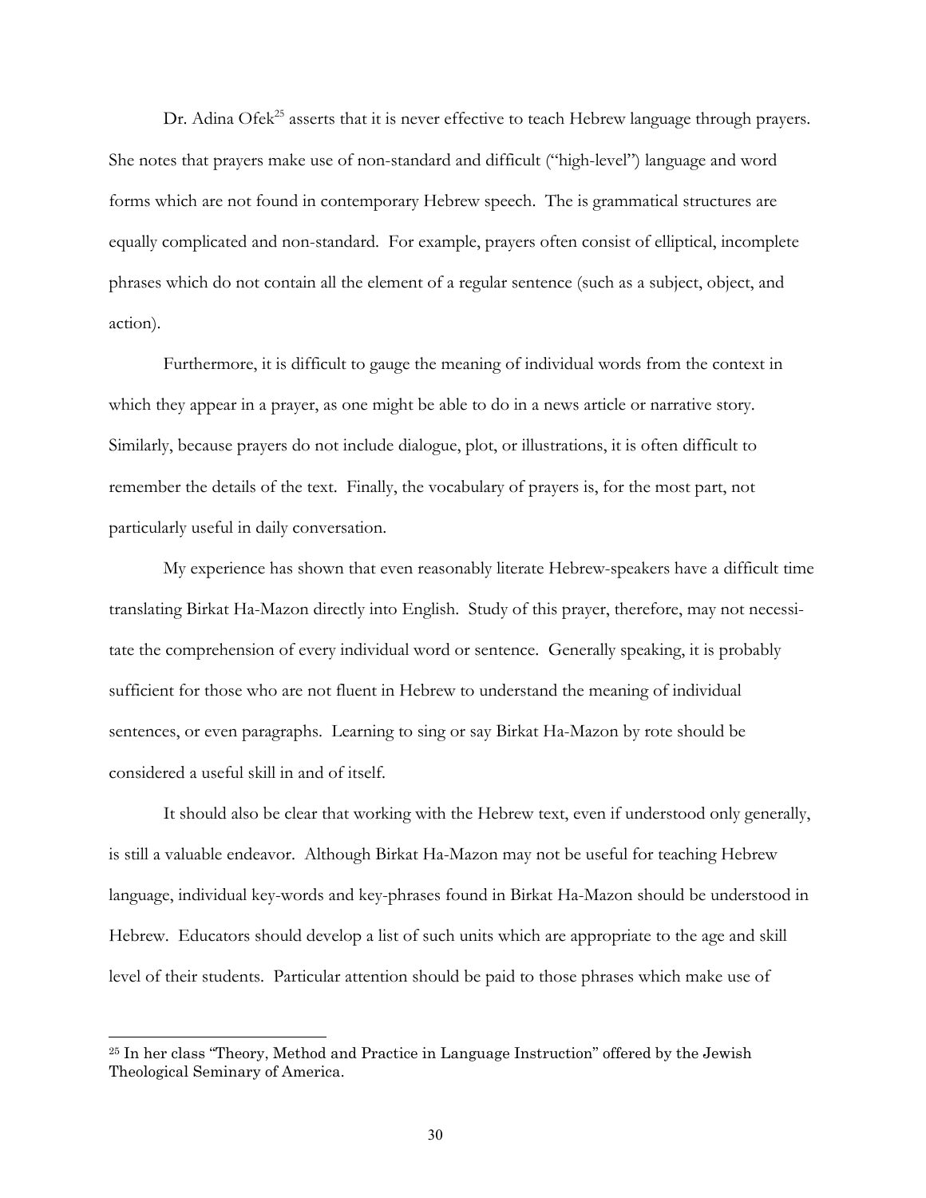Dr. Adina Ofek[25] asserts that it is never effective to teach Hebrew language through prayers. She notes that prayers make use of non-standard and difficult ("high-level") language and word forms which are not found in contemporary Hebrew speech. The is grammatical structures are equally complicated and non-standard. For example, prayers often consist of elliptical, incomplete phrases which do not contain all the element of a regular sentence (such as a subject, object, and action).

Furthermore, it is difficult to gauge the meaning of individual words from the context in which they appear in a prayer, as one might be able to do in a news article or narrative story. Similarly, because prayers do not include dialogue, plot, or illustrations, it is often difficult to remember the details of the text. Finally, the vocabulary of prayers is, for the most part, not particularly useful in daily conversation.

My experience has shown that even reasonably literate Hebrew-speakers have a difficult time translating Birkat Ha-Mazon directly into English. Study of this prayer, therefore, may not necessitate the comprehension of every individual word or sentence. Generally speaking, it is probably sufficient for those who are not fluent in Hebrew to understand the meaning of individual sentences, or even paragraphs. Learning to sing or say Birkat Ha-Mazon by rote should be considered a useful skill in and of itself.

It should also be clear that working with the Hebrew text, even if understood only generally, is still a valuable endeavor. Although Birkat Ha-Mazon may not be useful for teaching Hebrew language, individual key-words and key-phrases found in Birkat Ha-Mazon should be understood in Hebrew. Educators should develop a list of such units which are appropriate to the age and skill level of their students. Particular attention should be paid to those phrases which make use of

---

[25] In her class "Theory, Method and Practice in Language Instruction" offered by the Jewish Theological Seminary of America.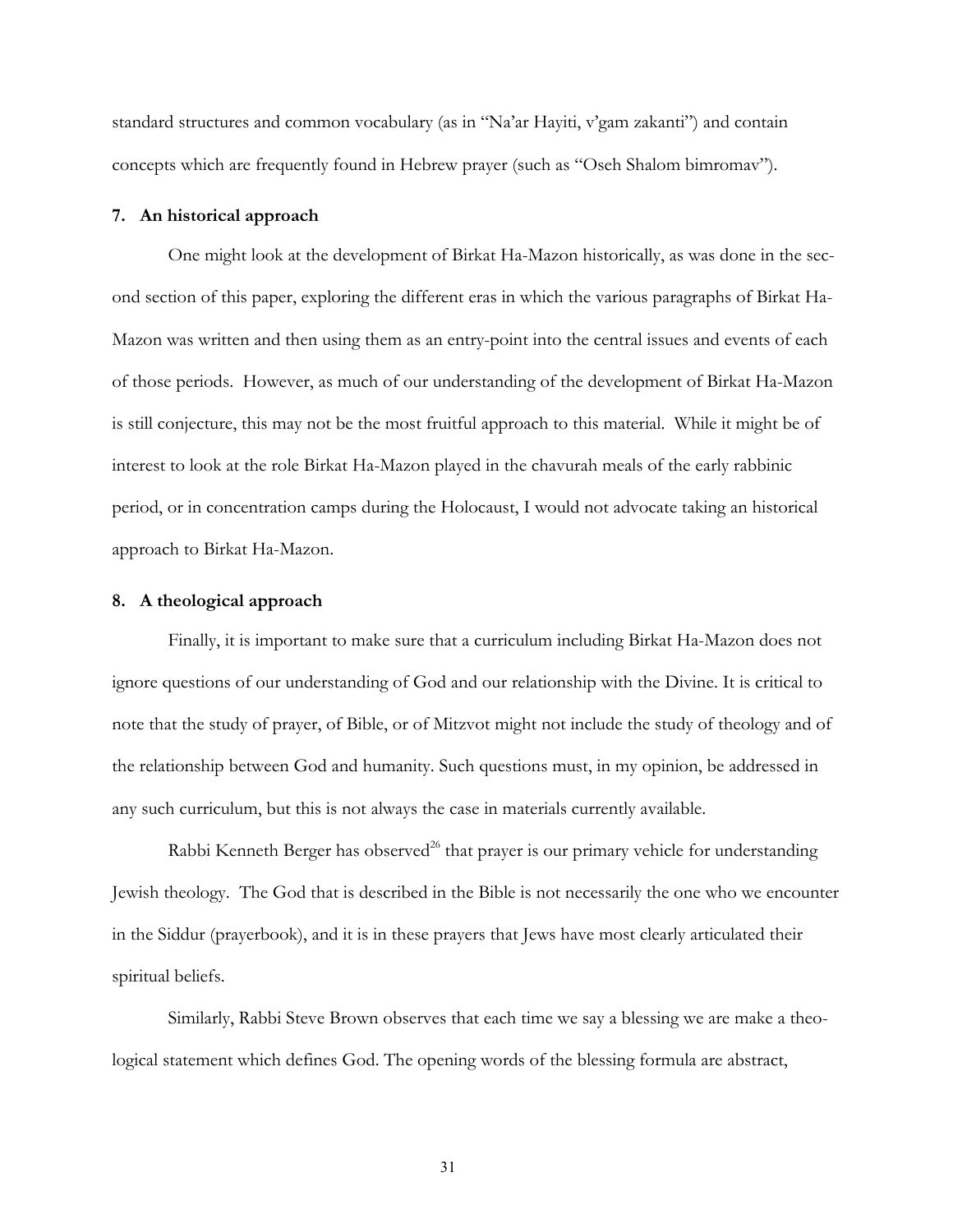standard structures and common vocabulary (as in "Na'ar Hayiti, v'gam zakanti") and contain concepts which are frequently found in Hebrew prayer (such as "Oseh Shalom bimromav").

### 7. An historical approach

One might look at the development of Birkat Ha-Mazon historically, as was done in the second section of this paper, exploring the different eras in which the various paragraphs of Birkat Ha-Mazon was written and then using them as an entry-point into the central issues and events of each of those periods. However, as much of our understanding of the development of Birkat Ha-Mazon is still conjecture, this may not be the most fruitful approach to this material. While it might be of interest to look at the role Birkat Ha-Mazon played in the chavurah meals of the early rabbinic period, or in concentration camps during the Holocaust, I would not advocate taking an historical approach to Birkat Ha-Mazon.

### 8. A theological approach

Finally, it is important to make sure that a curriculum including Birkat Ha-Mazon does not ignore questions of our understanding of God and our relationship with the Divine. It is critical to note that the study of prayer, of Bible, or of Mitzvot might not include the study of theology and of the relationship between God and humanity. Such questions must, in my opinion, be addressed in any such curriculum, but this is not always the case in materials currently available.

Rabbi Kenneth Berger has observed[26] that prayer is our primary vehicle for understanding Jewish theology. The God that is described in the Bible is not necessarily the one who we encounter in the Siddur (prayerbook), and it is in these prayers that Jews have most clearly articulated their spiritual beliefs.

Similarly, Rabbi Steve Brown observes that each time we say a blessing we are make a theological statement which defines God. The opening words of the blessing formula are abstract,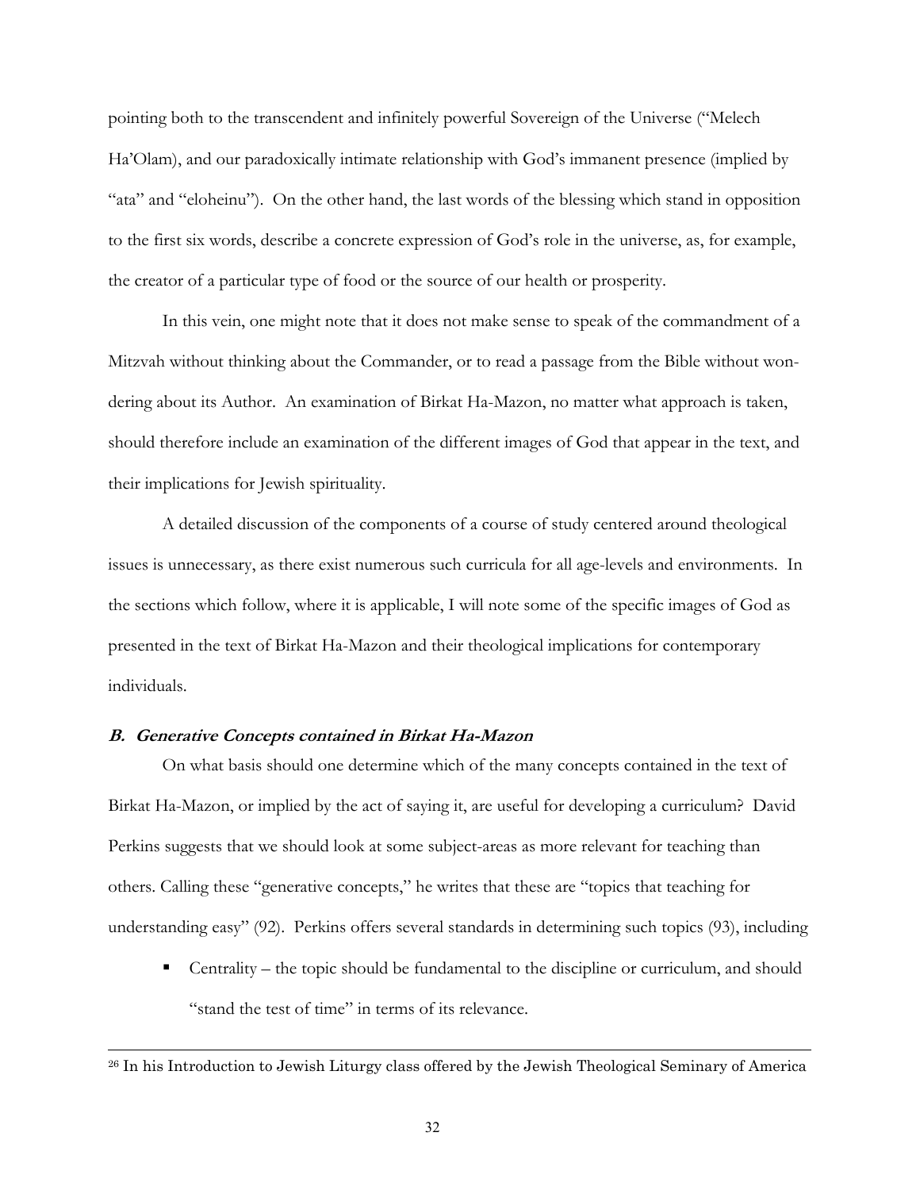pointing both to the transcendent and infinitely powerful Sovereign of the Universe ("Melech Ha'Olam), and our paradoxically intimate relationship with God's immanent presence (implied by "ata" and "eloheinu"). On the other hand, the last words of the blessing which stand in opposition to the first six words, describe a concrete expression of God's role in the universe, as, for example, the creator of a particular type of food or the source of our health or prosperity.

In this vein, one might note that it does not make sense to speak of the commandment of a Mitzvah without thinking about the Commander, or to read a passage from the Bible without wondering about its Author. An examination of Birkat Ha-Mazon, no matter what approach is taken, should therefore include an examination of the different images of God that appear in the text, and their implications for Jewish spirituality.

A detailed discussion of the components of a course of study centered around theological issues is unnecessary, as there exist numerous such curricula for all age-levels and environments. In the sections which follow, where it is applicable, I will note some of the specific images of God as presented in the text of Birkat Ha-Mazon and their theological implications for contemporary individuals.

### *B. Generative Concepts contained in Birkat Ha-Mazon*

On what basis should one determine which of the many concepts contained in the text of Birkat Ha-Mazon, or implied by the act of saying it, are useful for developing a curriculum? David Perkins suggests that we should look at some subject-areas as more relevant for teaching than others. Calling these "generative concepts," he writes that these are "topics that teaching for understanding easy" (92). Perkins offers several standards in determining such topics (93), including

- Centrality – the topic should be fundamental to the discipline or curriculum, and should "stand the test of time" in terms of its relevance.

---

[26] In his Introduction to Jewish Liturgy class offered by the Jewish Theological Seminary of America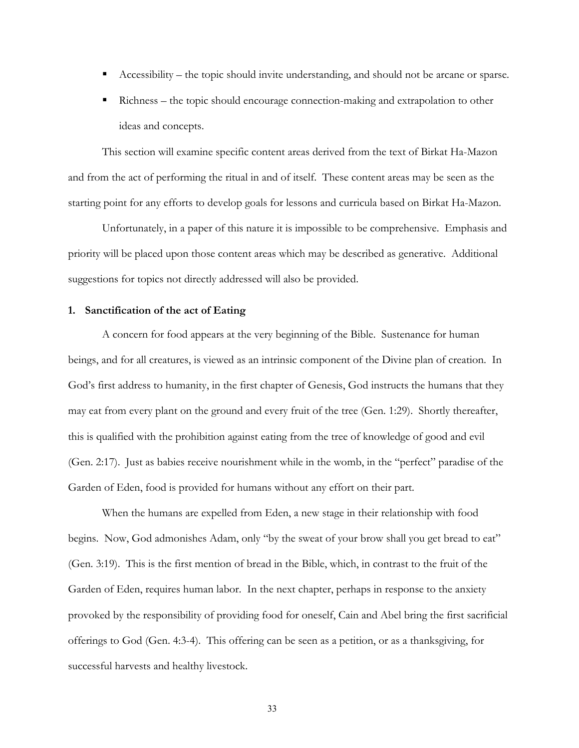- Accessibility – the topic should invite understanding, and should not be arcane or sparse.
- Richness – the topic should encourage connection-making and extrapolation to other ideas and concepts.

This section will examine specific content areas derived from the text of Birkat Ha-Mazon and from the act of performing the ritual in and of itself. These content areas may be seen as the starting point for any efforts to develop goals for lessons and curricula based on Birkat Ha-Mazon.

Unfortunately, in a paper of this nature it is impossible to be comprehensive. Emphasis and priority will be placed upon those content areas which may be described as generative. Additional suggestions for topics not directly addressed will also be provided.

### 1. Sanctification of the act of Eating

A concern for food appears at the very beginning of the Bible. Sustenance for human beings, and for all creatures, is viewed as an intrinsic component of the Divine plan of creation. In God's first address to humanity, in the first chapter of Genesis, God instructs the humans that they may eat from every plant on the ground and every fruit of the tree (Gen. 1:29). Shortly thereafter, this is qualified with the prohibition against eating from the tree of knowledge of good and evil (Gen. 2:17). Just as babies receive nourishment while in the womb, in the "perfect" paradise of the Garden of Eden, food is provided for humans without any effort on their part.

When the humans are expelled from Eden, a new stage in their relationship with food begins. Now, God admonishes Adam, only "by the sweat of your brow shall you get bread to eat" (Gen. 3:19). This is the first mention of bread in the Bible, which, in contrast to the fruit of the Garden of Eden, requires human labor. In the next chapter, perhaps in response to the anxiety provoked by the responsibility of providing food for oneself, Cain and Abel bring the first sacrificial offerings to God (Gen. 4:3-4). This offering can be seen as a petition, or as a thanksgiving, for successful harvests and healthy livestock.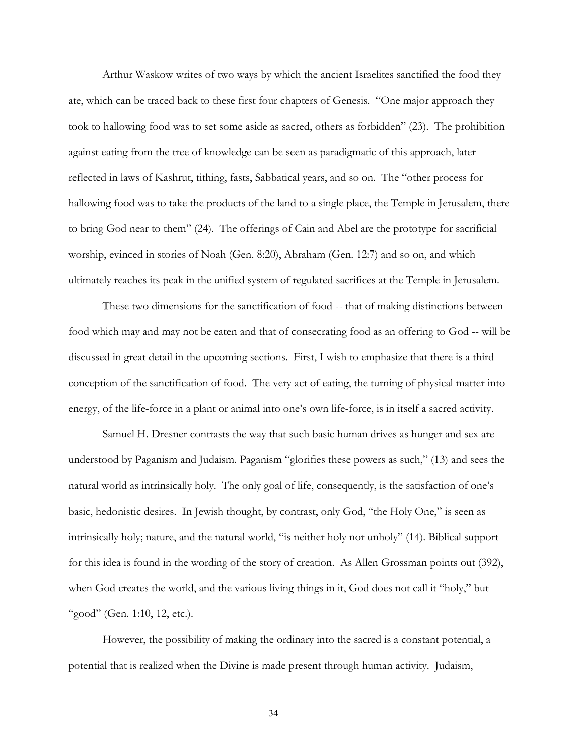Arthur Waskow writes of two ways by which the ancient Israelites sanctified the food they ate, which can be traced back to these first four chapters of Genesis. "One major approach they took to hallowing food was to set some aside as sacred, others as forbidden" (23). The prohibition against eating from the tree of knowledge can be seen as paradigmatic of this approach, later reflected in laws of Kashrut, tithing, fasts, Sabbatical years, and so on. The "other process for hallowing food was to take the products of the land to a single place, the Temple in Jerusalem, there to bring God near to them" (24). The offerings of Cain and Abel are the prototype for sacrificial worship, evinced in stories of Noah (Gen. 8:20), Abraham (Gen. 12:7) and so on, and which ultimately reaches its peak in the unified system of regulated sacrifices at the Temple in Jerusalem.

These two dimensions for the sanctification of food -- that of making distinctions between food which may and may not be eaten and that of consecrating food as an offering to God -- will be discussed in great detail in the upcoming sections. First, I wish to emphasize that there is a third conception of the sanctification of food. The very act of eating, the turning of physical matter into energy, of the life-force in a plant or animal into one's own life-force, is in itself a sacred activity.

Samuel H. Dresner contrasts the way that such basic human drives as hunger and sex are understood by Paganism and Judaism. Paganism "glorifies these powers as such," (13) and sees the natural world as intrinsically holy. The only goal of life, consequently, is the satisfaction of one's basic, hedonistic desires. In Jewish thought, by contrast, only God, "the Holy One," is seen as intrinsically holy; nature, and the natural world, "is neither holy nor unholy" (14). Biblical support for this idea is found in the wording of the story of creation. As Allen Grossman points out (392), when God creates the world, and the various living things in it, God does not call it "holy," but "good" (Gen. 1:10, 12, etc.).

However, the possibility of making the ordinary into the sacred is a constant potential, a potential that is realized when the Divine is made present through human activity. Judaism,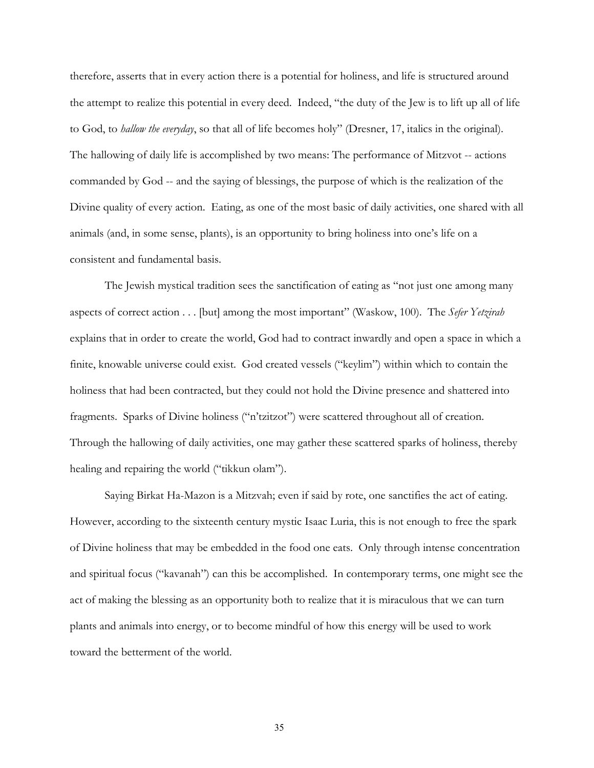therefore, asserts that in every action there is a potential for holiness, and life is structured around the attempt to realize this potential in every deed. Indeed, "the duty of the Jew is to lift up all of life to God, to *hallow the everyday*, so that all of life becomes holy" (Dresner, 17, italics in the original). The hallowing of daily life is accomplished by two means: The performance of Mitzvot -- actions commanded by God -- and the saying of blessings, the purpose of which is the realization of the Divine quality of every action. Eating, as one of the most basic of daily activities, one shared with all animals (and, in some sense, plants), is an opportunity to bring holiness into one's life on a consistent and fundamental basis.

The Jewish mystical tradition sees the sanctification of eating as "not just one among many aspects of correct action . . . [but] among the most important" (Waskow, 100). The *Sefer Yetzirah* explains that in order to create the world, God had to contract inwardly and open a space in which a finite, knowable universe could exist. God created vessels ("keylim") within which to contain the holiness that had been contracted, but they could not hold the Divine presence and shattered into fragments. Sparks of Divine holiness ("n'tzitzot") were scattered throughout all of creation. Through the hallowing of daily activities, one may gather these scattered sparks of holiness, thereby healing and repairing the world ("tikkun olam").

Saying Birkat Ha-Mazon is a Mitzvah; even if said by rote, one sanctifies the act of eating. However, according to the sixteenth century mystic Isaac Luria, this is not enough to free the spark of Divine holiness that may be embedded in the food one eats. Only through intense concentration and spiritual focus ("kavanah") can this be accomplished. In contemporary terms, one might see the act of making the blessing as an opportunity both to realize that it is miraculous that we can turn plants and animals into energy, or to become mindful of how this energy will be used to work toward the betterment of the world.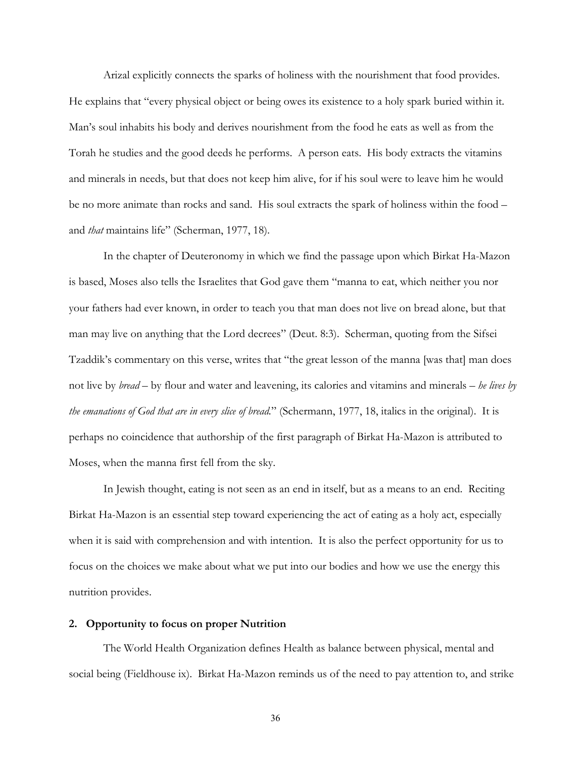Arizal explicitly connects the sparks of holiness with the nourishment that food provides. He explains that "every physical object or being owes its existence to a holy spark buried within it. Man's soul inhabits his body and derives nourishment from the food he eats as well as from the Torah he studies and the good deeds he performs. A person eats. His body extracts the vitamins and minerals in needs, but that does not keep him alive, for if his soul were to leave him he would be no more animate than rocks and sand. His soul extracts the spark of holiness within the food – and *that* maintains life" (Scherman, 1977, 18).

In the chapter of Deuteronomy in which we find the passage upon which Birkat Ha-Mazon is based, Moses also tells the Israelites that God gave them "manna to eat, which neither you nor your fathers had ever known, in order to teach you that man does not live on bread alone, but that man may live on anything that the Lord decrees" (Deut. 8:3). Scherman, quoting from the Sifsei Tzaddik's commentary on this verse, writes that "the great lesson of the manna [was that] man does not live by *bread* – by flour and water and leavening, its calories and vitamins and minerals – *he lives by the emanations of God that are in every slice of bread*." (Schermann, 1977, 18, italics in the original). It is perhaps no coincidence that authorship of the first paragraph of Birkat Ha-Mazon is attributed to Moses, when the manna first fell from the sky.

In Jewish thought, eating is not seen as an end in itself, but as a means to an end. Reciting Birkat Ha-Mazon is an essential step toward experiencing the act of eating as a holy act, especially when it is said with comprehension and with intention. It is also the perfect opportunity for us to focus on the choices we make about what we put into our bodies and how we use the energy this nutrition provides.

**2. Opportunity to focus on proper Nutrition**

The World Health Organization defines Health as balance between physical, mental and social being (Fieldhouse ix). Birkat Ha-Mazon reminds us of the need to pay attention to, and strike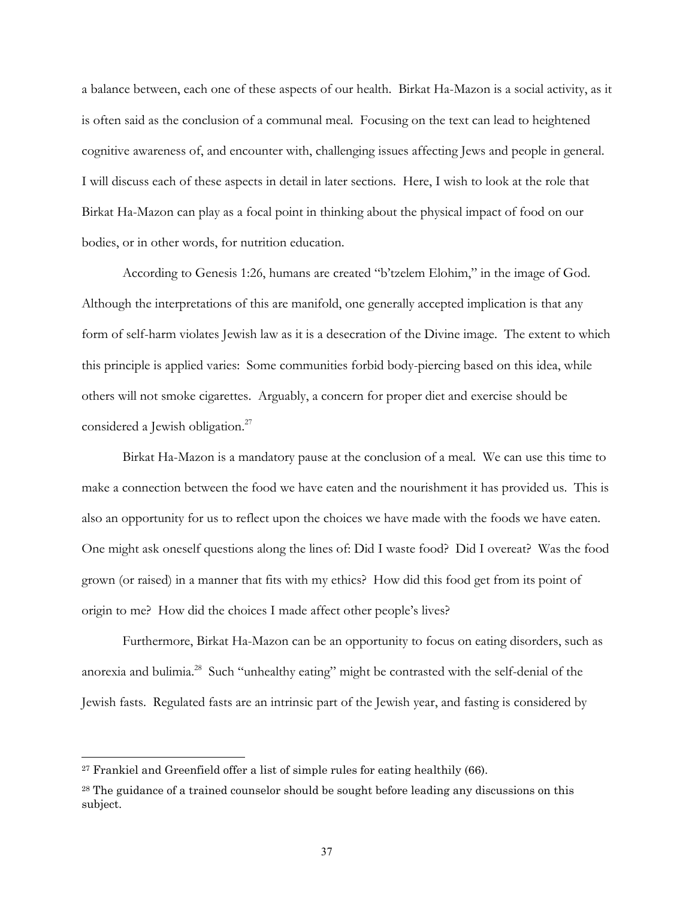a balance between, each one of these aspects of our health. Birkat Ha-Mazon is a social activity, as it is often said as the conclusion of a communal meal. Focusing on the text can lead to heightened cognitive awareness of, and encounter with, challenging issues affecting Jews and people in general. I will discuss each of these aspects in detail in later sections. Here, I wish to look at the role that Birkat Ha-Mazon can play as a focal point in thinking about the physical impact of food on our bodies, or in other words, for nutrition education.

According to Genesis 1:26, humans are created "b'tzelem Elohim," in the image of God. Although the interpretations of this are manifold, one generally accepted implication is that any form of self-harm violates Jewish law as it is a desecration of the Divine image. The extent to which this principle is applied varies: Some communities forbid body-piercing based on this idea, while others will not smoke cigarettes. Arguably, a concern for proper diet and exercise should be considered a Jewish obligation.[27]

Birkat Ha-Mazon is a mandatory pause at the conclusion of a meal. We can use this time to make a connection between the food we have eaten and the nourishment it has provided us. This is also an opportunity for us to reflect upon the choices we have made with the foods we have eaten. One might ask oneself questions along the lines of: Did I waste food? Did I overeat? Was the food grown (or raised) in a manner that fits with my ethics? How did this food get from its point of origin to me? How did the choices I made affect other people's lives?

Furthermore, Birkat Ha-Mazon can be an opportunity to focus on eating disorders, such as anorexia and bulimia.[28] Such "unhealthy eating" might be contrasted with the self-denial of the Jewish fasts. Regulated fasts are an intrinsic part of the Jewish year, and fasting is considered by

---

[27] Frankiel and Greenfield offer a list of simple rules for eating healthily (66).

[28] The guidance of a trained counselor should be sought before leading any discussions on this subject.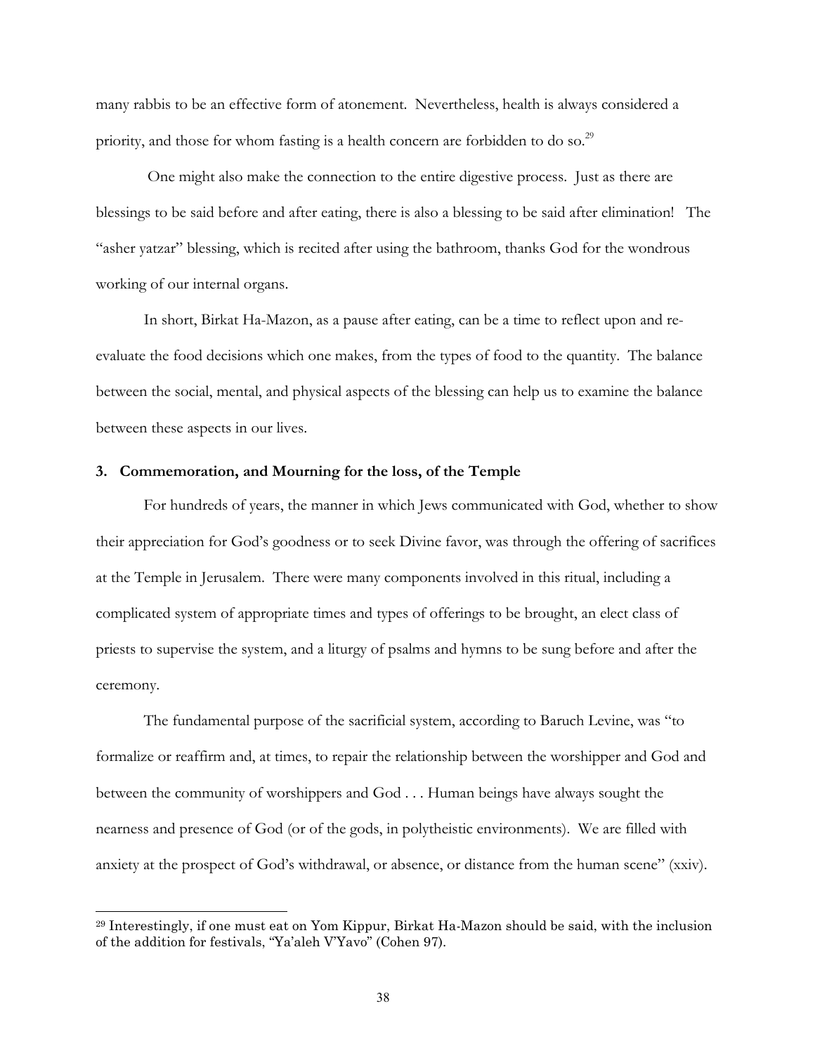many rabbis to be an effective form of atonement. Nevertheless, health is always considered a priority, and those for whom fasting is a health concern are forbidden to do so.[29]

One might also make the connection to the entire digestive process. Just as there are blessings to be said before and after eating, there is also a blessing to be said after elimination! The "asher yatzar" blessing, which is recited after using the bathroom, thanks God for the wondrous working of our internal organs.

In short, Birkat Ha-Mazon, as a pause after eating, can be a time to reflect upon and re-evaluate the food decisions which one makes, from the types of food to the quantity. The balance between the social, mental, and physical aspects of the blessing can help us to examine the balance between these aspects in our lives.

### 3. Commemoration, and Mourning for the loss, of the Temple

For hundreds of years, the manner in which Jews communicated with God, whether to show their appreciation for God's goodness or to seek Divine favor, was through the offering of sacrifices at the Temple in Jerusalem. There were many components involved in this ritual, including a complicated system of appropriate times and types of offerings to be brought, an elect class of priests to supervise the system, and a liturgy of psalms and hymns to be sung before and after the ceremony.

The fundamental purpose of the sacrificial system, according to Baruch Levine, was "to formalize or reaffirm and, at times, to repair the relationship between the worshipper and God and between the community of worshippers and God . . . Human beings have always sought the nearness and presence of God (or of the gods, in polytheistic environments). We are filled with anxiety at the prospect of God's withdrawal, or absence, or distance from the human scene" (xxiv).

---

[29] Interestingly, if one must eat on Yom Kippur, Birkat Ha-Mazon should be said, with the inclusion of the addition for festivals, "Ya'aleh V'Yavo" (Cohen 97).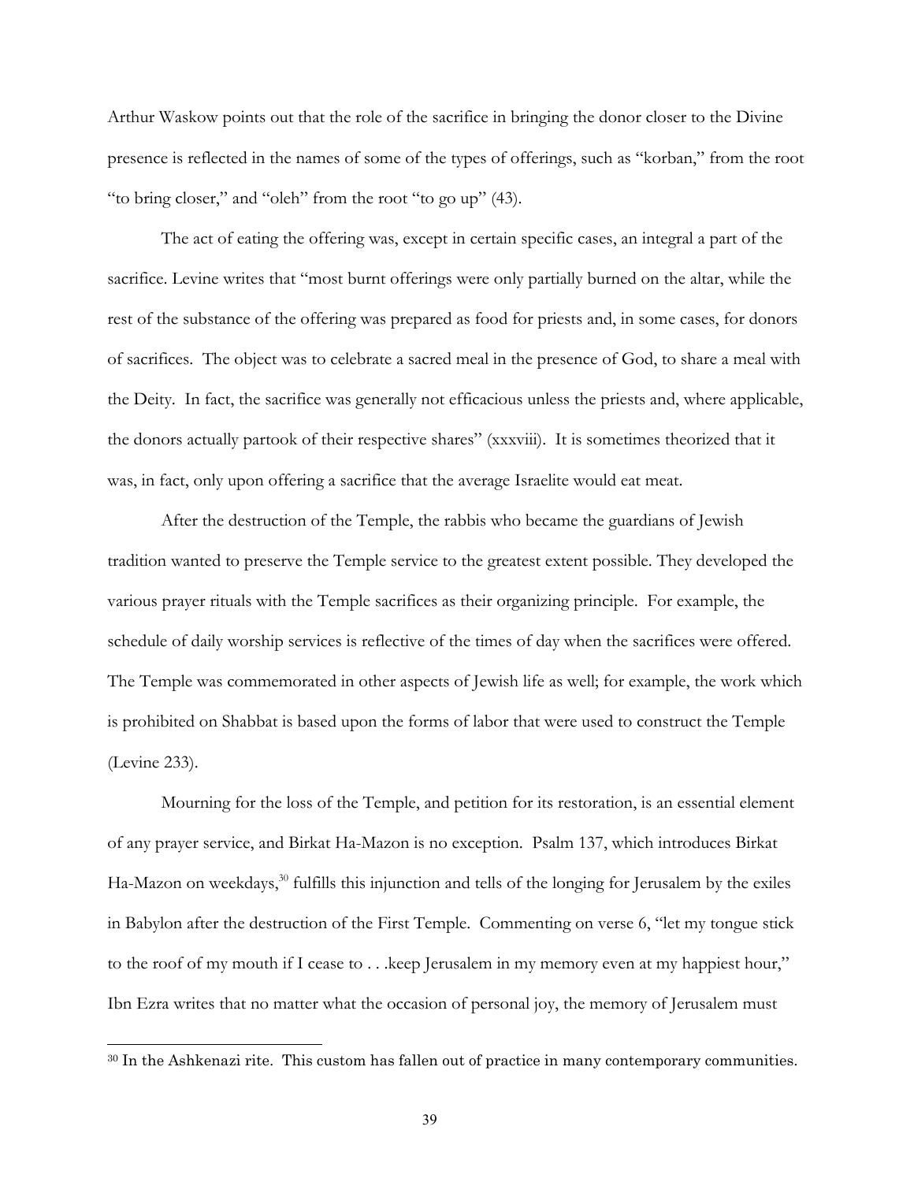Arthur Waskow points out that the role of the sacrifice in bringing the donor closer to the Divine presence is reflected in the names of some of the types of offerings, such as "korban," from the root "to bring closer," and "oleh" from the root "to go up" (43).

The act of eating the offering was, except in certain specific cases, an integral a part of the sacrifice. Levine writes that "most burnt offerings were only partially burned on the altar, while the rest of the substance of the offering was prepared as food for priests and, in some cases, for donors of sacrifices. The object was to celebrate a sacred meal in the presence of God, to share a meal with the Deity. In fact, the sacrifice was generally not efficacious unless the priests and, where applicable, the donors actually partook of their respective shares" (xxxviii). It is sometimes theorized that it was, in fact, only upon offering a sacrifice that the average Israelite would eat meat.

After the destruction of the Temple, the rabbis who became the guardians of Jewish tradition wanted to preserve the Temple service to the greatest extent possible. They developed the various prayer rituals with the Temple sacrifices as their organizing principle. For example, the schedule of daily worship services is reflective of the times of day when the sacrifices were offered. The Temple was commemorated in other aspects of Jewish life as well; for example, the work which is prohibited on Shabbat is based upon the forms of labor that were used to construct the Temple (Levine 233).

Mourning for the loss of the Temple, and petition for its restoration, is an essential element of any prayer service, and Birkat Ha-Mazon is no exception. Psalm 137, which introduces Birkat Ha-Mazon on weekdays,[30] fulfills this injunction and tells of the longing for Jerusalem by the exiles in Babylon after the destruction of the First Temple. Commenting on verse 6, "let my tongue stick to the roof of my mouth if I cease to . . .keep Jerusalem in my memory even at my happiest hour," Ibn Ezra writes that no matter what the occasion of personal joy, the memory of Jerusalem must

---

[30] In the Ashkenazi rite. This custom has fallen out of practice in many contemporary communities.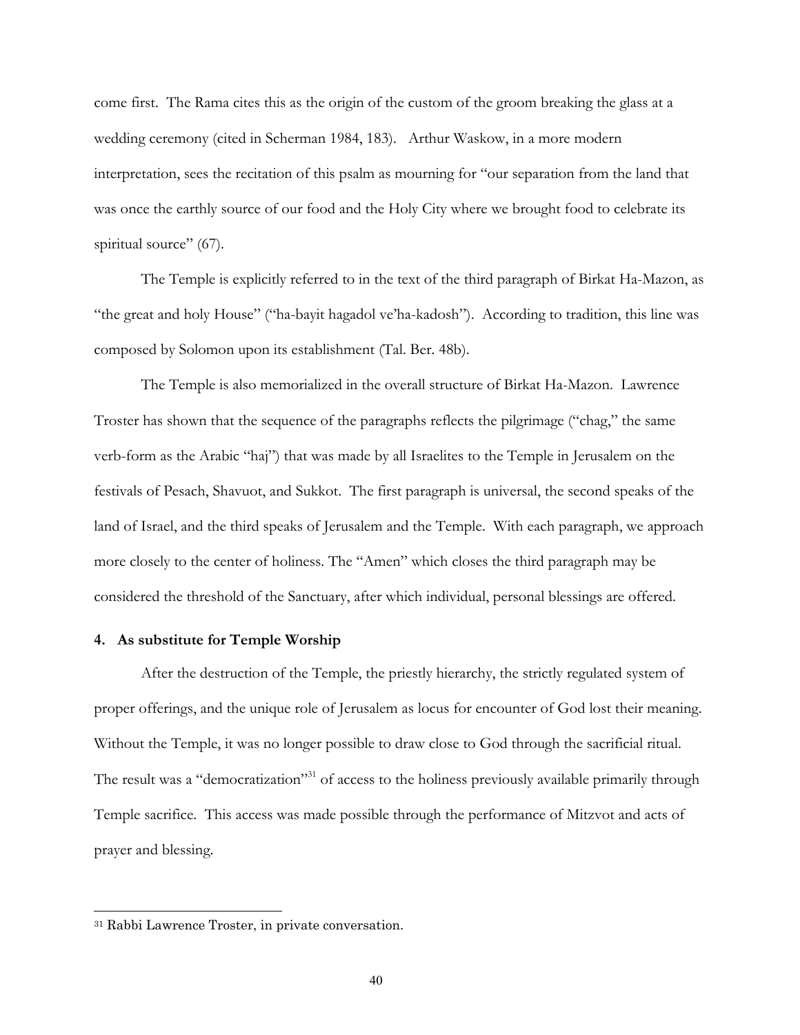come first. The Rama cites this as the origin of the custom of the groom breaking the glass at a wedding ceremony (cited in Scherman 1984, 183). Arthur Waskow, in a more modern interpretation, sees the recitation of this psalm as mourning for "our separation from the land that was once the earthly source of our food and the Holy City where we brought food to celebrate its spiritual source" (67).

The Temple is explicitly referred to in the text of the third paragraph of Birkat Ha-Mazon, as "the great and holy House" ("ha-bayit hagadol ve'ha-kadosh"). According to tradition, this line was composed by Solomon upon its establishment (Tal. Ber. 48b).

The Temple is also memorialized in the overall structure of Birkat Ha-Mazon. Lawrence Troster has shown that the sequence of the paragraphs reflects the pilgrimage ("chag," the same verb-form as the Arabic "haj") that was made by all Israelites to the Temple in Jerusalem on the festivals of Pesach, Shavuot, and Sukkot. The first paragraph is universal, the second speaks of the land of Israel, and the third speaks of Jerusalem and the Temple. With each paragraph, we approach more closely to the center of holiness. The "Amen" which closes the third paragraph may be considered the threshold of the Sanctuary, after which individual, personal blessings are offered.

**4. As substitute for Temple Worship**

After the destruction of the Temple, the priestly hierarchy, the strictly regulated system of proper offerings, and the unique role of Jerusalem as locus for encounter of God lost their meaning. Without the Temple, it was no longer possible to draw close to God through the sacrificial ritual. The result was a "democratization"[31] of access to the holiness previously available primarily through Temple sacrifice. This access was made possible through the performance of Mitzvot and acts of prayer and blessing.

---

[31] Rabbi Lawrence Troster, in private conversation.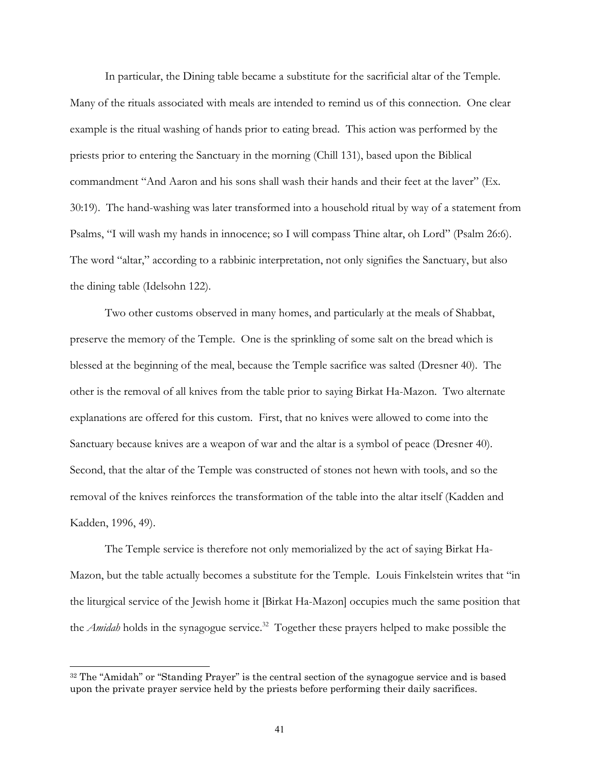In particular, the Dining table became a substitute for the sacrificial altar of the Temple. Many of the rituals associated with meals are intended to remind us of this connection. One clear example is the ritual washing of hands prior to eating bread. This action was performed by the priests prior to entering the Sanctuary in the morning (Chill 131), based upon the Biblical commandment "And Aaron and his sons shall wash their hands and their feet at the laver" (Ex. 30:19). The hand-washing was later transformed into a household ritual by way of a statement from Psalms, "I will wash my hands in innocence; so I will compass Thine altar, oh Lord" (Psalm 26:6). The word "altar," according to a rabbinic interpretation, not only signifies the Sanctuary, but also the dining table (Idelsohn 122).

Two other customs observed in many homes, and particularly at the meals of Shabbat, preserve the memory of the Temple. One is the sprinkling of some salt on the bread which is blessed at the beginning of the meal, because the Temple sacrifice was salted (Dresner 40). The other is the removal of all knives from the table prior to saying Birkat Ha-Mazon. Two alternate explanations are offered for this custom. First, that no knives were allowed to come into the Sanctuary because knives are a weapon of war and the altar is a symbol of peace (Dresner 40). Second, that the altar of the Temple was constructed of stones not hewn with tools, and so the removal of the knives reinforces the transformation of the table into the altar itself (Kadden and Kadden, 1996, 49).

The Temple service is therefore not only memorialized by the act of saying Birkat Ha-Mazon, but the table actually becomes a substitute for the Temple. Louis Finkelstein writes that "in the liturgical service of the Jewish home it [Birkat Ha-Mazon] occupies much the same position that the *Amidah* holds in the synagogue service.[32] Together these prayers helped to make possible the

---

[32] The "Amidah" or "Standing Prayer" is the central section of the synagogue service and is based upon the private prayer service held by the priests before performing their daily sacrifices.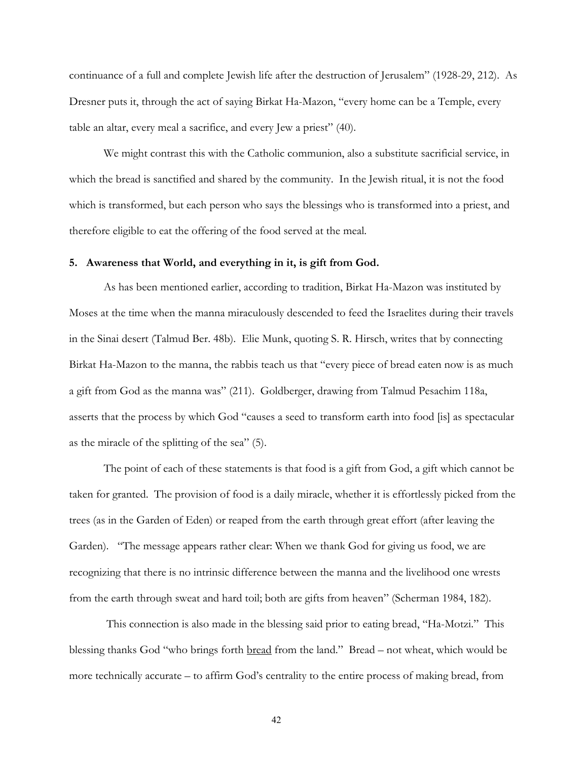continuance of a full and complete Jewish life after the destruction of Jerusalem" (1928-29, 212). As Dresner puts it, through the act of saying Birkat Ha-Mazon, "every home can be a Temple, every table an altar, every meal a sacrifice, and every Jew a priest" (40).

We might contrast this with the Catholic communion, also a substitute sacrificial service, in which the bread is sanctified and shared by the community. In the Jewish ritual, it is not the food which is transformed, but each person who says the blessings who is transformed into a priest, and therefore eligible to eat the offering of the food served at the meal.

**5. Awareness that World, and everything in it, is gift from God.**

As has been mentioned earlier, according to tradition, Birkat Ha-Mazon was instituted by Moses at the time when the manna miraculously descended to feed the Israelites during their travels in the Sinai desert (Talmud Ber. 48b). Elie Munk, quoting S. R. Hirsch, writes that by connecting Birkat Ha-Mazon to the manna, the rabbis teach us that "every piece of bread eaten now is as much a gift from God as the manna was" (211). Goldberger, drawing from Talmud Pesachim 118a, asserts that the process by which God "causes a seed to transform earth into food [is] as spectacular as the miracle of the splitting of the sea" (5).

The point of each of these statements is that food is a gift from God, a gift which cannot be taken for granted. The provision of food is a daily miracle, whether it is effortlessly picked from the trees (as in the Garden of Eden) or reaped from the earth through great effort (after leaving the Garden). "The message appears rather clear: When we thank God for giving us food, we are recognizing that there is no intrinsic difference between the manna and the livelihood one wrests from the earth through sweat and hard toil; both are gifts from heaven" (Scherman 1984, 182).

This connection is also made in the blessing said prior to eating bread, "Ha-Motzi." This blessing thanks God "who brings forth <u>bread</u> from the land." Bread – not wheat, which would be more technically accurate – to affirm God's centrality to the entire process of making bread, from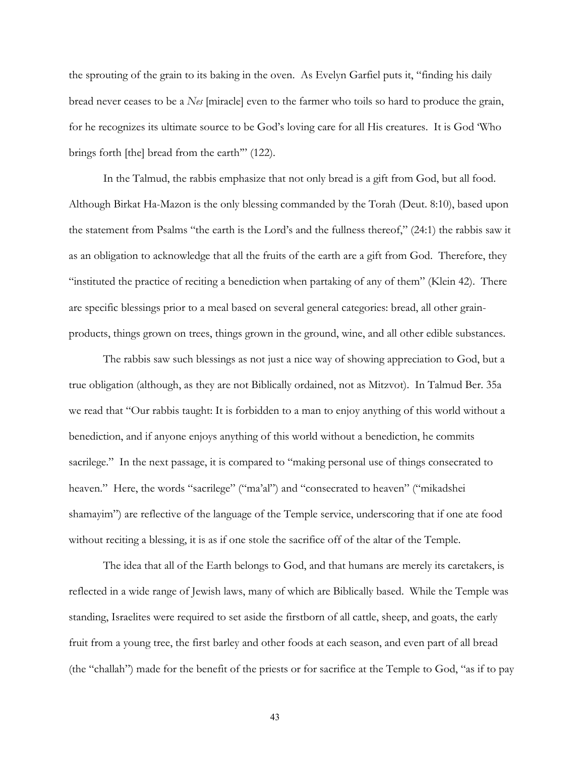the sprouting of the grain to its baking in the oven. As Evelyn Garfiel puts it, "finding his daily bread never ceases to be a *Nes* [miracle] even to the farmer who toils so hard to produce the grain, for he recognizes its ultimate source to be God's loving care for all His creatures. It is God 'Who brings forth [the] bread from the earth'" (122).

In the Talmud, the rabbis emphasize that not only bread is a gift from God, but all food. Although Birkat Ha-Mazon is the only blessing commanded by the Torah (Deut. 8:10), based upon the statement from Psalms "the earth is the Lord's and the fullness thereof," (24:1) the rabbis saw it as an obligation to acknowledge that all the fruits of the earth are a gift from God. Therefore, they "instituted the practice of reciting a benediction when partaking of any of them" (Klein 42). There are specific blessings prior to a meal based on several general categories: bread, all other grain-products, things grown on trees, things grown in the ground, wine, and all other edible substances.

The rabbis saw such blessings as not just a nice way of showing appreciation to God, but a true obligation (although, as they are not Biblically ordained, not as Mitzvot). In Talmud Ber. 35a we read that "Our rabbis taught: It is forbidden to a man to enjoy anything of this world without a benediction, and if anyone enjoys anything of this world without a benediction, he commits sacrilege." In the next passage, it is compared to "making personal use of things consecrated to heaven." Here, the words "sacrilege" ("ma'al") and "consecrated to heaven" ("mikadshei shamayim") are reflective of the language of the Temple service, underscoring that if one ate food without reciting a blessing, it is as if one stole the sacrifice off of the altar of the Temple.

The idea that all of the Earth belongs to God, and that humans are merely its caretakers, is reflected in a wide range of Jewish laws, many of which are Biblically based. While the Temple was standing, Israelites were required to set aside the firstborn of all cattle, sheep, and goats, the early fruit from a young tree, the first barley and other foods at each season, and even part of all bread (the "challah") made for the benefit of the priests or for sacrifice at the Temple to God, "as if to pay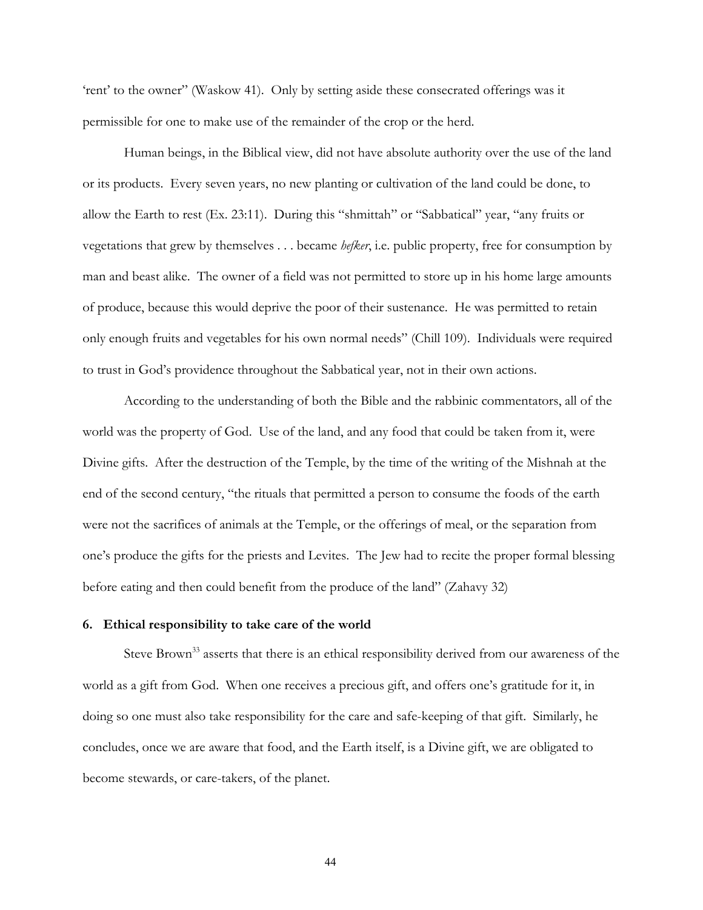'rent' to the owner" (Waskow 41). Only by setting aside these consecrated offerings was it permissible for one to make use of the remainder of the crop or the herd.

Human beings, in the Biblical view, did not have absolute authority over the use of the land or its products. Every seven years, no new planting or cultivation of the land could be done, to allow the Earth to rest (Ex. 23:11). During this "shmittah" or "Sabbatical" year, "any fruits or vegetations that grew by themselves . . . became *hefker*, i.e. public property, free for consumption by man and beast alike. The owner of a field was not permitted to store up in his home large amounts of produce, because this would deprive the poor of their sustenance. He was permitted to retain only enough fruits and vegetables for his own normal needs" (Chill 109). Individuals were required to trust in God's providence throughout the Sabbatical year, not in their own actions.

According to the understanding of both the Bible and the rabbinic commentators, all of the world was the property of God. Use of the land, and any food that could be taken from it, were Divine gifts. After the destruction of the Temple, by the time of the writing of the Mishnah at the end of the second century, "the rituals that permitted a person to consume the foods of the earth were not the sacrifices of animals at the Temple, or the offerings of meal, or the separation from one's produce the gifts for the priests and Levites. The Jew had to recite the proper formal blessing before eating and then could benefit from the produce of the land" (Zahavy 32)

### 6. Ethical responsibility to take care of the world

Steve Brown[33] asserts that there is an ethical responsibility derived from our awareness of the world as a gift from God. When one receives a precious gift, and offers one's gratitude for it, in doing so one must also take responsibility for the care and safe-keeping of that gift. Similarly, he concludes, once we are aware that food, and the Earth itself, is a Divine gift, we are obligated to become stewards, or care-takers, of the planet.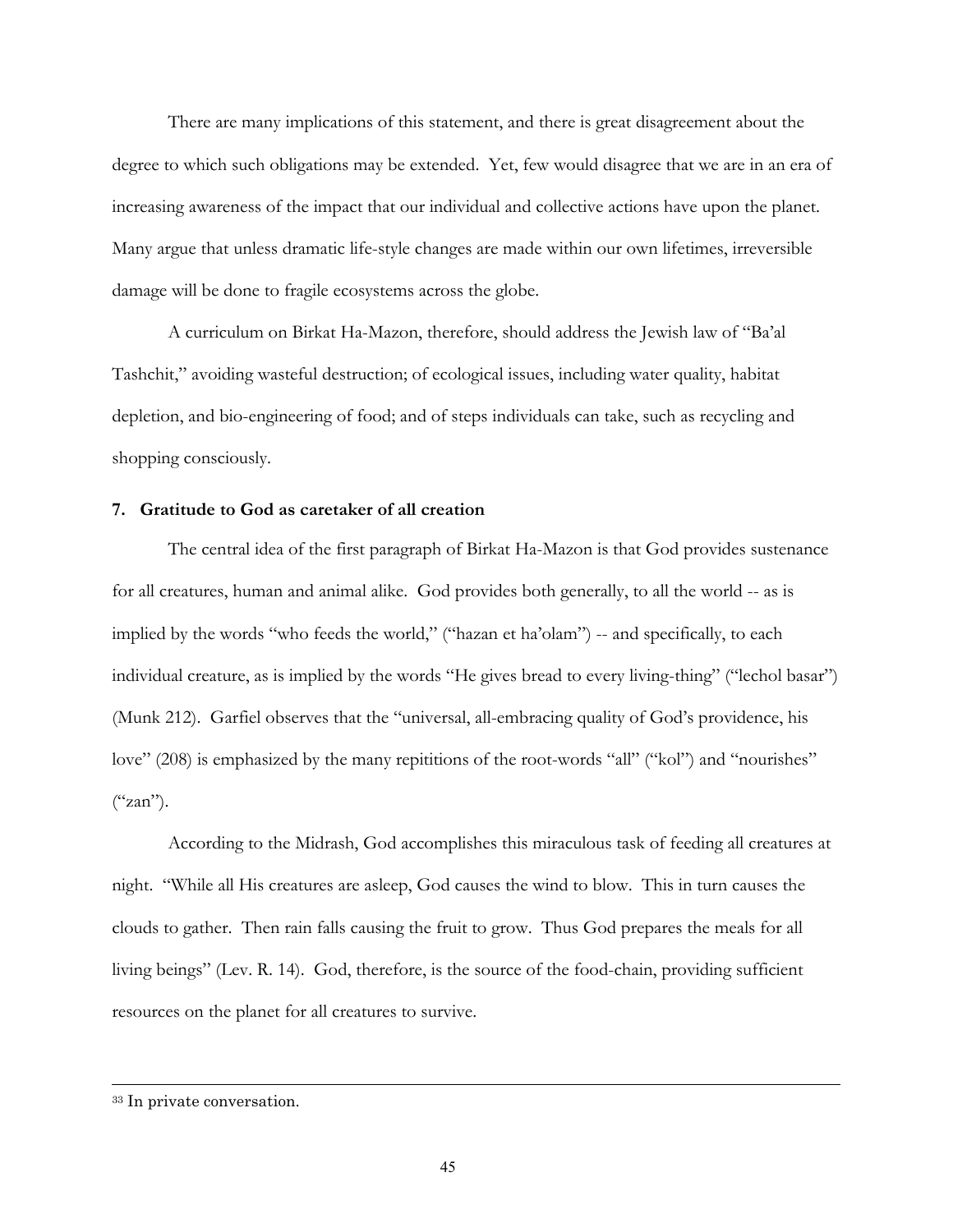There are many implications of this statement, and there is great disagreement about the degree to which such obligations may be extended. Yet, few would disagree that we are in an era of increasing awareness of the impact that our individual and collective actions have upon the planet. Many argue that unless dramatic life-style changes are made within our own lifetimes, irreversible damage will be done to fragile ecosystems across the globe.

A curriculum on Birkat Ha-Mazon, therefore, should address the Jewish law of "Ba'al Tashchit," avoiding wasteful destruction; of ecological issues, including water quality, habitat depletion, and bio-engineering of food; and of steps individuals can take, such as recycling and shopping consciously.

**7. Gratitude to God as caretaker of all creation**

The central idea of the first paragraph of Birkat Ha-Mazon is that God provides sustenance for all creatures, human and animal alike. God provides both generally, to all the world -- as is implied by the words "who feeds the world," ("hazan et ha'olam") -- and specifically, to each individual creature, as is implied by the words "He gives bread to every living-thing" ("lechol basar") (Munk 212). Garfiel observes that the "universal, all-embracing quality of God's providence, his love" (208) is emphasized by the many repititions of the root-words "all" ("kol") and "nourishes" ("zan").

According to the Midrash, God accomplishes this miraculous task of feeding all creatures at night. "While all His creatures are asleep, God causes the wind to blow. This in turn causes the clouds to gather. Then rain falls causing the fruit to grow. Thus God prepares the meals for all living beings" (Lev. R. 14). God, therefore, is the source of the food-chain, providing sufficient resources on the planet for all creatures to survive.

---

[33] In private conversation.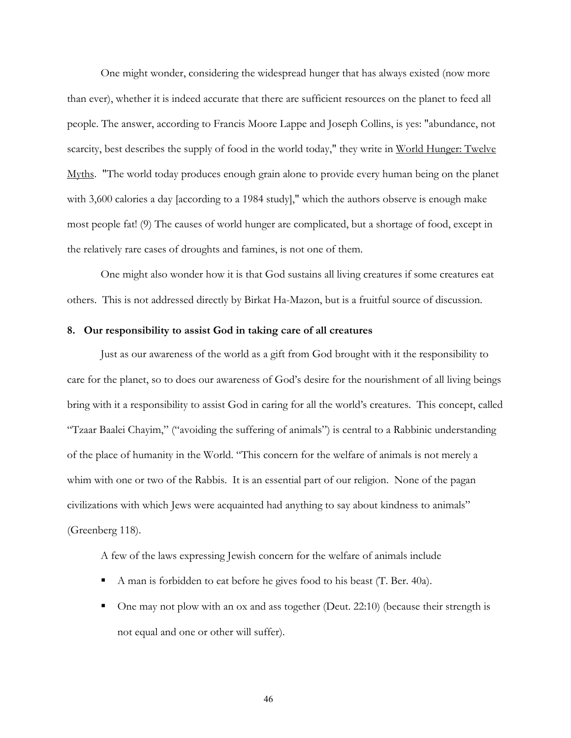One might wonder, considering the widespread hunger that has always existed (now more than ever), whether it is indeed accurate that there are sufficient resources on the planet to feed all people. The answer, according to Francis Moore Lappe and Joseph Collins, is yes: "abundance, not scarcity, best describes the supply of food in the world today," they write in World Hunger: Twelve Myths. "The world today produces enough grain alone to provide every human being on the planet with 3,600 calories a day [according to a 1984 study]," which the authors observe is enough make most people fat! (9) The causes of world hunger are complicated, but a shortage of food, except in the relatively rare cases of droughts and famines, is not one of them.

One might also wonder how it is that God sustains all living creatures if some creatures eat others. This is not addressed directly by Birkat Ha-Mazon, but is a fruitful source of discussion.

### 8. Our responsibility to assist God in taking care of all creatures

Just as our awareness of the world as a gift from God brought with it the responsibility to care for the planet, so to does our awareness of God's desire for the nourishment of all living beings bring with it a responsibility to assist God in caring for all the world's creatures. This concept, called "Tzaar Baalei Chayim," ("avoiding the suffering of animals") is central to a Rabbinic understanding of the place of humanity in the World. "This concern for the welfare of animals is not merely a whim with one or two of the Rabbis. It is an essential part of our religion. None of the pagan civilizations with which Jews were acquainted had anything to say about kindness to animals" (Greenberg 118).

A few of the laws expressing Jewish concern for the welfare of animals include

- A man is forbidden to eat before he gives food to his beast (T. Ber. 40a).
- One may not plow with an ox and ass together (Deut. 22:10) (because their strength is not equal and one or other will suffer).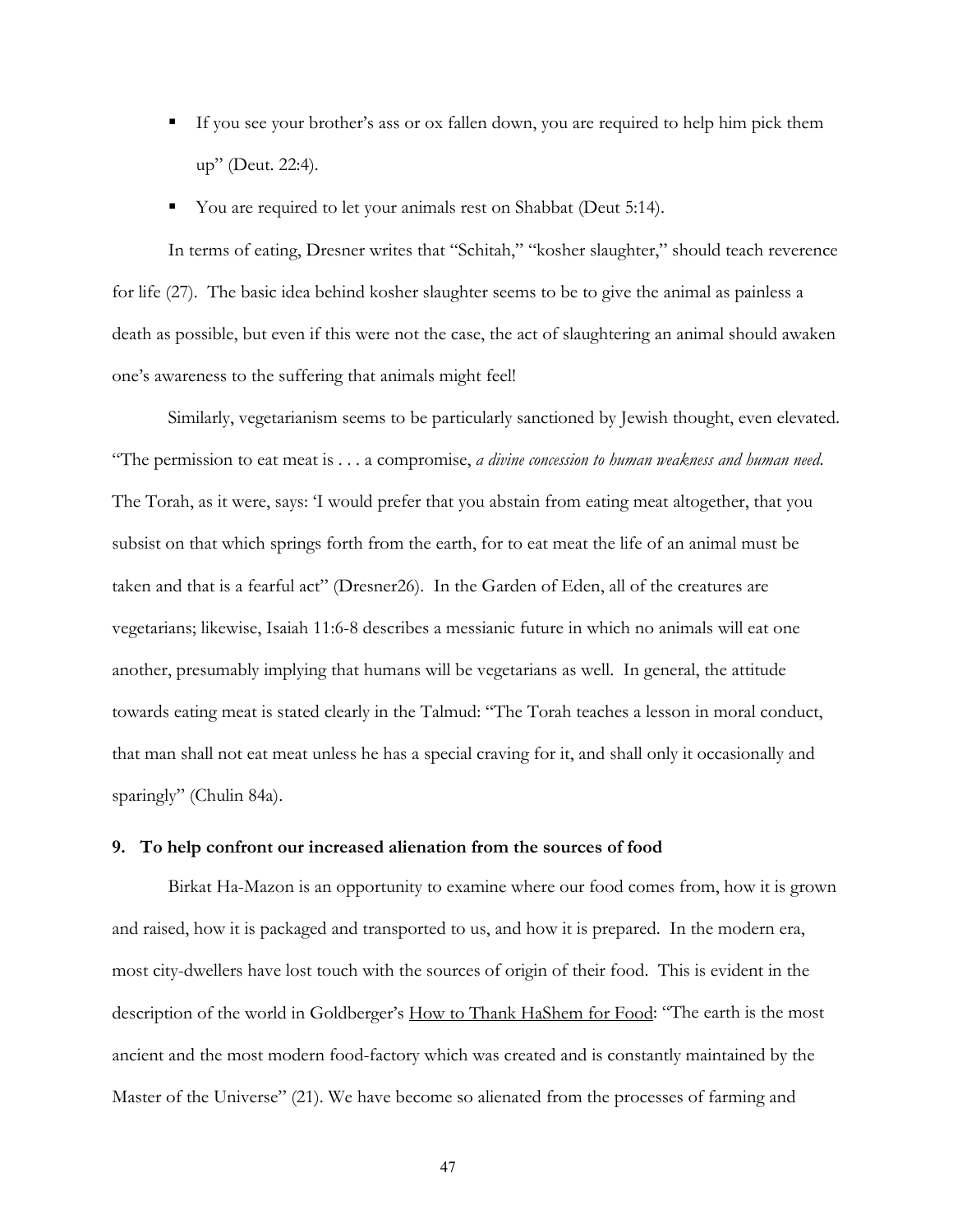- If you see your brother's ass or ox fallen down, you are required to help him pick them up" (Deut. 22:4).
- You are required to let your animals rest on Shabbat (Deut 5:14).

In terms of eating, Dresner writes that "Schitah," "kosher slaughter," should teach reverence for life (27). The basic idea behind kosher slaughter seems to be to give the animal as painless a death as possible, but even if this were not the case, the act of slaughtering an animal should awaken one's awareness to the suffering that animals might feel!

Similarly, vegetarianism seems to be particularly sanctioned by Jewish thought, even elevated. "The permission to eat meat is . . . a compromise, *a divine concession to human weakness and human need*. The Torah, as it were, says: 'I would prefer that you abstain from eating meat altogether, that you subsist on that which springs forth from the earth, for to eat meat the life of an animal must be taken and that is a fearful act" (Dresner26). In the Garden of Eden, all of the creatures are vegetarians; likewise, Isaiah 11:6-8 describes a messianic future in which no animals will eat one another, presumably implying that humans will be vegetarians as well. In general, the attitude towards eating meat is stated clearly in the Talmud: "The Torah teaches a lesson in moral conduct, that man shall not eat meat unless he has a special craving for it, and shall only it occasionally and sparingly" (Chulin 84a).

### 9. To help confront our increased alienation from the sources of food

Birkat Ha-Mazon is an opportunity to examine where our food comes from, how it is grown and raised, how it is packaged and transported to us, and how it is prepared. In the modern era, most city-dwellers have lost touch with the sources of origin of their food. This is evident in the description of the world in Goldberger's How to Thank HaShem for Food: "The earth is the most ancient and the most modern food-factory which was created and is constantly maintained by the Master of the Universe" (21). We have become so alienated from the processes of farming and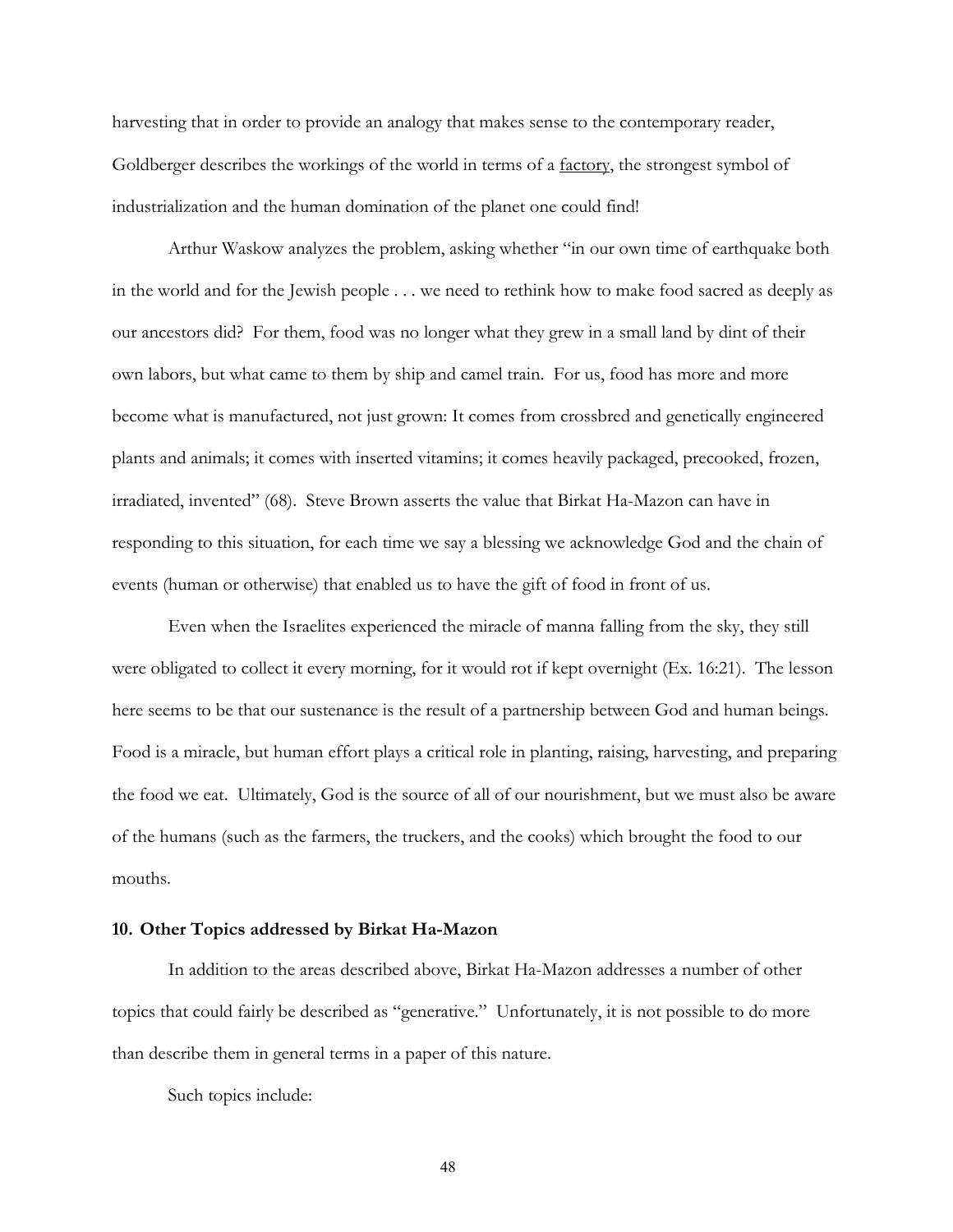harvesting that in order to provide an analogy that makes sense to the contemporary reader, Goldberger describes the workings of the world in terms of a <u>factory</u>, the strongest symbol of industrialization and the human domination of the planet one could find!

Arthur Waskow analyzes the problem, asking whether "in our own time of earthquake both in the world and for the Jewish people . . . we need to rethink how to make food sacred as deeply as our ancestors did? For them, food was no longer what they grew in a small land by dint of their own labors, but what came to them by ship and camel train. For us, food has more and more become what is manufactured, not just grown: It comes from crossbred and genetically engineered plants and animals; it comes with inserted vitamins; it comes heavily packaged, precooked, frozen, irradiated, invented" (68). Steve Brown asserts the value that Birkat Ha-Mazon can have in responding to this situation, for each time we say a blessing we acknowledge God and the chain of events (human or otherwise) that enabled us to have the gift of food in front of us.

Even when the Israelites experienced the miracle of manna falling from the sky, they still were obligated to collect it every morning, for it would rot if kept overnight (Ex. 16:21). The lesson here seems to be that our sustenance is the result of a partnership between God and human beings. Food is a miracle, but human effort plays a critical role in planting, raising, harvesting, and preparing the food we eat. Ultimately, God is the source of all of our nourishment, but we must also be aware of the humans (such as the farmers, the truckers, and the cooks) which brought the food to our mouths.

**10. Other Topics addressed by Birkat Ha-Mazon**

In addition to the areas described above, Birkat Ha-Mazon addresses a number of other topics that could fairly be described as "generative." Unfortunately, it is not possible to do more than describe them in general terms in a paper of this nature.

Such topics include: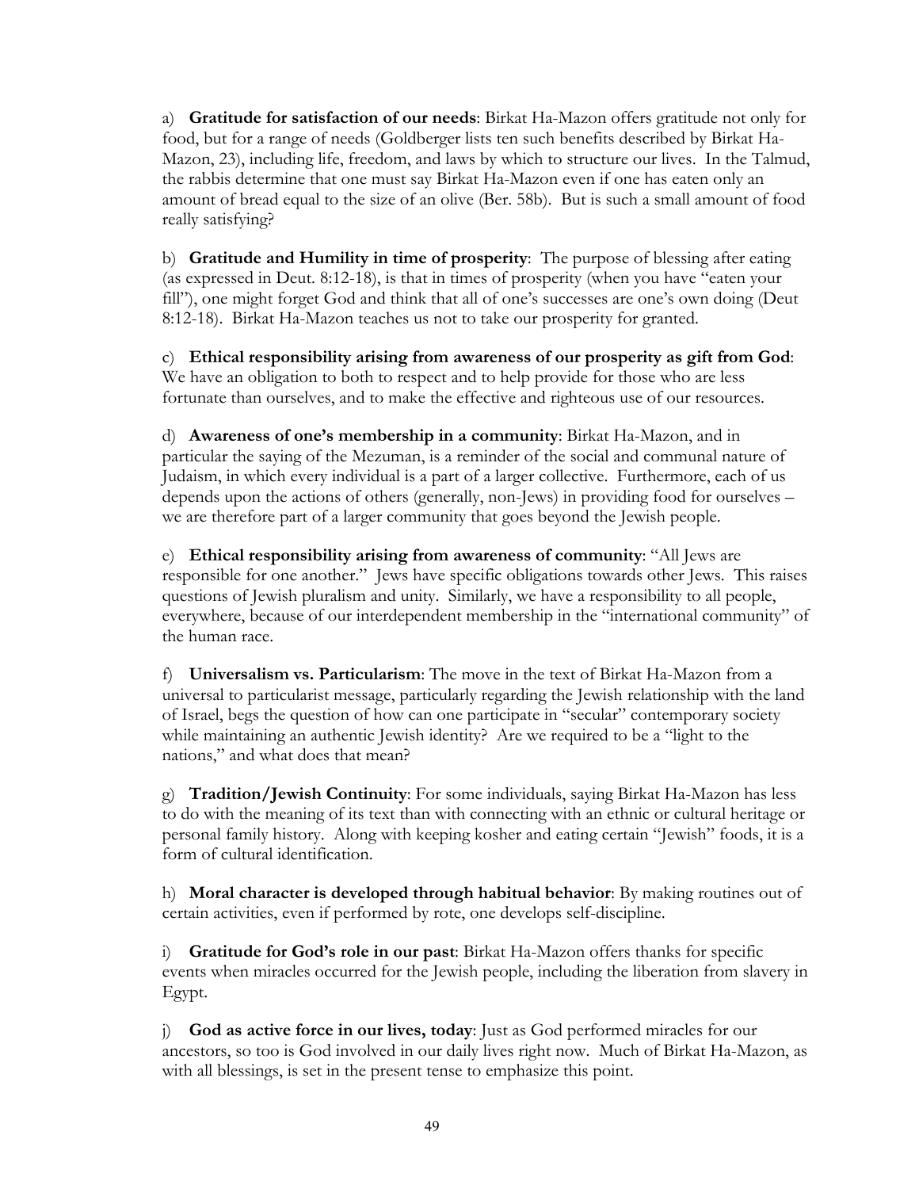a) **Gratitude for satisfaction of our needs**: Birkat Ha-Mazon offers gratitude not only for food, but for a range of needs (Goldberger lists ten such benefits described by Birkat Ha-Mazon, 23), including life, freedom, and laws by which to structure our lives. In the Talmud, the rabbis determine that one must say Birkat Ha-Mazon even if one has eaten only an amount of bread equal to the size of an olive (Ber. 58b). But is such a small amount of food really satisfying?

b) **Gratitude and Humility in time of prosperity**: The purpose of blessing after eating (as expressed in Deut. 8:12-18), is that in times of prosperity (when you have "eaten your fill"), one might forget God and think that all of one's successes are one's own doing (Deut 8:12-18). Birkat Ha-Mazon teaches us not to take our prosperity for granted.

c) **Ethical responsibility arising from awareness of our prosperity as gift from God**: We have an obligation to both to respect and to help provide for those who are less fortunate than ourselves, and to make the effective and righteous use of our resources.

d) **Awareness of one's membership in a community**: Birkat Ha-Mazon, and in particular the saying of the Mezuman, is a reminder of the social and communal nature of Judaism, in which every individual is a part of a larger collective. Furthermore, each of us depends upon the actions of others (generally, non-Jews) in providing food for ourselves – we are therefore part of a larger community that goes beyond the Jewish people.

e) **Ethical responsibility arising from awareness of community**: "All Jews are responsible for one another." Jews have specific obligations towards other Jews. This raises questions of Jewish pluralism and unity. Similarly, we have a responsibility to all people, everywhere, because of our interdependent membership in the "international community" of the human race.

f) **Universalism vs. Particularism**: The move in the text of Birkat Ha-Mazon from a universal to particularist message, particularly regarding the Jewish relationship with the land of Israel, begs the question of how can one participate in "secular" contemporary society while maintaining an authentic Jewish identity? Are we required to be a "light to the nations," and what does that mean?

g) **Tradition/Jewish Continuity**: For some individuals, saying Birkat Ha-Mazon has less to do with the meaning of its text than with connecting with an ethnic or cultural heritage or personal family history. Along with keeping kosher and eating certain "Jewish" foods, it is a form of cultural identification.

h) **Moral character is developed through habitual behavior**: By making routines out of certain activities, even if performed by rote, one develops self-discipline.

i) **Gratitude for God's role in our past**: Birkat Ha-Mazon offers thanks for specific events when miracles occurred for the Jewish people, including the liberation from slavery in Egypt.

j) **God as active force in our lives, today**: Just as God performed miracles for our ancestors, so too is God involved in our daily lives right now. Much of Birkat Ha-Mazon, as with all blessings, is set in the present tense to emphasize this point.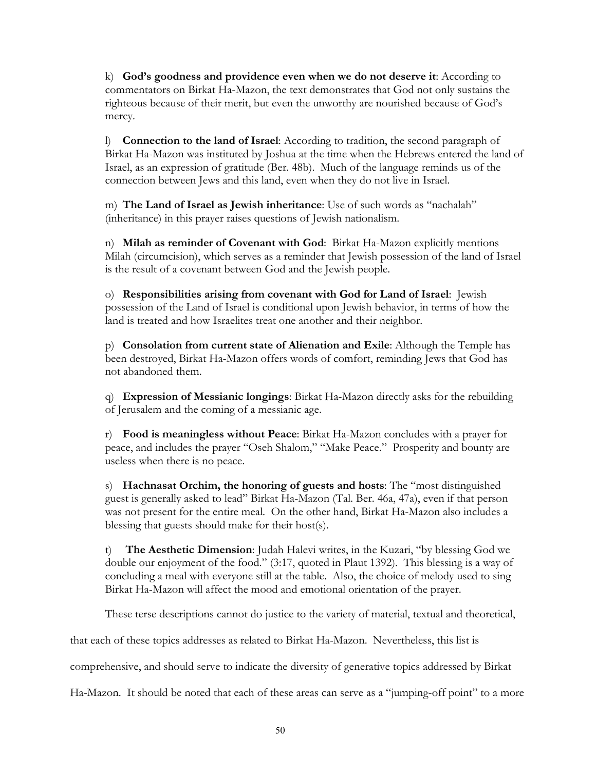k) **God's goodness and providence even when we do not deserve it**: According to commentators on Birkat Ha-Mazon, the text demonstrates that God not only sustains the righteous because of their merit, but even the unworthy are nourished because of God's mercy.

l) **Connection to the land of Israel**: According to tradition, the second paragraph of Birkat Ha-Mazon was instituted by Joshua at the time when the Hebrews entered the land of Israel, as an expression of gratitude (Ber. 48b). Much of the language reminds us of the connection between Jews and this land, even when they do not live in Israel.

m) **The Land of Israel as Jewish inheritance**: Use of such words as "nachalah" (inheritance) in this prayer raises questions of Jewish nationalism.

n) **Milah as reminder of Covenant with God**: Birkat Ha-Mazon explicitly mentions Milah (circumcision), which serves as a reminder that Jewish possession of the land of Israel is the result of a covenant between God and the Jewish people.

o) **Responsibilities arising from covenant with God for Land of Israel**: Jewish possession of the Land of Israel is conditional upon Jewish behavior, in terms of how the land is treated and how Israelites treat one another and their neighbor.

p) **Consolation from current state of Alienation and Exile**: Although the Temple has been destroyed, Birkat Ha-Mazon offers words of comfort, reminding Jews that God has not abandoned them.

q) **Expression of Messianic longings**: Birkat Ha-Mazon directly asks for the rebuilding of Jerusalem and the coming of a messianic age.

r) **Food is meaningless without Peace**: Birkat Ha-Mazon concludes with a prayer for peace, and includes the prayer "Oseh Shalom," "Make Peace." Prosperity and bounty are useless when there is no peace.

s) **Hachnasat Orchim, the honoring of guests and hosts**: The "most distinguished guest is generally asked to lead" Birkat Ha-Mazon (Tal. Ber. 46a, 47a), even if that person was not present for the entire meal. On the other hand, Birkat Ha-Mazon also includes a blessing that guests should make for their host(s).

t) **The Aesthetic Dimension**: Judah Halevi writes, in the Kuzari, "by blessing God we double our enjoyment of the food." (3:17, quoted in Plaut 1392). This blessing is a way of concluding a meal with everyone still at the table. Also, the choice of melody used to sing Birkat Ha-Mazon will affect the mood and emotional orientation of the prayer.

These terse descriptions cannot do justice to the variety of material, textual and theoretical, that each of these topics addresses as related to Birkat Ha-Mazon. Nevertheless, this list is comprehensive, and should serve to indicate the diversity of generative topics addressed by Birkat Ha-Mazon. It should be noted that each of these areas can serve as a "jumping-off point" to a more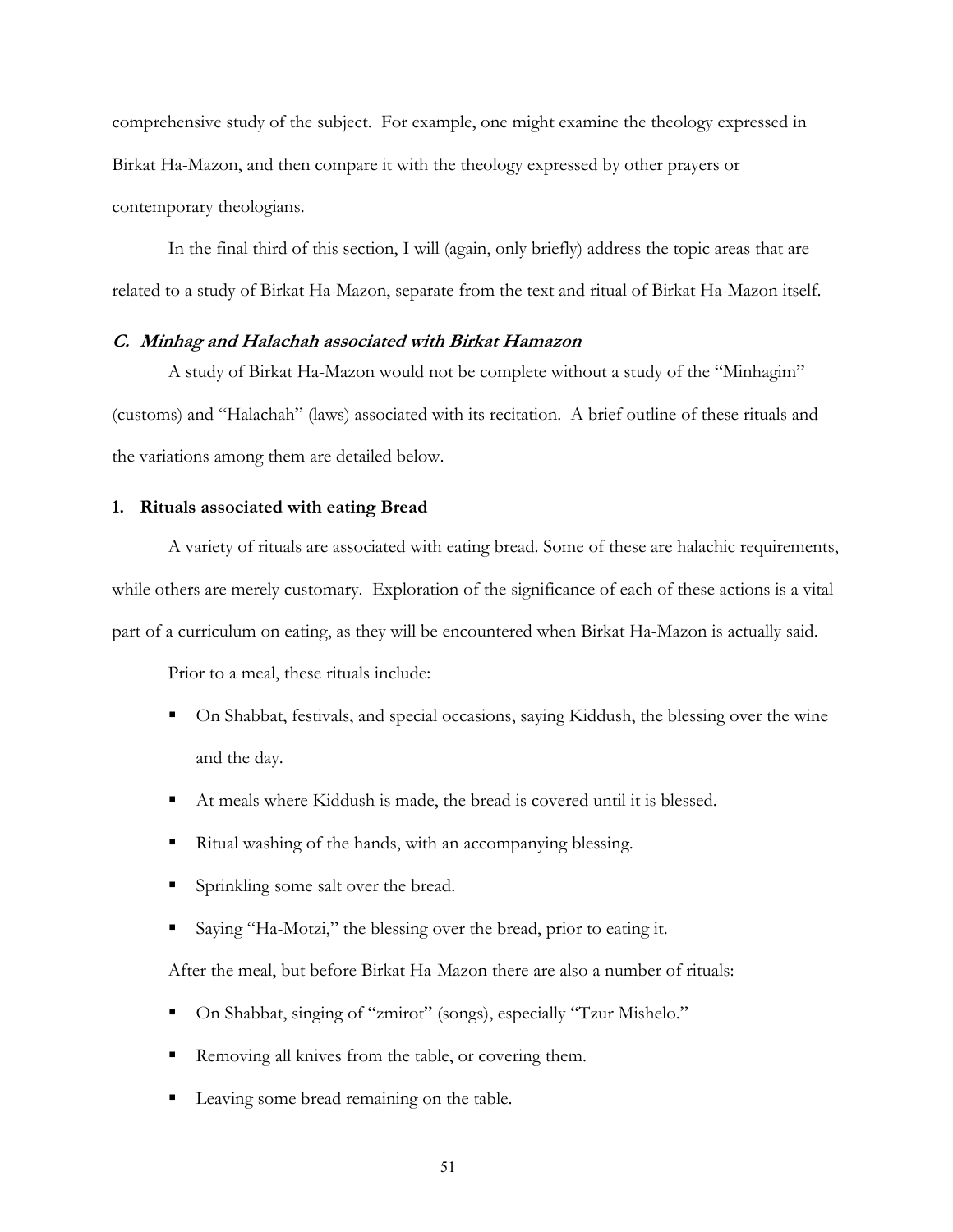comprehensive study of the subject. For example, one might examine the theology expressed in Birkat Ha-Mazon, and then compare it with the theology expressed by other prayers or contemporary theologians.

In the final third of this section, I will (again, only briefly) address the topic areas that are related to a study of Birkat Ha-Mazon, separate from the text and ritual of Birkat Ha-Mazon itself.

### *C. Minhag and Halachah associated with Birkat Hamazon*

A study of Birkat Ha-Mazon would not be complete without a study of the "Minhagim" (customs) and "Halachah" (laws) associated with its recitation. A brief outline of these rituals and the variations among them are detailed below.

#### 1. Rituals associated with eating Bread

A variety of rituals are associated with eating bread. Some of these are halachic requirements, while others are merely customary. Exploration of the significance of each of these actions is a vital part of a curriculum on eating, as they will be encountered when Birkat Ha-Mazon is actually said.

Prior to a meal, these rituals include:

- On Shabbat, festivals, and special occasions, saying Kiddush, the blessing over the wine and the day.
- At meals where Kiddush is made, the bread is covered until it is blessed.
- Ritual washing of the hands, with an accompanying blessing.
- Sprinkling some salt over the bread.
- Saying "Ha-Motzi," the blessing over the bread, prior to eating it.

After the meal, but before Birkat Ha-Mazon there are also a number of rituals:

- On Shabbat, singing of "zmirot" (songs), especially "Tzur Mishelo."
- Removing all knives from the table, or covering them.
- Leaving some bread remaining on the table.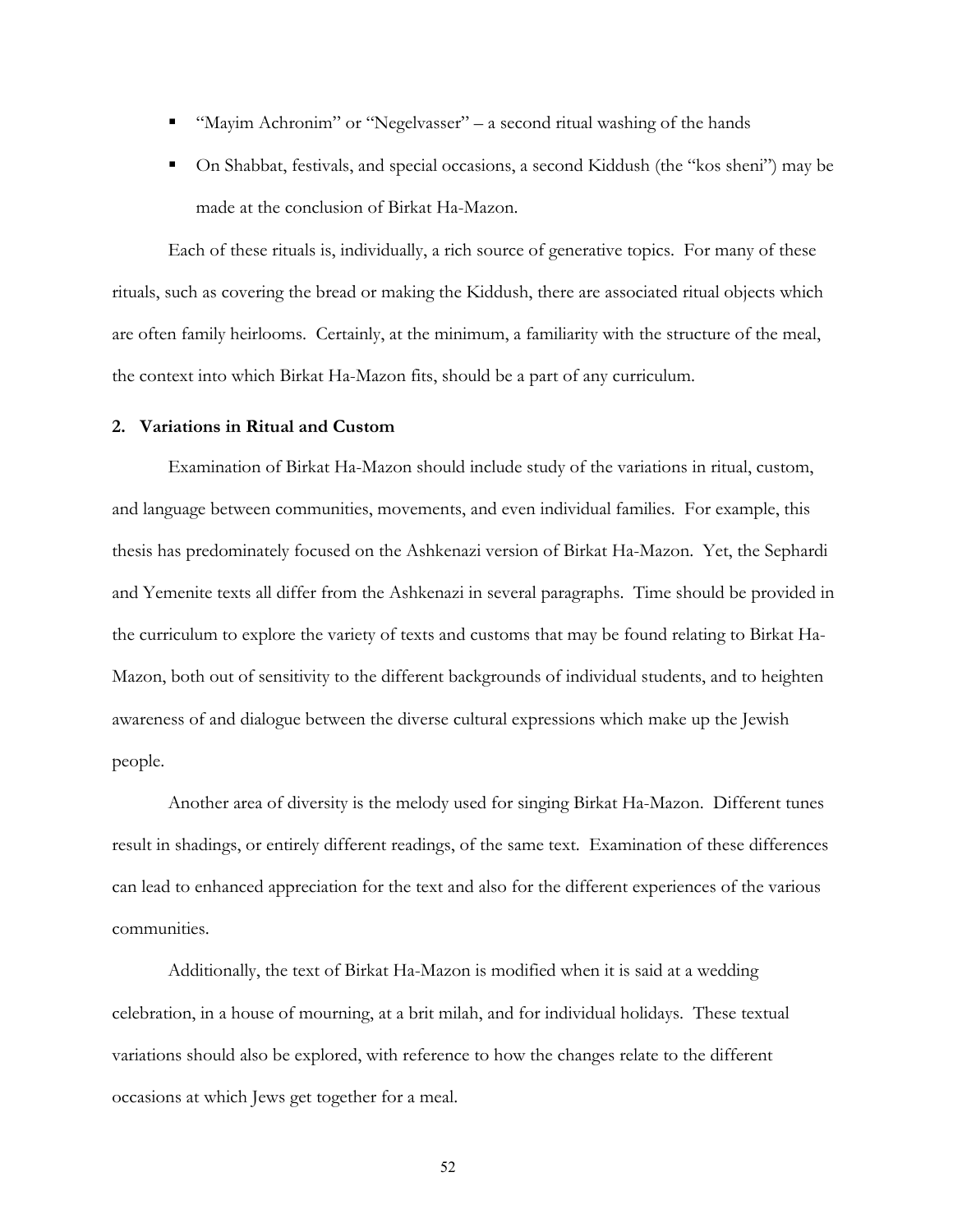- "Mayim Achronim" or "Negelvasser" – a second ritual washing of the hands
- On Shabbat, festivals, and special occasions, a second Kiddush (the "kos sheni") may be made at the conclusion of Birkat Ha-Mazon.

Each of these rituals is, individually, a rich source of generative topics. For many of these rituals, such as covering the bread or making the Kiddush, there are associated ritual objects which are often family heirlooms. Certainly, at the minimum, a familiarity with the structure of the meal, the context into which Birkat Ha-Mazon fits, should be a part of any curriculum.

### 2. Variations in Ritual and Custom

Examination of Birkat Ha-Mazon should include study of the variations in ritual, custom, and language between communities, movements, and even individual families. For example, this thesis has predominately focused on the Ashkenazi version of Birkat Ha-Mazon. Yet, the Sephardi and Yemenite texts all differ from the Ashkenazi in several paragraphs. Time should be provided in the curriculum to explore the variety of texts and customs that may be found relating to Birkat Ha-Mazon, both out of sensitivity to the different backgrounds of individual students, and to heighten awareness of and dialogue between the diverse cultural expressions which make up the Jewish people.

Another area of diversity is the melody used for singing Birkat Ha-Mazon. Different tunes result in shadings, or entirely different readings, of the same text. Examination of these differences can lead to enhanced appreciation for the text and also for the different experiences of the various communities.

Additionally, the text of Birkat Ha-Mazon is modified when it is said at a wedding celebration, in a house of mourning, at a brit milah, and for individual holidays. These textual variations should also be explored, with reference to how the changes relate to the different occasions at which Jews get together for a meal.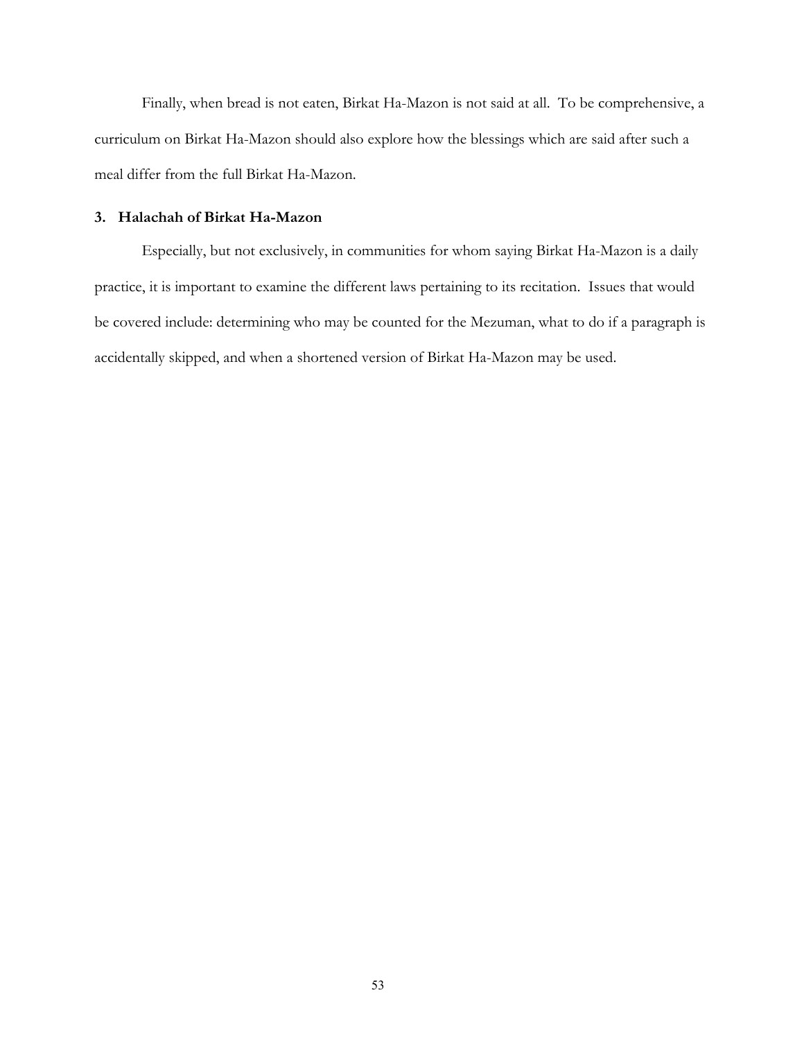Finally, when bread is not eaten, Birkat Ha-Mazon is not said at all. To be comprehensive, a curriculum on Birkat Ha-Mazon should also explore how the blessings which are said after such a meal differ from the full Birkat Ha-Mazon.

### 3. Halachah of Birkat Ha-Mazon

Especially, but not exclusively, in communities for whom saying Birkat Ha-Mazon is a daily practice, it is important to examine the different laws pertaining to its recitation. Issues that would be covered include: determining who may be counted for the Mezuman, what to do if a paragraph is accidentally skipped, and when a shortened version of Birkat Ha-Mazon may be used.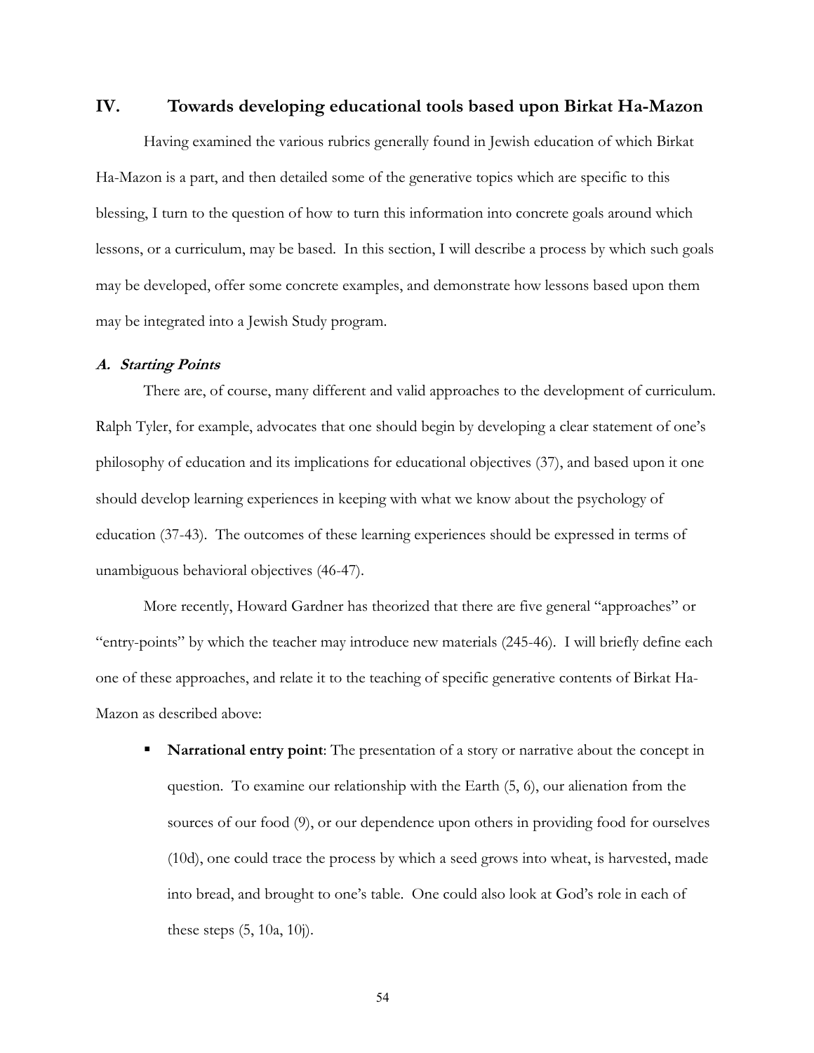## IV. Towards developing educational tools based upon Birkat Ha-Mazon

Having examined the various rubrics generally found in Jewish education of which Birkat Ha-Mazon is a part, and then detailed some of the generative topics which are specific to this blessing, I turn to the question of how to turn this information into concrete goals around which lessons, or a curriculum, may be based. In this section, I will describe a process by which such goals may be developed, offer some concrete examples, and demonstrate how lessons based upon them may be integrated into a Jewish Study program.

### *A. Starting Points*

There are, of course, many different and valid approaches to the development of curriculum. Ralph Tyler, for example, advocates that one should begin by developing a clear statement of one's philosophy of education and its implications for educational objectives (37), and based upon it one should develop learning experiences in keeping with what we know about the psychology of education (37-43). The outcomes of these learning experiences should be expressed in terms of unambiguous behavioral objectives (46-47).

More recently, Howard Gardner has theorized that there are five general "approaches" or "entry-points" by which the teacher may introduce new materials (245-46). I will briefly define each one of these approaches, and relate it to the teaching of specific generative contents of Birkat Ha-Mazon as described above:

- **Narrational entry point**: The presentation of a story or narrative about the concept in question. To examine our relationship with the Earth (5, 6), our alienation from the sources of our food (9), or our dependence upon others in providing food for ourselves (10d), one could trace the process by which a seed grows into wheat, is harvested, made into bread, and brought to one's table. One could also look at God's role in each of these steps (5, 10a, 10j).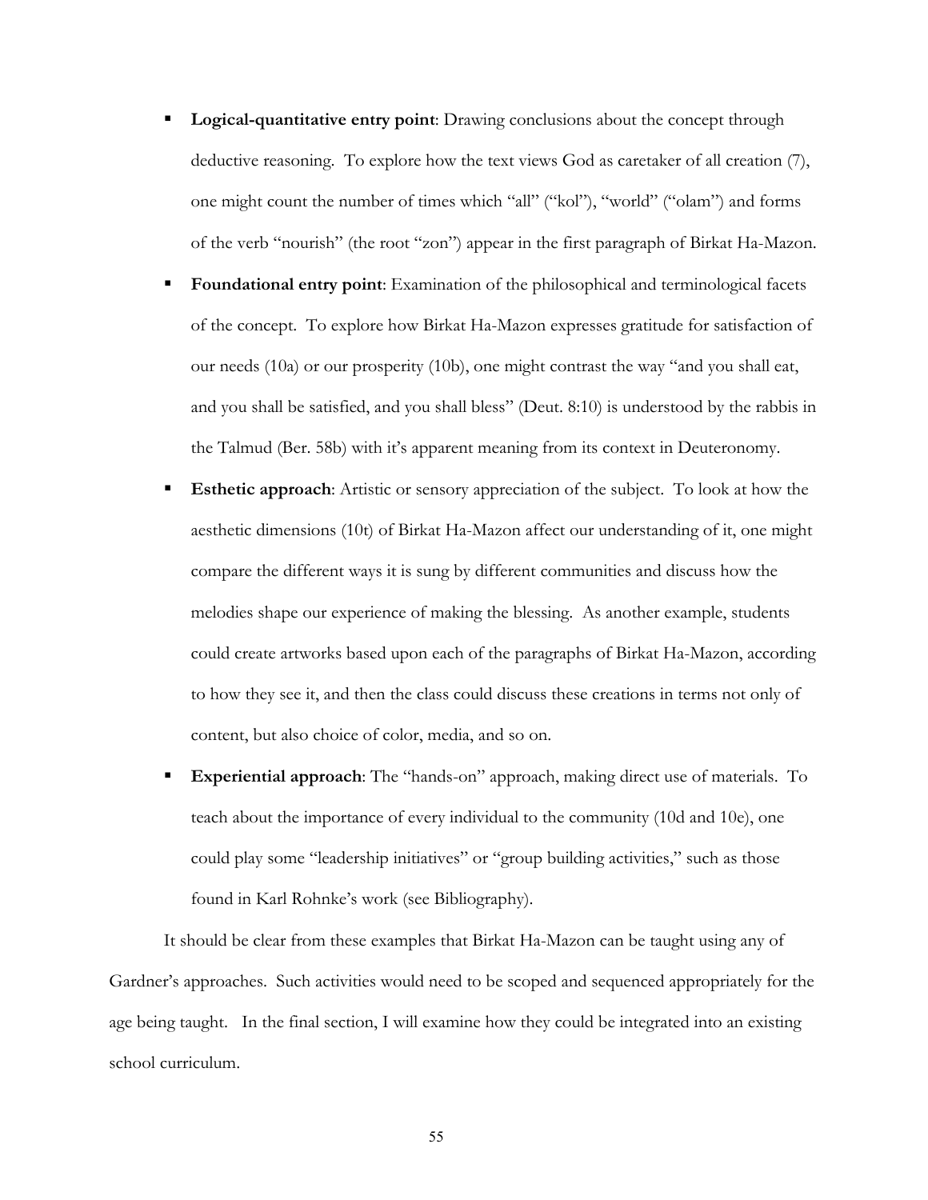- **Logical-quantitative entry point**: Drawing conclusions about the concept through deductive reasoning. To explore how the text views God as caretaker of all creation (7), one might count the number of times which "all" ("kol"), "world" ("olam") and forms of the verb "nourish" (the root "zon") appear in the first paragraph of Birkat Ha-Mazon.
- **Foundational entry point**: Examination of the philosophical and terminological facets of the concept. To explore how Birkat Ha-Mazon expresses gratitude for satisfaction of our needs (10a) or our prosperity (10b), one might contrast the way "and you shall eat, and you shall be satisfied, and you shall bless" (Deut. 8:10) is understood by the rabbis in the Talmud (Ber. 58b) with it's apparent meaning from its context in Deuteronomy.
- **Esthetic approach**: Artistic or sensory appreciation of the subject. To look at how the aesthetic dimensions (10t) of Birkat Ha-Mazon affect our understanding of it, one might compare the different ways it is sung by different communities and discuss how the melodies shape our experience of making the blessing. As another example, students could create artworks based upon each of the paragraphs of Birkat Ha-Mazon, according to how they see it, and then the class could discuss these creations in terms not only of content, but also choice of color, media, and so on.
- **Experiential approach**: The "hands-on" approach, making direct use of materials. To teach about the importance of every individual to the community (10d and 10e), one could play some "leadership initiatives" or "group building activities," such as those found in Karl Rohnke's work (see Bibliography).

It should be clear from these examples that Birkat Ha-Mazon can be taught using any of Gardner's approaches. Such activities would need to be scoped and sequenced appropriately for the age being taught. In the final section, I will examine how they could be integrated into an existing school curriculum.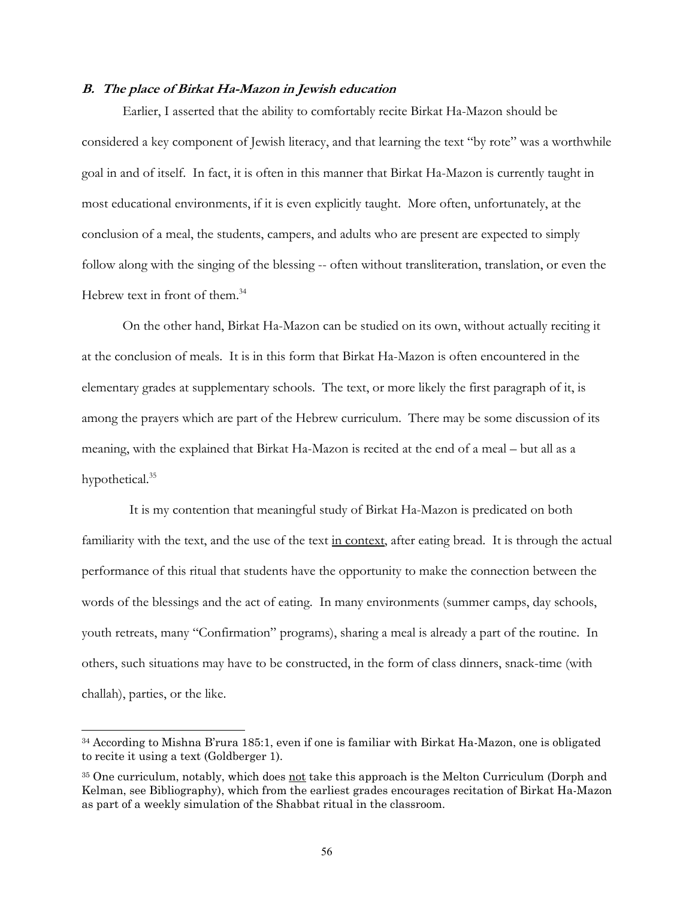### ***B. The place of Birkat Ha-Mazon in Jewish education***

Earlier, I asserted that the ability to comfortably recite Birkat Ha-Mazon should be considered a key component of Jewish literacy, and that learning the text "by rote" was a worthwhile goal in and of itself. In fact, it is often in this manner that Birkat Ha-Mazon is currently taught in most educational environments, if it is even explicitly taught. More often, unfortunately, at the conclusion of a meal, the students, campers, and adults who are present are expected to simply follow along with the singing of the blessing -- often without transliteration, translation, or even the Hebrew text in front of them.[34]

On the other hand, Birkat Ha-Mazon can be studied on its own, without actually reciting it at the conclusion of meals. It is in this form that Birkat Ha-Mazon is often encountered in the elementary grades at supplementary schools. The text, or more likely the first paragraph of it, is among the prayers which are part of the Hebrew curriculum. There may be some discussion of its meaning, with the explained that Birkat Ha-Mazon is recited at the end of a meal – but all as a hypothetical.[35]

It is my contention that meaningful study of Birkat Ha-Mazon is predicated on both familiarity with the text, and the use of the text <u>in context</u>, after eating bread. It is through the actual performance of this ritual that students have the opportunity to make the connection between the words of the blessings and the act of eating. In many environments (summer camps, day schools, youth retreats, many "Confirmation" programs), sharing a meal is already a part of the routine. In others, such situations may have to be constructed, in the form of class dinners, snack-time (with challah), parties, or the like.

---

[34] According to Mishna B'rura 185:1, even if one is familiar with Birkat Ha-Mazon, one is obligated to recite it using a text (Goldberger 1).

[35] One curriculum, notably, which does <u>not</u> take this approach is the Melton Curriculum (Dorph and Kelman, see Bibliography), which from the earliest grades encourages recitation of Birkat Ha-Mazon as part of a weekly simulation of the Shabbat ritual in the classroom.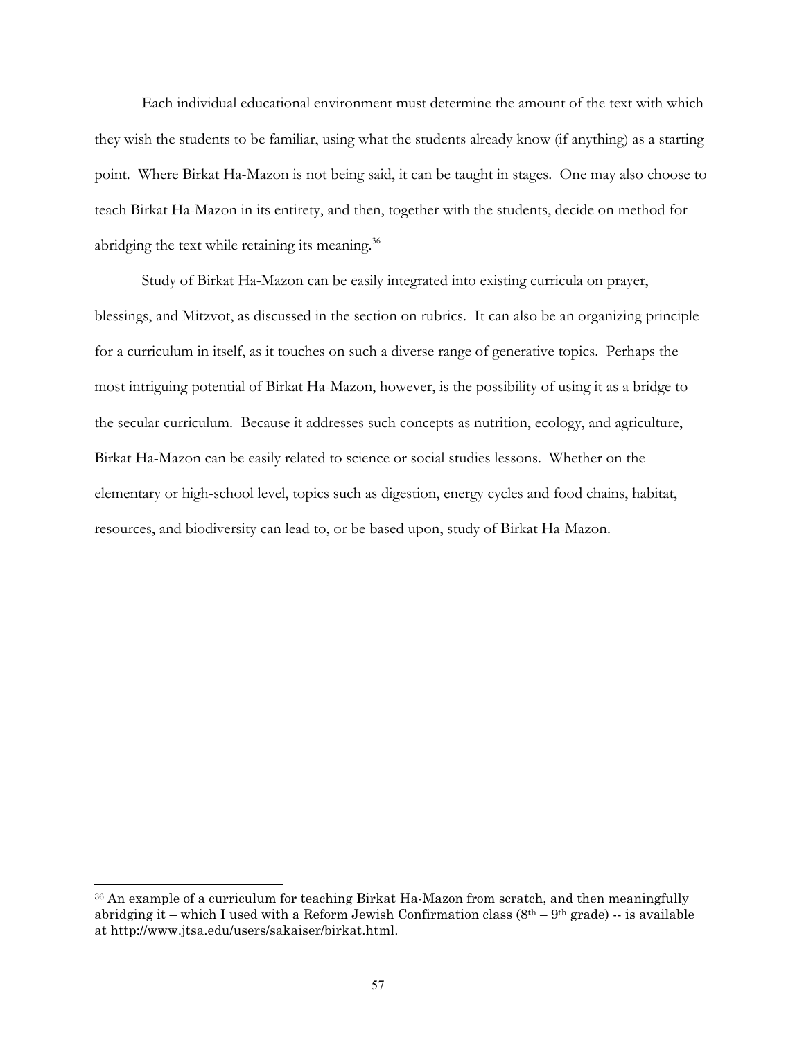Each individual educational environment must determine the amount of the text with which they wish the students to be familiar, using what the students already know (if anything) as a starting point. Where Birkat Ha-Mazon is not being said, it can be taught in stages. One may also choose to teach Birkat Ha-Mazon in its entirety, and then, together with the students, decide on method for abridging the text while retaining its meaning.[36]

Study of Birkat Ha-Mazon can be easily integrated into existing curricula on prayer, blessings, and Mitzvot, as discussed in the section on rubrics. It can also be an organizing principle for a curriculum in itself, as it touches on such a diverse range of generative topics. Perhaps the most intriguing potential of Birkat Ha-Mazon, however, is the possibility of using it as a bridge to the secular curriculum. Because it addresses such concepts as nutrition, ecology, and agriculture, Birkat Ha-Mazon can be easily related to science or social studies lessons. Whether on the elementary or high-school level, topics such as digestion, energy cycles and food chains, habitat, resources, and biodiversity can lead to, or be based upon, study of Birkat Ha-Mazon.

---

[36] An example of a curriculum for teaching Birkat Ha-Mazon from scratch, and then meaningfully abridging it – which I used with a Reform Jewish Confirmation class (8th – 9th grade) -- is available at http://www.jtsa.edu/users/sakaiser/birkat.html.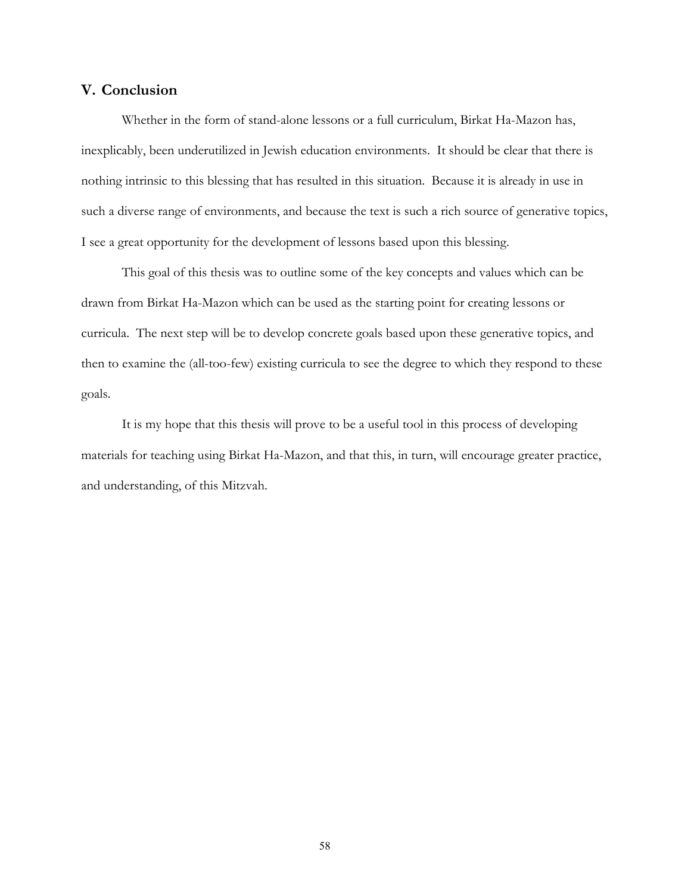## V. Conclusion

Whether in the form of stand-alone lessons or a full curriculum, Birkat Ha-Mazon has, inexplicably, been underutilized in Jewish education environments. It should be clear that there is nothing intrinsic to this blessing that has resulted in this situation. Because it is already in use in such a diverse range of environments, and because the text is such a rich source of generative topics, I see a great opportunity for the development of lessons based upon this blessing.

This goal of this thesis was to outline some of the key concepts and values which can be drawn from Birkat Ha-Mazon which can be used as the starting point for creating lessons or curricula. The next step will be to develop concrete goals based upon these generative topics, and then to examine the (all-too-few) existing curricula to see the degree to which they respond to these goals.

It is my hope that this thesis will prove to be a useful tool in this process of developing materials for teaching using Birkat Ha-Mazon, and that this, in turn, will encourage greater practice, and understanding, of this Mitzvah.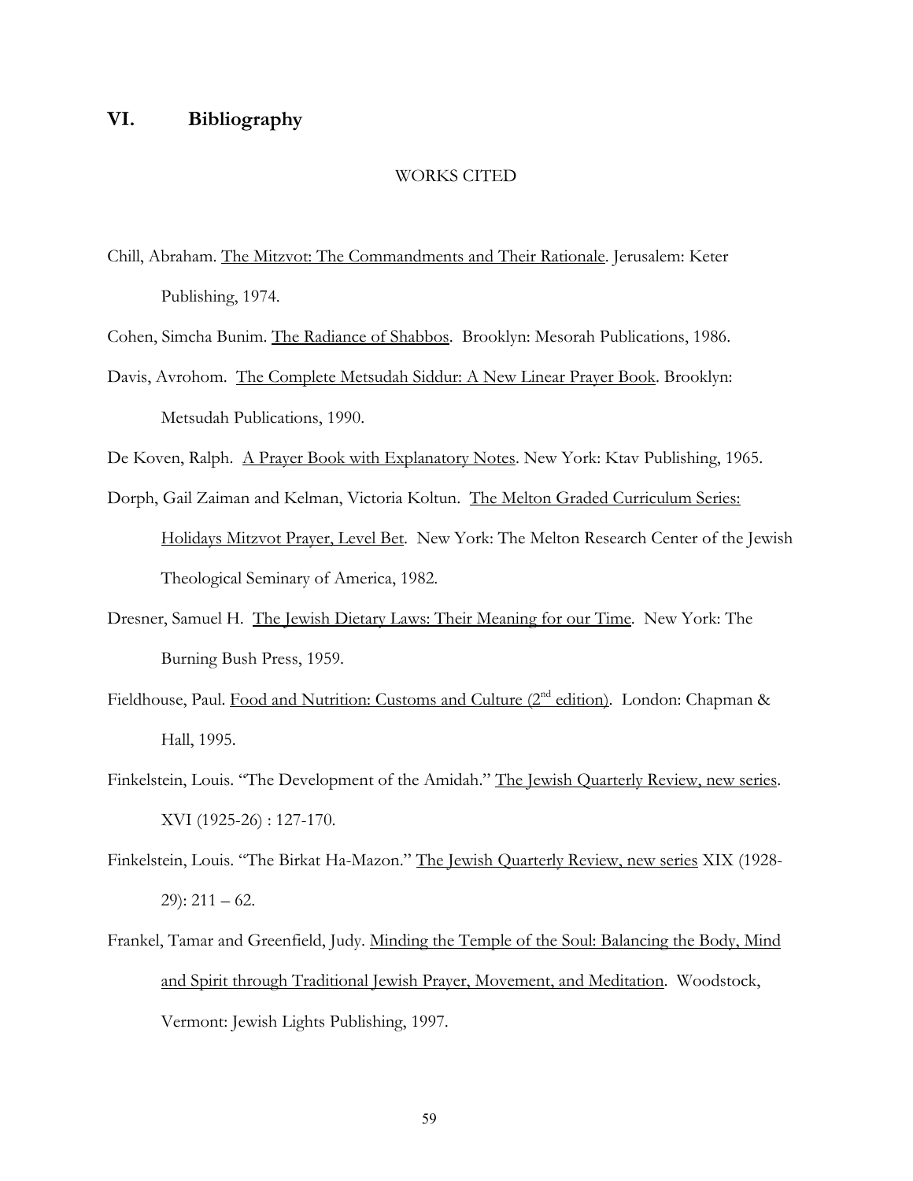## VI. Bibliography

WORKS CITED

Chill, Abraham. The Mitzvot: The Commandments and Their Rationale. Jerusalem: Keter Publishing, 1974.

Cohen, Simcha Bunim. The Radiance of Shabbos. Brooklyn: Mesorah Publications, 1986.

Davis, Avrohom. The Complete Metsudah Siddur: A New Linear Prayer Book. Brooklyn: Metsudah Publications, 1990.

De Koven, Ralph. A Prayer Book with Explanatory Notes. New York: Ktav Publishing, 1965.

Dorph, Gail Zaiman and Kelman, Victoria Koltun. The Melton Graded Curriculum Series: Holidays Mitzvot Prayer, Level Bet. New York: The Melton Research Center of the Jewish Theological Seminary of America, 1982.

Dresner, Samuel H. The Jewish Dietary Laws: Their Meaning for our Time. New York: The Burning Bush Press, 1959.

Fieldhouse, Paul. Food and Nutrition: Customs and Culture (2nd edition). London: Chapman & Hall, 1995.

Finkelstein, Louis. "The Development of the Amidah." The Jewish Quarterly Review, new series. XVI (1925-26) : 127-170.

Finkelstein, Louis. "The Birkat Ha-Mazon." The Jewish Quarterly Review, new series XIX (1928-29): 211 – 62.

Frankel, Tamar and Greenfield, Judy. Minding the Temple of the Soul: Balancing the Body, Mind and Spirit through Traditional Jewish Prayer, Movement, and Meditation. Woodstock, Vermont: Jewish Lights Publishing, 1997.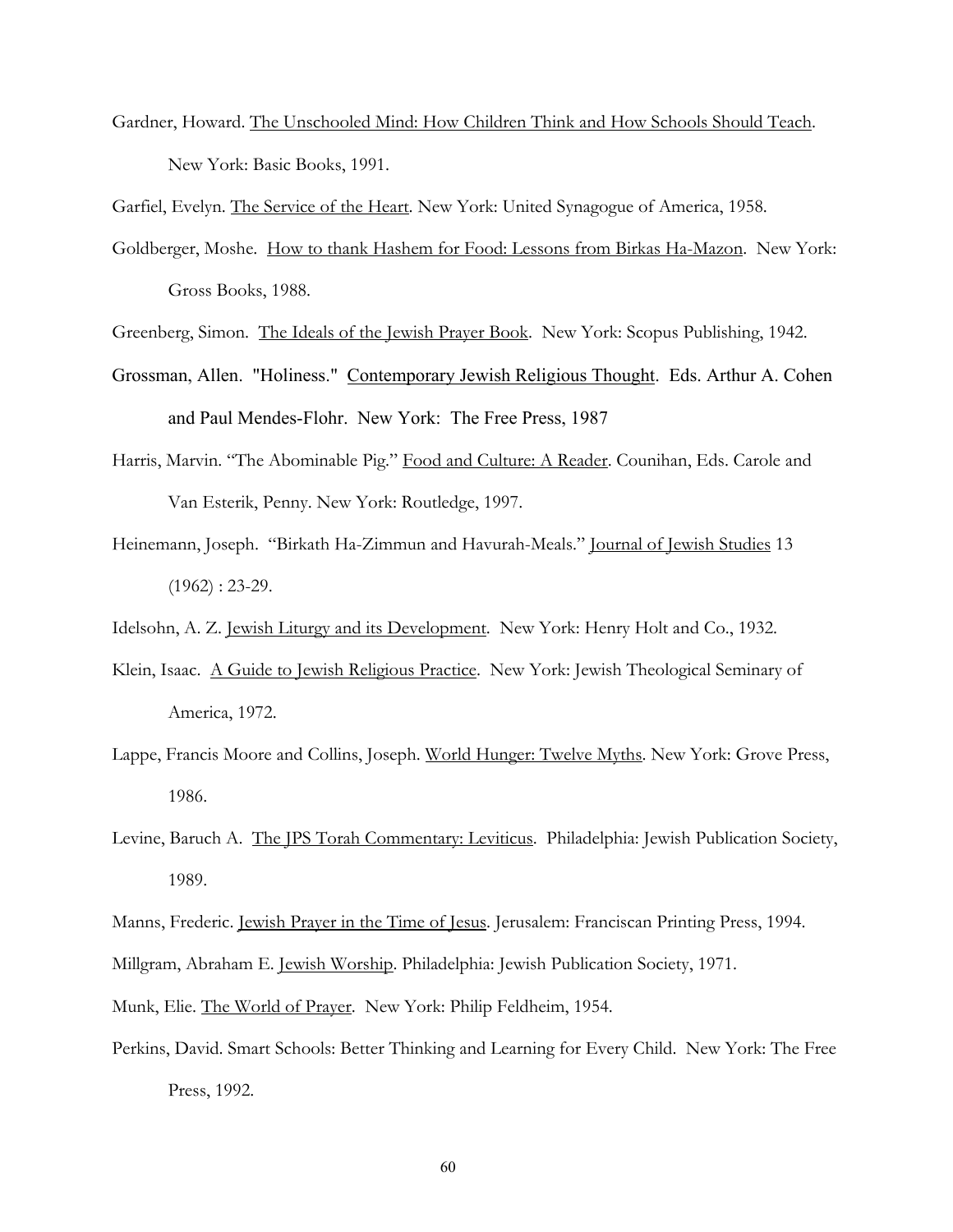Gardner, Howard. The Unschooled Mind: How Children Think and How Schools Should Teach. New York: Basic Books, 1991.

Garfiel, Evelyn. The Service of the Heart. New York: United Synagogue of America, 1958.

Goldberger, Moshe. How to thank Hashem for Food: Lessons from Birkas Ha-Mazon. New York: Gross Books, 1988.

Greenberg, Simon. The Ideals of the Jewish Prayer Book. New York: Scopus Publishing, 1942.

Grossman, Allen. "Holiness." Contemporary Jewish Religious Thought. Eds. Arthur A. Cohen and Paul Mendes-Flohr. New York: The Free Press, 1987

Harris, Marvin. "The Abominable Pig." Food and Culture: A Reader. Counihan, Eds. Carole and Van Esterik, Penny. New York: Routledge, 1997.

Heinemann, Joseph. "Birkath Ha-Zimmun and Havurah-Meals." Journal of Jewish Studies 13 (1962) : 23-29.

Idelsohn, A. Z. Jewish Liturgy and its Development. New York: Henry Holt and Co., 1932.

Klein, Isaac. A Guide to Jewish Religious Practice. New York: Jewish Theological Seminary of America, 1972.

Lappe, Francis Moore and Collins, Joseph. World Hunger: Twelve Myths. New York: Grove Press, 1986.

Levine, Baruch A. The JPS Torah Commentary: Leviticus. Philadelphia: Jewish Publication Society, 1989.

Manns, Frederic. Jewish Prayer in the Time of Jesus. Jerusalem: Franciscan Printing Press, 1994.

Millgram, Abraham E. Jewish Worship. Philadelphia: Jewish Publication Society, 1971.

Munk, Elie. The World of Prayer. New York: Philip Feldheim, 1954.

Perkins, David. Smart Schools: Better Thinking and Learning for Every Child. New York: The Free Press, 1992.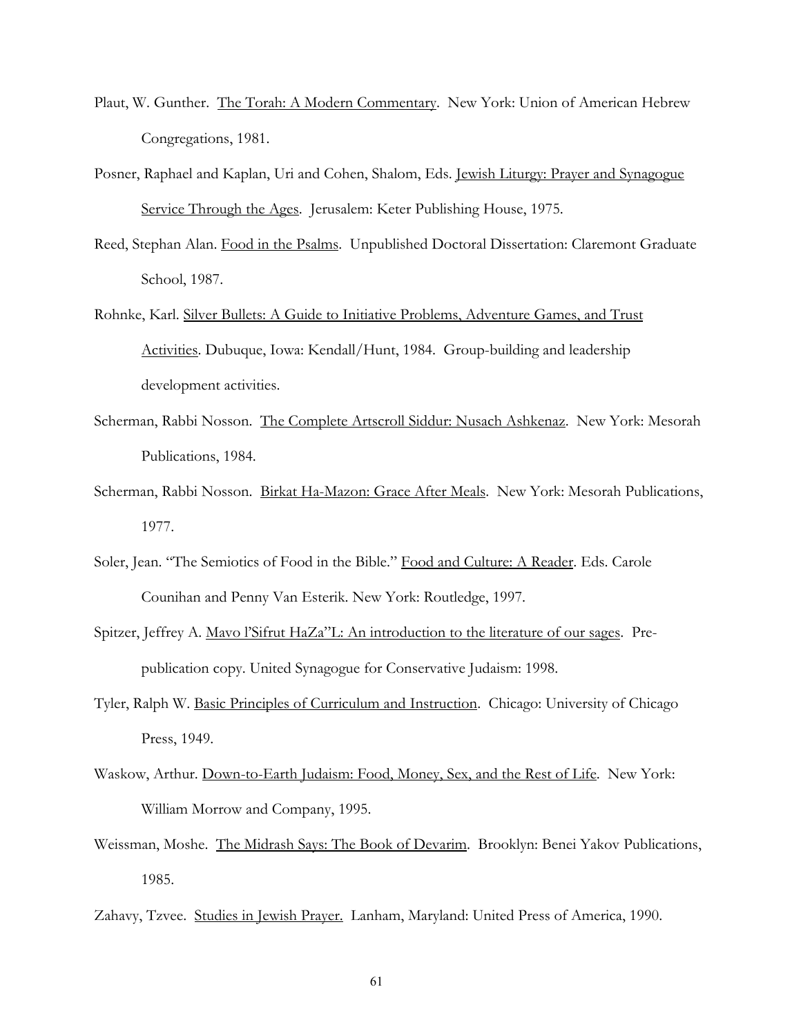Plaut, W. Gunther. The Torah: A Modern Commentary. New York: Union of American Hebrew Congregations, 1981.

Posner, Raphael and Kaplan, Uri and Cohen, Shalom, Eds. Jewish Liturgy: Prayer and Synagogue Service Through the Ages. Jerusalem: Keter Publishing House, 1975.

Reed, Stephan Alan. Food in the Psalms. Unpublished Doctoral Dissertation: Claremont Graduate School, 1987.

Rohnke, Karl. Silver Bullets: A Guide to Initiative Problems, Adventure Games, and Trust Activities. Dubuque, Iowa: Kendall/Hunt, 1984. Group-building and leadership development activities.

Scherman, Rabbi Nosson. The Complete Artscroll Siddur: Nusach Ashkenaz. New York: Mesorah Publications, 1984.

Scherman, Rabbi Nosson. Birkat Ha-Mazon: Grace After Meals. New York: Mesorah Publications, 1977.

Soler, Jean. "The Semiotics of Food in the Bible." Food and Culture: A Reader. Eds. Carole Counihan and Penny Van Esterik. New York: Routledge, 1997.

Spitzer, Jeffrey A. Mavo l'Sifrut HaZa"L: An introduction to the literature of our sages. Pre-publication copy. United Synagogue for Conservative Judaism: 1998.

Tyler, Ralph W. Basic Principles of Curriculum and Instruction. Chicago: University of Chicago Press, 1949.

Waskow, Arthur. Down-to-Earth Judaism: Food, Money, Sex, and the Rest of Life. New York: William Morrow and Company, 1995.

Weissman, Moshe. The Midrash Says: The Book of Devarim. Brooklyn: Benei Yakov Publications, 1985.

Zahavy, Tzvee. Studies in Jewish Prayer. Lanham, Maryland: United Press of America, 1990.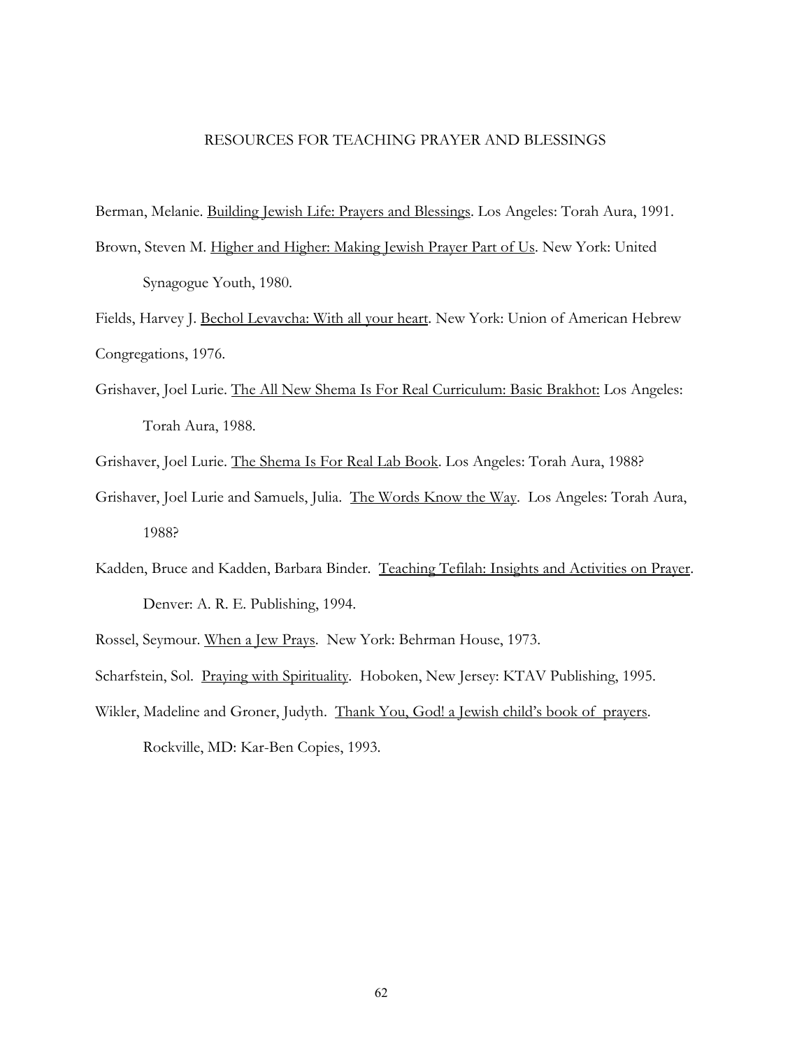# RESOURCES FOR TEACHING PRAYER AND BLESSINGS

Berman, Melanie. Building Jewish Life: Prayers and Blessings. Los Angeles: Torah Aura, 1991.

Brown, Steven M. Higher and Higher: Making Jewish Prayer Part of Us. New York: United Synagogue Youth, 1980.

Fields, Harvey J. Bechol Levavcha: With all your heart. New York: Union of American Hebrew Congregations, 1976.

Grishaver, Joel Lurie. The All New Shema Is For Real Curriculum: Basic Brakhot: Los Angeles: Torah Aura, 1988.

Grishaver, Joel Lurie. The Shema Is For Real Lab Book. Los Angeles: Torah Aura, 1988?

Grishaver, Joel Lurie and Samuels, Julia. The Words Know the Way. Los Angeles: Torah Aura, 1988?

Kadden, Bruce and Kadden, Barbara Binder. Teaching Tefilah: Insights and Activities on Prayer. Denver: A. R. E. Publishing, 1994.

Rossel, Seymour. When a Jew Prays. New York: Behrman House, 1973.

Scharfstein, Sol. Praying with Spirituality. Hoboken, New Jersey: KTAV Publishing, 1995.

Wikler, Madeline and Groner, Judyth. Thank You, God! a Jewish child's book of prayers. Rockville, MD: Kar-Ben Copies, 1993.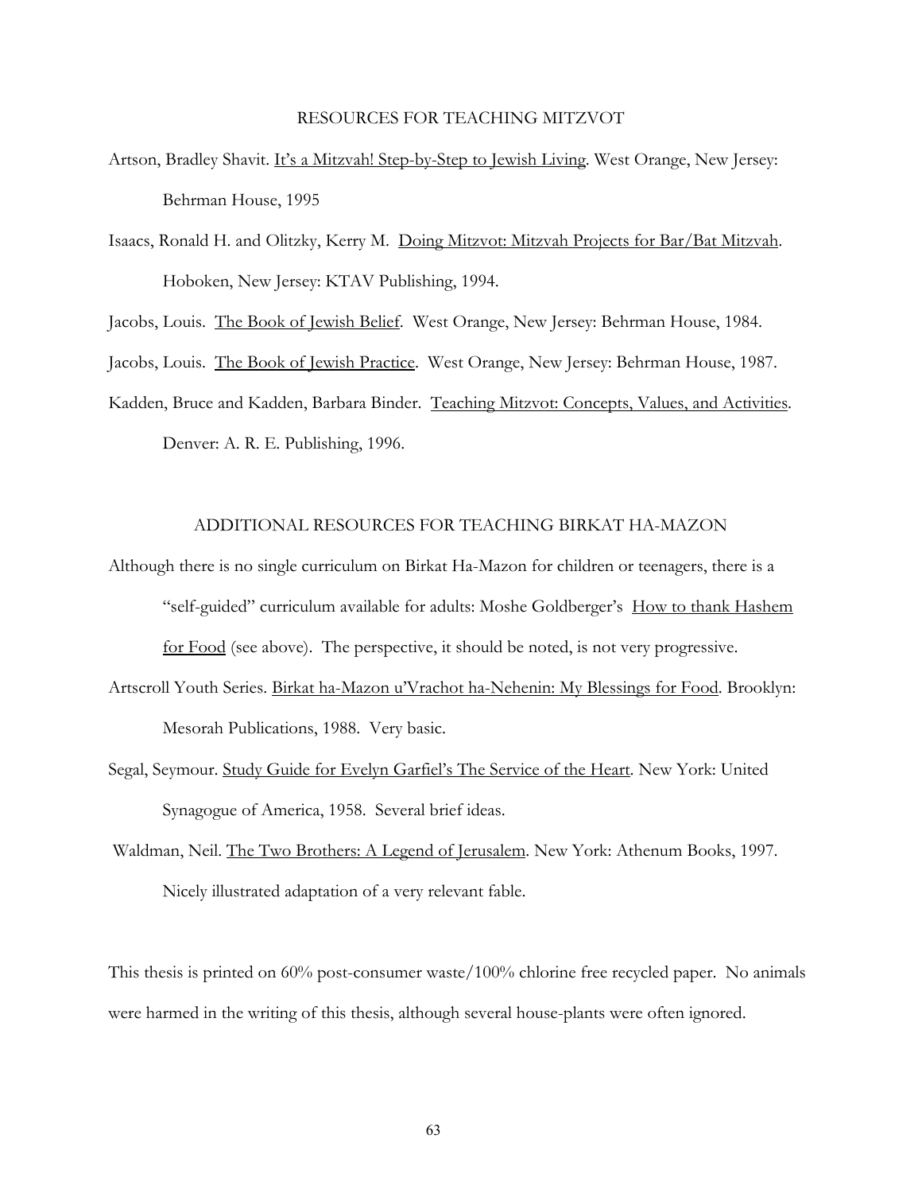## RESOURCES FOR TEACHING MITZVOT

Artson, Bradley Shavit. It's a Mitzvah! Step-by-Step to Jewish Living. West Orange, New Jersey: Behrman House, 1995

Isaacs, Ronald H. and Olitzky, Kerry M. Doing Mitzvot: Mitzvah Projects for Bar/Bat Mitzvah. Hoboken, New Jersey: KTAV Publishing, 1994.

Jacobs, Louis. The Book of Jewish Belief. West Orange, New Jersey: Behrman House, 1984.

Jacobs, Louis. The Book of Jewish Practice. West Orange, New Jersey: Behrman House, 1987.

Kadden, Bruce and Kadden, Barbara Binder. Teaching Mitzvot: Concepts, Values, and Activities. Denver: A. R. E. Publishing, 1996.

## ADDITIONAL RESOURCES FOR TEACHING BIRKAT HA-MAZON

Although there is no single curriculum on Birkat Ha-Mazon for children or teenagers, there is a "self-guided" curriculum available for adults: Moshe Goldberger's How to thank Hashem for Food (see above). The perspective, it should be noted, is not very progressive.

Artscroll Youth Series. Birkat ha-Mazon u'Vrachot ha-Nehenin: My Blessings for Food. Brooklyn: Mesorah Publications, 1988. Very basic.

Segal, Seymour. Study Guide for Evelyn Garfiel's The Service of the Heart. New York: United Synagogue of America, 1958. Several brief ideas.

Waldman, Neil. The Two Brothers: A Legend of Jerusalem. New York: Athenum Books, 1997. Nicely illustrated adaptation of a very relevant fable.

This thesis is printed on 60% post-consumer waste/100% chlorine free recycled paper. No animals were harmed in the writing of this thesis, although several house-plants were often ignored.